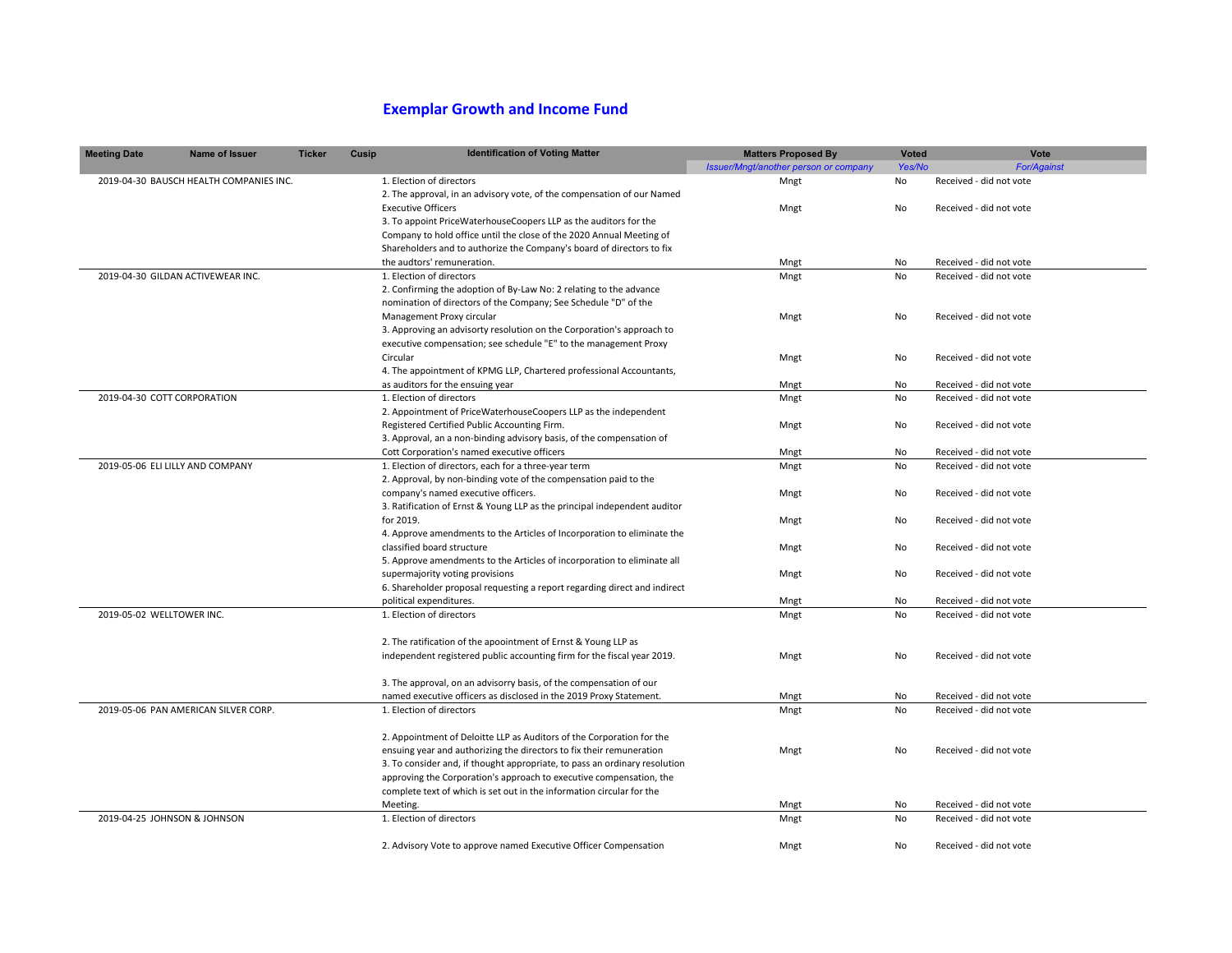# Exemplar Growth and Income Fund

| Meeting Date | Name of Issuer | Ticker | Cusip | Identification of Voting Matter | Matters Proposed By | Voted | Vote |
|---|---|---|---|---|---|---|---|
| | | | | | *Issuer/Mngt/another person or company* | *Yes/No* | *For/Against* |
| 2019-04-30 | BAUSCH HEALTH COMPANIES INC. | | | 1. Election of directors | Mngt | No | Received - did not vote |
| | | | | 2. The approval, in an advisory vote, of the compensation of our Named Executive Officers | Mngt | No | Received - did not vote |
| | | | | 3. To appoint PriceWaterhouseCoopers LLP as the auditors for the Company to hold office until the close of the 2020 Annual Meeting of Shareholders and to authorize the Company's board of directors to fix the audtors' remuneration. | Mngt | No | Received - did not vote |
| 2019-04-30 | GILDAN ACTIVEWEAR INC. | | | 1. Election of directors | Mngt | No | Received - did not vote |
| | | | | 2. Confirming the adoption of By-Law No: 2 relating to the advance nomination of directors of the Company; See Schedule "D" of the Management Proxy circular | Mngt | No | Received - did not vote |
| | | | | 3. Approving an advisorty resolution on the Corporation's approach to executive compensation; see schedule "E" to the management Proxy Circular | Mngt | No | Received - did not vote |
| | | | | 4. The appointment of KPMG LLP, Chartered professional Accountants, as auditors for the ensuing year | Mngt | No | Received - did not vote |
| 2019-04-30 | COTT CORPORATION | | | 1. Election of directors | Mngt | No | Received - did not vote |
| | | | | 2. Appointment of PriceWaterhouseCoopers LLP as the independent Registered Certified Public Accounting Firm. | Mngt | No | Received - did not vote |
| | | | | 3. Approval, an a non-binding advisory basis, of the compensation of Cott Corporation's named executive officers | Mngt | No | Received - did not vote |
| 2019-05-06 | ELI LILLY AND COMPANY | | | 1. Election of directors, each for a three-year term | Mngt | No | Received - did not vote |
| | | | | 2. Approval, by non-binding vote of the compensation paid to the company's named executive officers. | Mngt | No | Received - did not vote |
| | | | | 3. Ratification of Ernst & Young LLP as the principal independent auditor for 2019. | Mngt | No | Received - did not vote |
| | | | | 4. Approve amendments to the Articles of Incorporation to eliminate the classified board structure | Mngt | No | Received - did not vote |
| | | | | 5. Approve amendments to the Articles of incorporation to eliminate all supermajority voting provisions | Mngt | No | Received - did not vote |
| | | | | 6. Shareholder proposal requesting a report regarding direct and indirect political expenditures. | Mngt | No | Received - did not vote |
| 2019-05-02 | WELLTOWER INC. | | | 1. Election of directors | Mngt | No | Received - did not vote |
| | | | | 2. The ratification of the apoointment of Ernst & Young LLP as independent registered public accounting firm for the fiscal year 2019. | Mngt | No | Received - did not vote |
| | | | | 3. The approval, on an advisorry basis, of the compensation of our named executive officers as disclosed in the 2019 Proxy Statement. | Mngt | No | Received - did not vote |
| 2019-05-06 | PAN AMERICAN SILVER CORP. | | | 1. Election of directors | Mngt | No | Received - did not vote |
| | | | | 2. Appointment of Deloitte LLP as Auditors of the Corporation for the ensuing year and authorizing the directors to fix their remuneration | Mngt | No | Received - did not vote |
| | | | | 3. To consider and, if thought appropriate, to pass an ordinary resolution approving the Corporation's approach to executive compensation, the complete text of which is set out in the information circular for the Meeting. | Mngt | No | Received - did not vote |
| 2019-04-25 | JOHNSON & JOHNSON | | | 1. Election of directors | Mngt | No | Received - did not vote |
| | | | | 2. Advisory Vote to approve named Executive Officer Compensation | Mngt | No | Received - did not vote |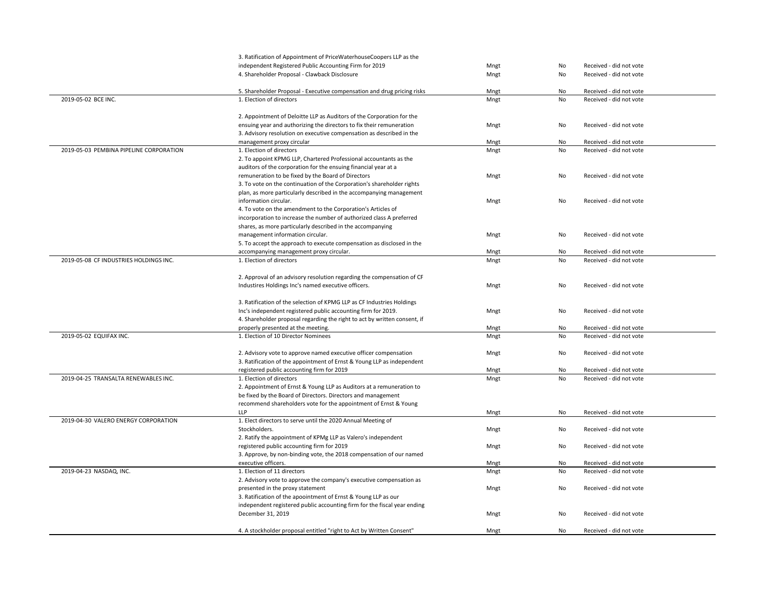| | | | | |
|---|---|---|---|---|
| | 3. Ratification of Appointment of PriceWaterhouseCoopers LLP as the independent Registered Public Accounting Firm for 2019 | Mngt | No | Received - did not vote |
| | 4. Shareholder Proposal - Clawback Disclosure | Mngt | No | Received - did not vote |
| | 5. Shareholder Proposal - Executive compensation and drug pricing risks | Mngt | No | Received - did not vote |
| 2019-05-02 BCE INC. | 1. Election of directors | Mngt | No | Received - did not vote |
| | 2. Appointment of Deloitte LLP as Auditors of the Corporation for the ensuing year and authorizing the directors to fix their remuneration | Mngt | No | Received - did not vote |
| | 3. Advisory resolution on executive compensation as described in the management proxy circular | Mngt | No | Received - did not vote |
| 2019-05-03 PEMBINA PIPELINE CORPORATION | 1. Election of directors | Mngt | No | Received - did not vote |
| | 2. To appoint KPMG LLP, Chartered Professional accountants as the auditors of the corporation for the ensuing financial year at a remuneration to be fixed by the Board of Directors | Mngt | No | Received - did not vote |
| | 3. To vote on the continuation of the Corporation's shareholder rights plan, as more particularly described in the accompanying management information circular. | Mngt | No | Received - did not vote |
| | 4. To vote on the amendment to the Corporation's Articles of incorporation to increase the number of authorized class A preferred shares, as more particularly described in the accompanying management information circular. | Mngt | No | Received - did not vote |
| | 5. To accept the approach to execute compensation as disclosed in the accompanying management proxy circular. | Mngt | No | Received - did not vote |
| 2019-05-08 CF INDUSTRIES HOLDINGS INC. | 1. Election of directors | Mngt | No | Received - did not vote |
| | 2. Approval of an advisory resolution regarding the compensation of CF Industires Holdings Inc's named executive officers. | Mngt | No | Received - did not vote |
| | 3. Ratification of the selection of KPMG LLP as CF Industries Holdings Inc's independent registered public accounting firm for 2019. | Mngt | No | Received - did not vote |
| | 4. Shareholder proposal regarding the right to act by written consent, if properly presented at the meeting. | Mngt | No | Received - did not vote |
| 2019-05-02 EQUIFAX INC. | 1. Election of 10 Director Nominees | Mngt | No | Received - did not vote |
| | 2. Advisory vote to approve named executive officer compensation | Mngt | No | Received - did not vote |
| | 3. Ratification of the appointment of Ernst & Young LLP as independent registered public accounting firm for 2019 | Mngt | No | Received - did not vote |
| 2019-04-25 TRANSALTA RENEWABLES INC. | 1. Election of directors | Mngt | No | Received - did not vote |
| | 2. Appointment of Ernst & Young LLP as Auditors at a remuneration to be fixed by the Board of Directors. Directors and management recommend shareholders vote for the appointment of Ernst & Young LLP | Mngt | No | Received - did not vote |
| 2019-04-30 VALERO ENERGY CORPORATION | 1. Elect directors to serve until the 2020 Annual Meeting of Stockholders. | Mngt | No | Received - did not vote |
| | 2. Ratify the appointment of KPMg LLP as Valero's independent registered public accounting firm for 2019 | Mngt | No | Received - did not vote |
| | 3. Approve, by non-binding vote, the 2018 compensation of our named executive officers. | Mngt | No | Received - did not vote |
| 2019-04-23 NASDAQ, INC. | 1. Election of 11 directors | Mngt | No | Received - did not vote |
| | 2. Advisory vote to approve the company's executive compensation as presented in the proxy statement | Mngt | No | Received - did not vote |
| | 3. Ratification of the apoointment of Ernst & Young LLP as our independent registered public accounting firm for the fiscal year ending December 31, 2019 | Mngt | No | Received - did not vote |
| | 4. A stockholder proposal entitled "right to Act by Written Consent" | Mngt | No | Received - did not vote |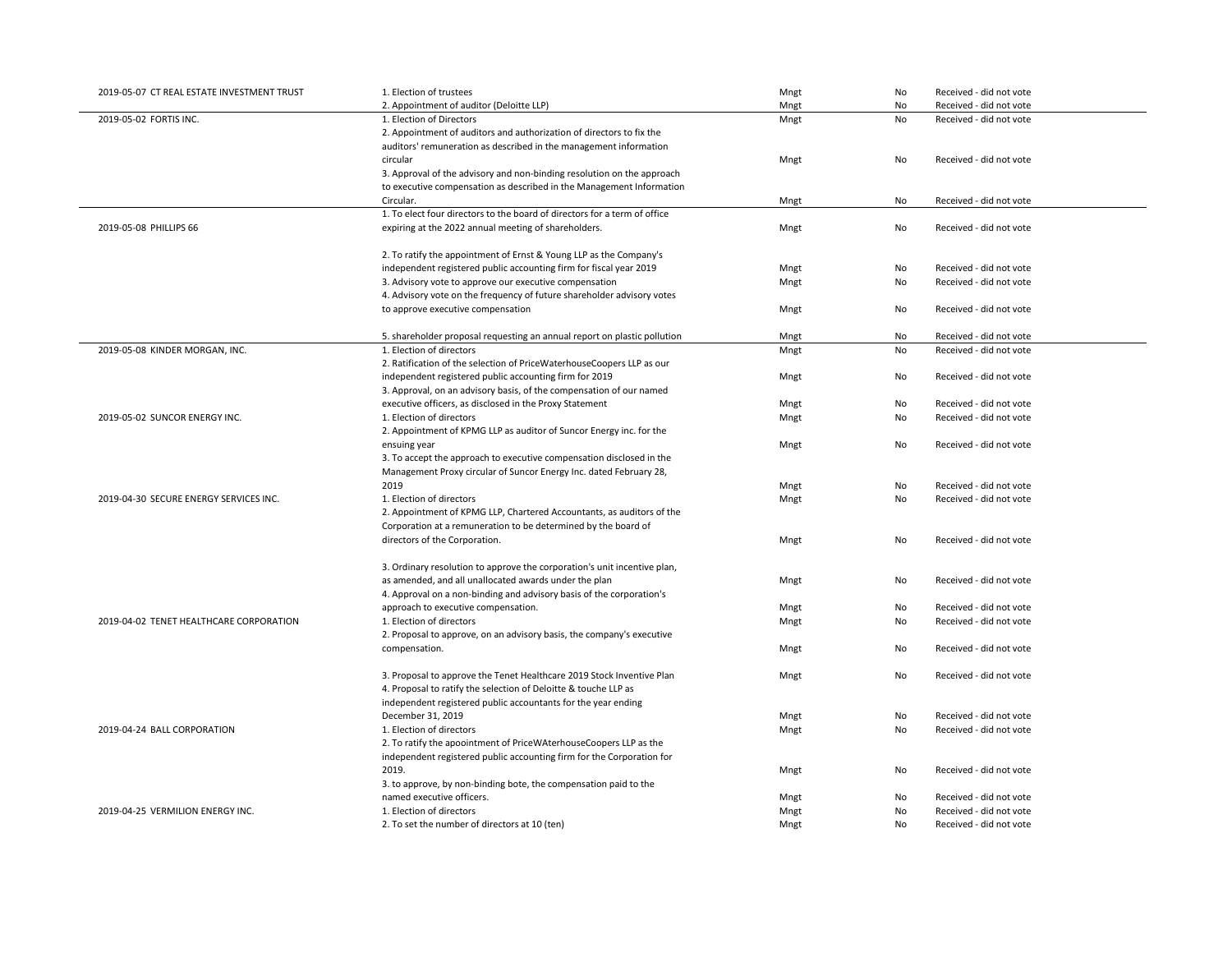| | | | | |
|---|---|---|---|---|
| 2019-05-07 CT REAL ESTATE INVESTMENT TRUST | 1. Election of trustees | Mngt | No | Received - did not vote |
| | 2. Appointment of auditor (Deloitte LLP) | Mngt | No | Received - did not vote |
| 2019-05-02 FORTIS INC. | 1. Election of Directors | Mngt | No | Received - did not vote |
| | 2. Appointment of auditors and authorization of directors to fix the auditors' remuneration as described in the management information circular | Mngt | No | Received - did not vote |
| | 3. Approval of the advisory and non-binding resolution on the approach to executive compensation as described in the Management Information Circular. | Mngt | No | Received - did not vote |
| 2019-05-08 PHILLIPS 66 | 1. To elect four directors to the board of directors for a term of office expiring at the 2022 annual meeting of shareholders. | Mngt | No | Received - did not vote |
| | 2. To ratify the appointment of Ernst & Young LLP as the Company's independent registered public accounting firm for fiscal year 2019 | Mngt | No | Received - did not vote |
| | 3. Advisory vote to approve our executive compensation | Mngt | No | Received - did not vote |
| | 4. Advisory vote on the frequency of future shareholder advisory votes to approve executive compensation | Mngt | No | Received - did not vote |
| | 5. shareholder proposal requesting an annual report on plastic pollution | Mngt | No | Received - did not vote |
| 2019-05-08 KINDER MORGAN, INC. | 1. Election of directors | Mngt | No | Received - did not vote |
| | 2. Ratification of the selection of PriceWaterhouseCoopers LLP as our independent registered public accounting firm for 2019 | Mngt | No | Received - did not vote |
| | 3. Approval, on an advisory basis, of the compensation of our named executive officers, as disclosed in the Proxy Statement | Mngt | No | Received - did not vote |
| 2019-05-02 SUNCOR ENERGY INC. | 1. Election of directors | Mngt | No | Received - did not vote |
| | 2. Appointment of KPMG LLP as auditor of Suncor Energy inc. for the ensuing year | Mngt | No | Received - did not vote |
| | 3. To accept the approach to executive compensation disclosed in the Management Proxy circular of Suncor Energy Inc. dated February 28, 2019 | Mngt | No | Received - did not vote |
| 2019-04-30 SECURE ENERGY SERVICES INC. | 1. Election of directors | Mngt | No | Received - did not vote |
| | 2. Appointment of KPMG LLP, Chartered Accountants, as auditors of the Corporation at a remuneration to be determined by the board of directors of the Corporation. | Mngt | No | Received - did not vote |
| | 3. Ordinary resolution to approve the corporation's unit incentive plan, as amended, and all unallocated awards under the plan | Mngt | No | Received - did not vote |
| | 4. Approval on a non-binding and advisory basis of the corporation's approach to executive compensation. | Mngt | No | Received - did not vote |
| 2019-04-02 TENET HEALTHCARE CORPORATION | 1. Election of directors | Mngt | No | Received - did not vote |
| | 2. Proposal to approve, on an advisory basis, the company's executive compensation. | Mngt | No | Received - did not vote |
| | 3. Proposal to approve the Tenet Healthcare 2019 Stock Inventive Plan | Mngt | No | Received - did not vote |
| | 4. Proposal to ratify the selection of Deloitte & touche LLP as independent registered public accountants for the year ending December 31, 2019 | Mngt | No | Received - did not vote |
| 2019-04-24 BALL CORPORATION | 1. Election of directors | Mngt | No | Received - did not vote |
| | 2. To ratify the apoointment of PriceWAterhouseCoopers LLP as the independent registered public accounting firm for the Corporation for 2019. | Mngt | No | Received - did not vote |
| | 3. to approve, by non-binding bote, the compensation paid to the named executive officers. | Mngt | No | Received - did not vote |
| 2019-04-25 VERMILION ENERGY INC. | 1. Election of directors | Mngt | No | Received - did not vote |
| | 2. To set the number of directors at 10 (ten) | Mngt | No | Received - did not vote |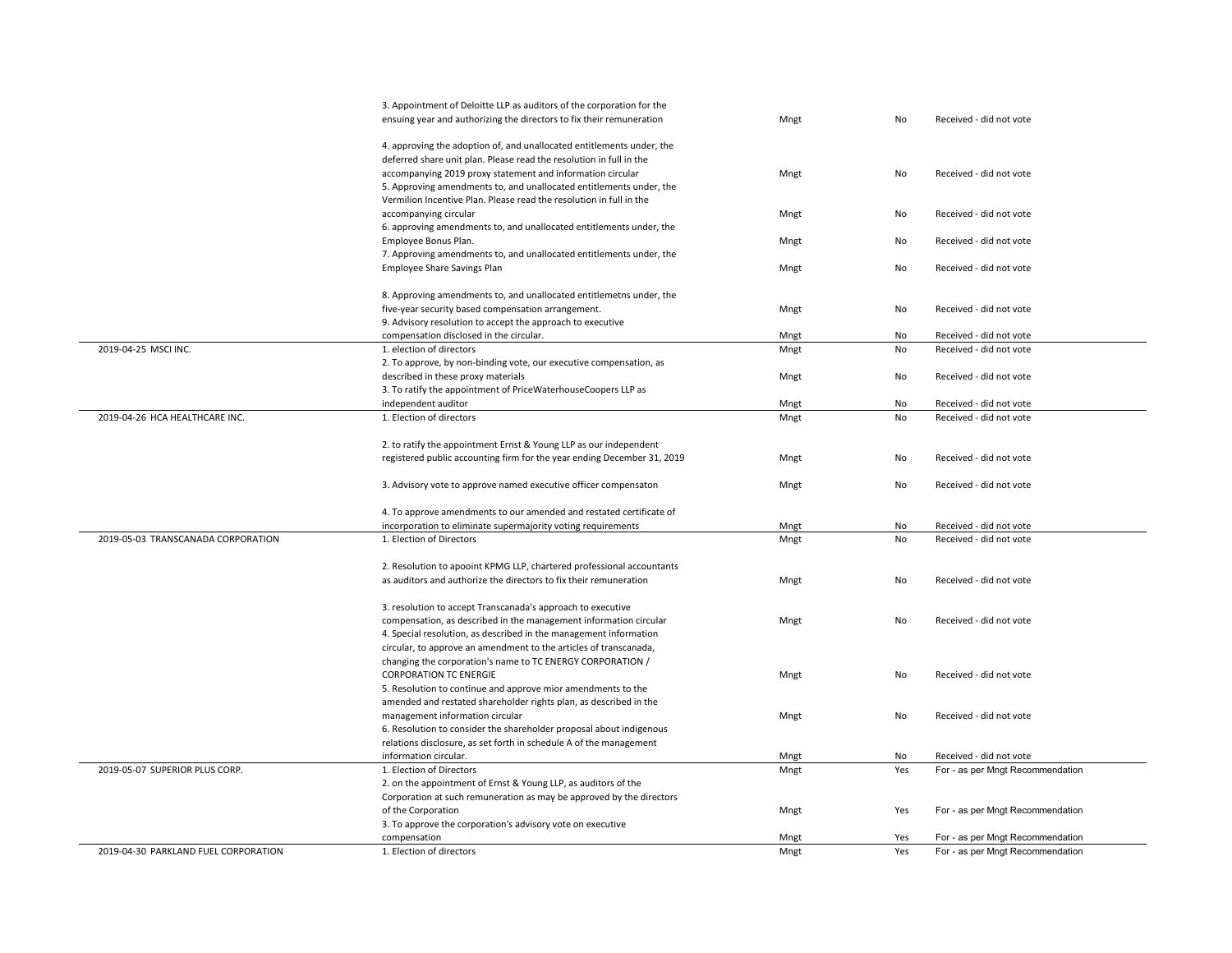| | | | | |
|---|---|---|---|---|
| | 3. Appointment of Deloitte LLP as auditors of the corporation for the ensuing year and authorizing the directors to fix their remuneration | Mngt | No | Received - did not vote |
| | 4. approving the adoption of, and unallocated entitlements under, the deferred share unit plan. Please read the resolution in full in the accompanying 2019 proxy statement and information circular | Mngt | No | Received - did not vote |
| | 5. Approving amendments to, and unallocated entitlements under, the Vermilion Incentive Plan. Please read the resolution in full in the accompanying circular | Mngt | No | Received - did not vote |
| | 6. approving amendments to, and unallocated entitlements under, the Employee Bonus Plan. | Mngt | No | Received - did not vote |
| | 7. Approving amendments to, and unallocated entitlements under, the Employee Share Savings Plan | Mngt | No | Received - did not vote |
| | 8. Approving amendments to, and unallocated entitlemetns under, the five-year security based compensation arrangement. | Mngt | No | Received - did not vote |
| | 9. Advisory resolution to accept the approach to executive compensation disclosed in the circular. | Mngt | No | Received - did not vote |
| 2019-04-25 MSCI INC. | 1. election of directors | Mngt | No | Received - did not vote |
| | 2. To approve, by non-binding vote, our executive compensation, as described in these proxy materials | Mngt | No | Received - did not vote |
| | 3. To ratify the appointment of PriceWaterhouseCoopers LLP as independent auditor | Mngt | No | Received - did not vote |
| 2019-04-26 HCA HEALTHCARE INC. | 1. Election of directors | Mngt | No | Received - did not vote |
| | 2. to ratify the appointment Ernst & Young LLP as our independent registered public accounting firm for the year ending December 31, 2019 | Mngt | No | Received - did not vote |
| | 3. Advisory vote to approve named executive officer compensaton | Mngt | No | Received - did not vote |
| | 4. To approve amendments to our amended and restated certificate of incorporation to eliminate supermajority voting requirements | Mngt | No | Received - did not vote |
| 2019-05-03 TRANSCANADA CORPORATION | 1. Election of Directors | Mngt | No | Received - did not vote |
| | 2. Resolution to apooint KPMG LLP, chartered professional accountants as auditors and authorize the directors to fix their remuneration | Mngt | No | Received - did not vote |
| | 3. resolution to accept Transcanada's approach to executive compensation, as described in the management information circular | Mngt | No | Received - did not vote |
| | 4. Special resolution, as described in the management information circular, to approve an amendment to the articles of transcanada, changing the corporation's name to TC ENERGY CORPORATION / CORPORATION TC ENERGIE | Mngt | No | Received - did not vote |
| | 5. Resolution to continue and approve mior amendments to the amended and restated shareholder rights plan, as described in the management information circular | Mngt | No | Received - did not vote |
| | 6. Resolution to consider the shareholder proposal about indigenous relations disclosure, as set forth in schedule A of the management information circular. | Mngt | No | Received - did not vote |
| 2019-05-07 SUPERIOR PLUS CORP. | 1. Election of Directors | Mngt | Yes | For - as per Mngt Recommendation |
| | 2. on the appointment of Ernst & Young LLP, as auditors of the Corporation at such remuneration as may be approved by the directors of the Corporation | Mngt | Yes | For - as per Mngt Recommendation |
| | 3. To approve the corporation's advisory vote on executive compensation | Mngt | Yes | For - as per Mngt Recommendation |
| 2019-04-30 PARKLAND FUEL CORPORATION | 1. Election of directors | Mngt | Yes | For - as per Mngt Recommendation |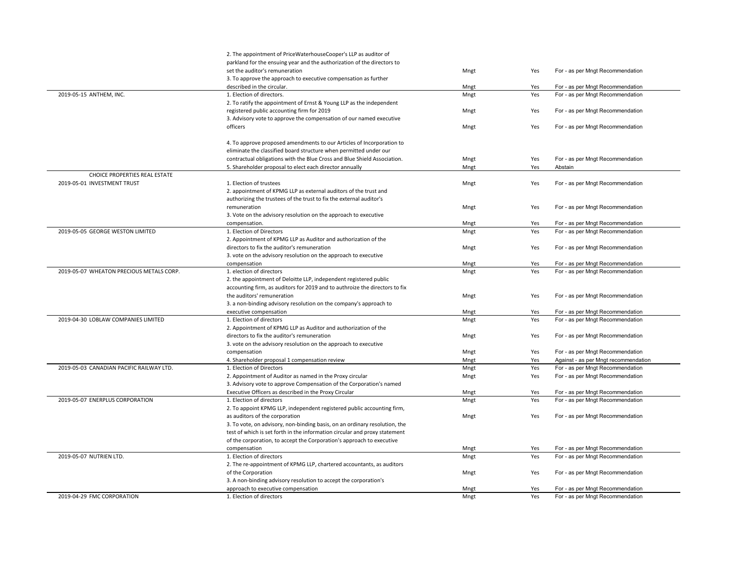| | | | | |
|---|---|---|---|---|
| | 2. The appointment of PriceWaterhouseCooper's LLP as auditor of parkland for the ensuing year and the authorization of the directors to set the auditor's remuneration | Mngt | Yes | For - as per Mngt Recommendation |
| | 3. To approve the approach to executive compensation as further described in the circular. | Mngt | Yes | For - as per Mngt Recommendation |
| 2019-05-15 ANTHEM, INC. | 1. Election of directors. | Mngt | Yes | For - as per Mngt Recommendation |
| | 2. To ratify the appointment of Ernst & Young LLP as the independent registered public accounting firm for 2019 | Mngt | Yes | For - as per Mngt Recommendation |
| | 3. Advisory vote to approve the compensation of our named executive officers | Mngt | Yes | For - as per Mngt Recommendation |
| | 4. To approve proposed amendments to our Articles of Incorporation to eliminate the classified board structure when permitted under our contractual obligations with the Blue Cross and Blue Shield Association. | Mngt | Yes | For - as per Mngt Recommendation |
| | 5. Shareholder proposal to elect each director annually | Mngt | Yes | Abstain |
| 2019-05-01 CHOICE PROPERTIES REAL ESTATE INVESTMENT TRUST | 1. Election of trustees | Mngt | Yes | For - as per Mngt Recommendation |
| | 2. appointment of KPMG LLP as external auditors of the trust and authorizing the trustees of the trust to fix the external auditor's remuneration | Mngt | Yes | For - as per Mngt Recommendation |
| | 3. Vote on the advisory resolution on the approach to executive compensation. | Mngt | Yes | For - as per Mngt Recommendation |
| 2019-05-05 GEORGE WESTON LIMITED | 1. Election of Directors | Mngt | Yes | For - as per Mngt Recommendation |
| | 2. Appointment of KPMG LLP as Auditor and authorization of the directors to fix the auditor's remuneration | Mngt | Yes | For - as per Mngt Recommendation |
| | 3. vote on the advisory resolution on the approach to executive compensation | Mngt | Yes | For - as per Mngt Recommendation |
| 2019-05-07 WHEATON PRECIOUS METALS CORP. | 1. election of directors | Mngt | Yes | For - as per Mngt Recommendation |
| | 2. the appointment of Deloitte LLP, independent registered public accounting firm, as auditors for 2019 and to authroize the directors to fix the auditors' remuneration | Mngt | Yes | For - as per Mngt Recommendation |
| | 3. a non-binding advisory resolution on the company's approach to executive compensation | Mngt | Yes | For - as per Mngt Recommendation |
| 2019-04-30 LOBLAW COMPANIES LIMITED | 1. Election of directors | Mngt | Yes | For - as per Mngt Recommendation |
| | 2. Appointment of KPMG LLP as Auditor and authorization of the directors to fix the auditor's remuneration | Mngt | Yes | For - as per Mngt Recommendation |
| | 3. vote on the advisory resolution on the approach to executive compensation | Mngt | Yes | For - as per Mngt Recommendation |
| | 4. Shareholder proposal 1 compensation review | Mngt | Yes | Against - as per Mngt recommendation |
| 2019-05-03 CANADIAN PACIFIC RAILWAY LTD. | 1. Election of Directors | Mngt | Yes | For - as per Mngt Recommendation |
| | 2. Appointment of Auditor as named in the Proxy circular | Mngt | Yes | For - as per Mngt Recommendation |
| | 3. Advisory vote to approve Compensation of the Corporation's named Executive Officers as described in the Proxy Circular | Mngt | Yes | For - as per Mngt Recommendation |
| 2019-05-07 ENERPLUS CORPORATION | 1. Election of directors | Mngt | Yes | For - as per Mngt Recommendation |
| | 2. To appoint KPMG LLP, independent registered public accounting firm, as auditors of the corporation | Mngt | Yes | For - as per Mngt Recommendation |
| | 3. To vote, on advisory, non-binding basis, on an ordinary resolution, the test of which is set forth in the information circular and proxy statement of the corporation, to accept the Corporation's approach to executive compensation | Mngt | Yes | For - as per Mngt Recommendation |
| 2019-05-07 NUTRIEN LTD. | 1. Election of directors | Mngt | Yes | For - as per Mngt Recommendation |
| | 2. The re-appointment of KPMG LLP, chartered accountants, as auditors of the Corporation | Mngt | Yes | For - as per Mngt Recommendation |
| | 3. A non-binding advisory resolution to accept the corporation's approach to executive compensation | Mngt | Yes | For - as per Mngt Recommendation |
| 2019-04-29 FMC CORPORATION | 1. Election of directors | Mngt | Yes | For - as per Mngt Recommendation |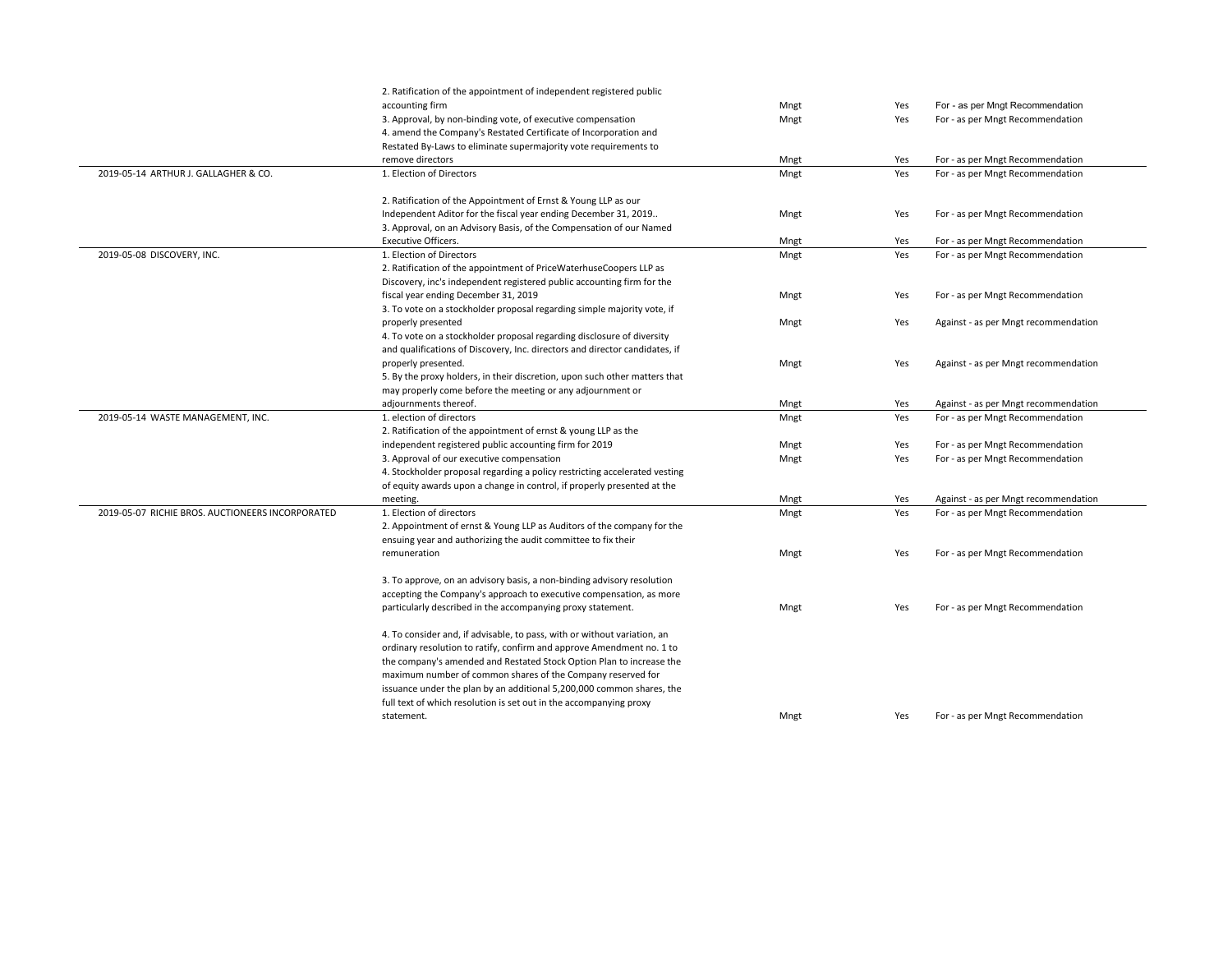| | | | | |
|---|---|---|---|---|
| | 2. Ratification of the appointment of independent registered public accounting firm | Mngt | Yes | For - as per Mngt Recommendation |
| | 3. Approval, by non-binding vote, of executive compensation | Mngt | Yes | For - as per Mngt Recommendation |
| | 4. amend the Company's Restated Certificate of Incorporation and Restated By-Laws to eliminate supermajority vote requirements to remove directors | Mngt | Yes | For - as per Mngt Recommendation |
| 2019-05-14 ARTHUR J. GALLAGHER & CO. | 1. Election of Directors | Mngt | Yes | For - as per Mngt Recommendation |
| | 2. Ratification of the Appointment of Ernst & Young LLP as our Independent Aditor for the fiscal year ending December 31, 2019.. | Mngt | Yes | For - as per Mngt Recommendation |
| | 3. Approval, on an Advisory Basis, of the Compensation of our Named Executive Officers. | Mngt | Yes | For - as per Mngt Recommendation |
| 2019-05-08 DISCOVERY, INC. | 1. Election of Directors | Mngt | Yes | For - as per Mngt Recommendation |
| | 2. Ratification of the appointment of PriceWaterhuseCoopers LLP as Discovery, inc's independent registered public accounting firm for the fiscal year ending December 31, 2019 | Mngt | Yes | For - as per Mngt Recommendation |
| | 3. To vote on a stockholder proposal regarding simple majority vote, if properly presented | Mngt | Yes | Against - as per Mngt recommendation |
| | 4. To vote on a stockholder proposal regarding disclosure of diversity and qualifications of Discovery, Inc. directors and director candidates, if properly presented. | Mngt | Yes | Against - as per Mngt recommendation |
| | 5. By the proxy holders, in their discretion, upon such other matters that may properly come before the meeting or any adjournment or adjournments thereof. | Mngt | Yes | Against - as per Mngt recommendation |
| 2019-05-14 WASTE MANAGEMENT, INC. | 1. election of directors | Mngt | Yes | For - as per Mngt Recommendation |
| | 2. Ratification of the appointment of ernst & young LLP as the independent registered public accounting firm for 2019 | Mngt | Yes | For - as per Mngt Recommendation |
| | 3. Approval of our executive compensation | Mngt | Yes | For - as per Mngt Recommendation |
| | 4. Stockholder proposal regarding a policy restricting accelerated vesting of equity awards upon a change in control, if properly presented at the meeting. | Mngt | Yes | Against - as per Mngt recommendation |
| 2019-05-07 RICHIE BROS. AUCTIONEERS INCORPORATED | 1. Election of directors | Mngt | Yes | For - as per Mngt Recommendation |
| | 2. Appointment of ernst & Young LLP as Auditors of the company for the ensuing year and authorizing the audit committee to fix their remuneration | Mngt | Yes | For - as per Mngt Recommendation |
| | 3. To approve, on an advisory basis, a non-binding advisory resolution accepting the Company's approach to executive compensation, as more particularly described in the accompanying proxy statement. | Mngt | Yes | For - as per Mngt Recommendation |
| | 4. To consider and, if advisable, to pass, with or without variation, an ordinary resolution to ratify, confirm and approve Amendment no. 1 to the company's amended and Restated Stock Option Plan to increase the maximum number of common shares of the Company reserved for issuance under the plan by an additional 5,200,000 common shares, the full text of which resolution is set out in the accompanying proxy statement. | Mngt | Yes | For - as per Mngt Recommendation |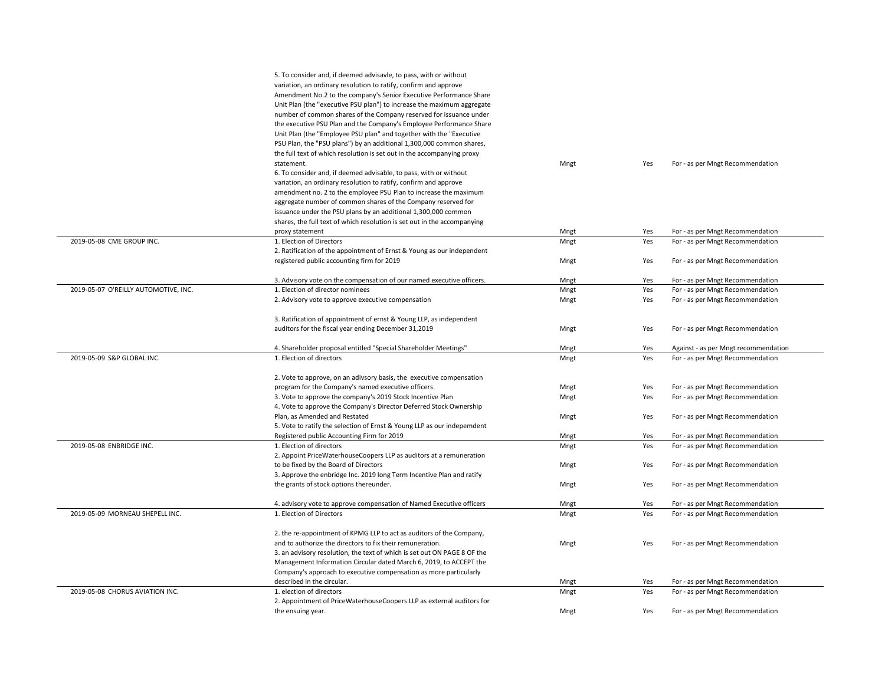| Date | Company | Proposal | Proponent | Voted | Vote |
|---|---|---|---|---|---|
| | | 5. To consider and, if deemed advisavle, to pass, with or without variation, an ordinary resolution to ratify, confirm and approve Amendment No.2 to the company's Senior Executive Performance Share Unit Plan (the "executive PSU plan") to increase the maximum aggregate number of common shares of the Company reserved for issuance under the executive PSU Plan and the Company's Employee Performance Share Unit Plan (the "Employee PSU plan" and together with the "Executive PSU Plan, the "PSU plans") by an additional 1,300,000 common shares, the full text of which resolution is set out in the accompanying proxy statement. | Mngt | Yes | For - as per Mngt Recommendation |
| | | 6. To consider and, if deemed advisable, to pass, with or without variation, an ordinary resolution to ratify, confirm and approve amendment no. 2 to the employee PSU Plan to increase the maximum aggregate number of common shares of the Company reserved for issuance under the PSU plans by an additional 1,300,000 common shares, the full text of which resolution is set out in the accompanying proxy statement | Mngt | Yes | For - as per Mngt Recommendation |
| 2019-05-08 | CME GROUP INC. | 1. Election of Directors | Mngt | Yes | For - as per Mngt Recommendation |
| | | 2. Ratification of the appointment of Ernst & Young as our independent registered public accounting firm for 2019 | Mngt | Yes | For - as per Mngt Recommendation |
| | | 3. Advisory vote on the compensation of our named executive officers. | Mngt | Yes | For - as per Mngt Recommendation |
| 2019-05-07 | O'REILLY AUTOMOTIVE, INC. | 1. Election of director nominees | Mngt | Yes | For - as per Mngt Recommendation |
| | | 2. Advisory vote to approve executive compensation | Mngt | Yes | For - as per Mngt Recommendation |
| | | 3. Ratification of appointment of ernst & Young LLP, as independent auditors for the fiscal year ending December 31,2019 | Mngt | Yes | For - as per Mngt Recommendation |
| | | 4. Shareholder proposal entitled "Special Shareholder Meetings" | Mngt | Yes | Against - as per Mngt recommendation |
| 2019-05-09 | S&P GLOBAL INC. | 1. Election of directors | Mngt | Yes | For - as per Mngt Recommendation |
| | | 2. Vote to approve, on an adivsory basis, the executive compensation program for the Company's named executive officers. | Mngt | Yes | For - as per Mngt Recommendation |
| | | 3. Vote to approve the company's 2019 Stock Incentive Plan | Mngt | Yes | For - as per Mngt Recommendation |
| | | 4. Vote to approve the Company's Director Deferred Stock Ownership Plan, as Amended and Restated | Mngt | Yes | For - as per Mngt Recommendation |
| | | 5. Vote to ratify the selection of Ernst & Young LLP as our indepemdent Registered public Accounting Firm for 2019 | Mngt | Yes | For - as per Mngt Recommendation |
| 2019-05-08 | ENBRIDGE INC. | 1. Election of directors | Mngt | Yes | For - as per Mngt Recommendation |
| | | 2. Appoint PriceWaterhouseCoopers LLP as auditors at a remuneration to be fixed by the Board of Directors | Mngt | Yes | For - as per Mngt Recommendation |
| | | 3. Approve the enbridge Inc. 2019 long Term Incentive Plan and ratify the grants of stock options thereunder. | Mngt | Yes | For - as per Mngt Recommendation |
| | | 4. advisory vote to approve compensation of Named Executive officers | Mngt | Yes | For - as per Mngt Recommendation |
| 2019-05-09 | MORNEAU SHEPELL INC. | 1. Election of Directors | Mngt | Yes | For - as per Mngt Recommendation |
| | | 2. the re-appointment of KPMG LLP to act as auditors of the Company, and to authorize the directors to fix their remuneration. | Mngt | Yes | For - as per Mngt Recommendation |
| | | 3. an advisory resolution, the text of which is set out ON PAGE 8 OF the Management Information Circular dated March 6, 2019, to ACCEPT the Company's approach to executive compensation as more particularly described in the circular. | Mngt | Yes | For - as per Mngt Recommendation |
| 2019-05-08 | CHORUS AVIATION INC. | 1. election of directors | Mngt | Yes | For - as per Mngt Recommendation |
| | | 2. Appointment of PriceWaterhouseCoopers LLP as external auditors for the ensuing year. | Mngt | Yes | For - as per Mngt Recommendation |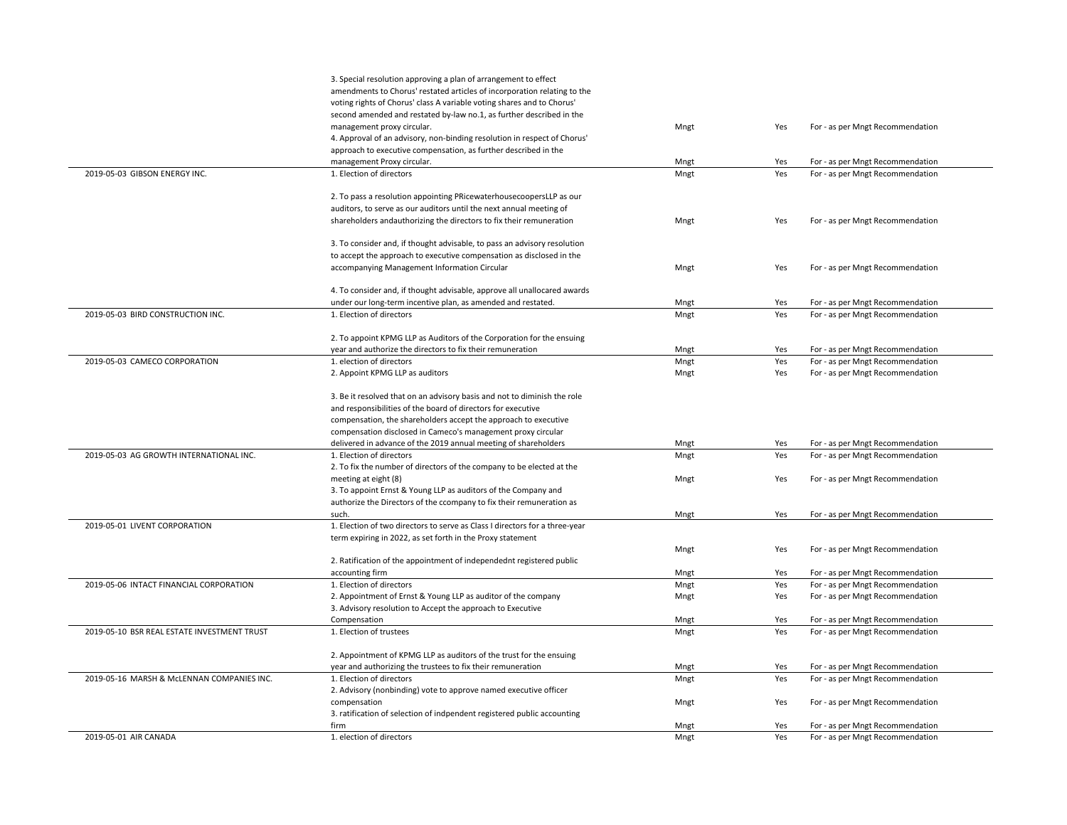| | | | | |
|---|---|---|---|---|
| | 3. Special resolution approving a plan of arrangement to effect amendments to Chorus' restated articles of incorporation relating to the voting rights of Chorus' class A variable voting shares and to Chorus' second amended and restated by-law no.1, as further described in the management proxy circular. | Mngt | Yes | For - as per Mngt Recommendation |
| | 4. Approval of an advisory, non-binding resolution in respect of Chorus' approach to executive compensation, as further described in the management Proxy circular. | Mngt | Yes | For - as per Mngt Recommendation |
| 2019-05-03 GIBSON ENERGY INC. | 1. Election of directors | Mngt | Yes | For - as per Mngt Recommendation |
| | 2. To pass a resolution appointing PRicewaterhousecoopersLLP as our auditors, to serve as our auditors until the next annual meeting of shareholders andauthorizing the directors to fix their remuneration | Mngt | Yes | For - as per Mngt Recommendation |
| | 3. To consider and, if thought advisable, to pass an advisory resolution to accept the approach to executive compensation as disclosed in the accompanying Management Information Circular | Mngt | Yes | For - as per Mngt Recommendation |
| | 4. To consider and, if thought advisable, approve all unallocared awards under our long-term incentive plan, as amended and restated. | Mngt | Yes | For - as per Mngt Recommendation |
| 2019-05-03 BIRD CONSTRUCTION INC. | 1. Election of directors | Mngt | Yes | For - as per Mngt Recommendation |
| | 2. To appoint KPMG LLP as Auditors of the Corporation for the ensuing year and authorize the directors to fix their remuneration | Mngt | Yes | For - as per Mngt Recommendation |
| 2019-05-03 CAMECO CORPORATION | 1. election of directors | Mngt | Yes | For - as per Mngt Recommendation |
| | 2. Appoint KPMG LLP as auditors | Mngt | Yes | For - as per Mngt Recommendation |
| | 3. Be it resolved that on an advisory basis and not to diminish the role and responsibilities of the board of directors for executive compensation, the shareholders accept the approach to executive compensation disclosed in Cameco's management proxy circular delivered in advance of the 2019 annual meeting of shareholders | Mngt | Yes | For - as per Mngt Recommendation |
| 2019-05-03 AG GROWTH INTERNATIONAL INC. | 1. Election of directors | Mngt | Yes | For - as per Mngt Recommendation |
| | 2. To fix the number of directors of the company to be elected at the meeting at eight (8) | Mngt | Yes | For - as per Mngt Recommendation |
| | 3. To appoint Ernst & Young LLP as auditors of the Company and authorize the Directors of the ccompany to fix their remuneration as such. | Mngt | Yes | For - as per Mngt Recommendation |
| 2019-05-01 LIVENT CORPORATION | 1. Election of two directors to serve as Class I directors for a three-year term expiring in 2022, as set forth in the Proxy statement | Mngt | Yes | For - as per Mngt Recommendation |
| | 2. Ratification of the appointment of independednt registered public accounting firm | Mngt | Yes | For - as per Mngt Recommendation |
| 2019-05-06 INTACT FINANCIAL CORPORATION | 1. Election of directors | Mngt | Yes | For - as per Mngt Recommendation |
| | 2. Appointment of Ernst & Young LLP as auditor of the company | Mngt | Yes | For - as per Mngt Recommendation |
| | 3. Advisory resolution to Accept the approach to Executive Compensation | Mngt | Yes | For - as per Mngt Recommendation |
| 2019-05-10 BSR REAL ESTATE INVESTMENT TRUST | 1. Election of trustees | Mngt | Yes | For - as per Mngt Recommendation |
| | 2. Appointment of KPMG LLP as auditors of the trust for the ensuing year and authorizing the trustees to fix their remuneration | Mngt | Yes | For - as per Mngt Recommendation |
| 2019-05-16 MARSH & McLENNAN COMPANIES INC. | 1. Election of directors | Mngt | Yes | For - as per Mngt Recommendation |
| | 2. Advisory (nonbinding) vote to approve named executive officer compensation | Mngt | Yes | For - as per Mngt Recommendation |
| | 3. ratification of selection of indpendent registered public accounting firm | Mngt | Yes | For - as per Mngt Recommendation |
| 2019-05-01 AIR CANADA | 1. election of directors | Mngt | Yes | For - as per Mngt Recommendation |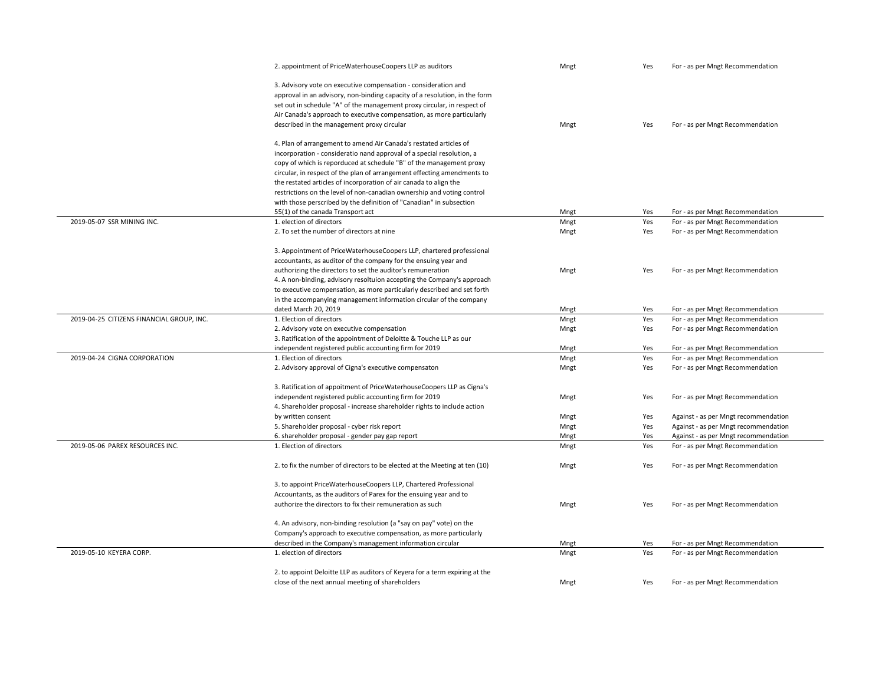| | | | | |
|---|---|---|---|---|
| | 2. appointment of PriceWaterhouseCoopers LLP as auditors | Mngt | Yes | For - as per Mngt Recommendation |
| | 3. Advisory vote on executive compensation - consideration and approval in an advisory, non-binding capacity of a resolution, in the form set out in schedule "A" of the management proxy circular, in respect of Air Canada's approach to executive compensation, as more particularly described in the management proxy circular | Mngt | Yes | For - as per Mngt Recommendation |
| | 4. Plan of arrangement to amend Air Canada's restated articles of incorporation - consideratio nand approval of a special resolution, a copy of which is reporduced at schedule "B" of the management proxy circular, in respect of the plan of arrangement effecting amendments to the restated articles of incorporation of air canada to align the restrictions on the level of non-canadian ownership and voting control with those perscribed by the definition of "Canadian" in subsection 55(1) of the canada Transport act | Mngt | Yes | For - as per Mngt Recommendation |
| 2019-05-07 SSR MINING INC. | 1. election of directors | Mngt | Yes | For - as per Mngt Recommendation |
| | 2. To set the number of directors at nine | Mngt | Yes | For - as per Mngt Recommendation |
| | 3. Appointment of PriceWaterhouseCoopers LLP, chartered professional accountants, as auditor of the company for the ensuing year and authorizing the directors to set the auditor's remuneration | Mngt | Yes | For - as per Mngt Recommendation |
| | 4. A non-binding, advisory resoltuion accepting the Company's approach to executive compensation, as more particularly described and set forth in the accompanying management information circular of the company dated March 20, 2019 | Mngt | Yes | For - as per Mngt Recommendation |
| 2019-04-25 CITIZENS FINANCIAL GROUP, INC. | 1. Election of directors | Mngt | Yes | For - as per Mngt Recommendation |
| | 2. Advisory vote on executive compensation | Mngt | Yes | For - as per Mngt Recommendation |
| | 3. Ratification of the appointment of Deloitte & Touche LLP as our independent registered public accounting firm for 2019 | Mngt | Yes | For - as per Mngt Recommendation |
| 2019-04-24 CIGNA CORPORATION | 1. Election of directors | Mngt | Yes | For - as per Mngt Recommendation |
| | 2. Advisory approval of Cigna's executive compensaton | Mngt | Yes | For - as per Mngt Recommendation |
| | 3. Ratification of appoitment of PriceWaterhouseCoopers LLP as Cigna's independent registered public accounting firm for 2019 | Mngt | Yes | For - as per Mngt Recommendation |
| | 4. Shareholder proposal - increase shareholder rights to include action by written consent | Mngt | Yes | Against - as per Mngt recommendation |
| | 5. Shareholder proposal - cyber risk report | Mngt | Yes | Against - as per Mngt recommendation |
| | 6. shareholder proposal - gender pay gap report | Mngt | Yes | Against - as per Mngt recommendation |
| 2019-05-06 PAREX RESOURCES INC. | 1. Election of directors | Mngt | Yes | For - as per Mngt Recommendation |
| | 2. to fix the number of directors to be elected at the Meeting at ten (10) | Mngt | Yes | For - as per Mngt Recommendation |
| | 3. to appoint PriceWaterhouseCoopers LLP, Chartered Professional Accountants, as the auditors of Parex for the ensuing year and to authorize the directors to fix their remuneration as such | Mngt | Yes | For - as per Mngt Recommendation |
| | 4. An advisory, non-binding resolution (a "say on pay" vote) on the Company's approach to executive compensation, as more particularly described in the Company's management information circular | Mngt | Yes | For - as per Mngt Recommendation |
| 2019-05-10 KEYERA CORP. | 1. election of directors | Mngt | Yes | For - as per Mngt Recommendation |
| | 2. to appoint Deloitte LLP as auditors of Keyera for a term expiring at the close of the next annual meeting of shareholders | Mngt | Yes | For - as per Mngt Recommendation |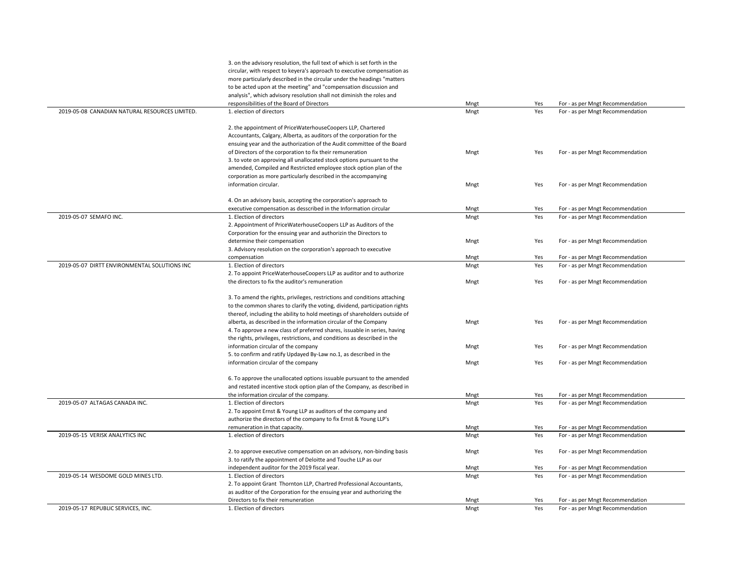| | | | | |
|---|---|---|---|---|
| | 3. on the advisory resolution, the full text of which is set forth in the circular, with respect to keyera's approach to executive compensation as more particularly described in the circular under the headings "matters to be acted upon at the meeting" and "compensation discussion and analysis", which advisory resolution shall not diminish the roles and responsibilities of the Board of Directors | Mngt | Yes | For - as per Mngt Recommendation |
| 2019-05-08 CANADIAN NATURAL RESOURCES LIMITED. | 1. election of directors | Mngt | Yes | For - as per Mngt Recommendation |
| | 2. the appointment of PriceWaterhouseCoopers LLP, Chartered Accountants, Calgary, Alberta, as auditors of the corporation for the ensuing year and the authorization of the Audit committee of the Board of Directors of the corporation to fix their remuneration | Mngt | Yes | For - as per Mngt Recommendation |
| | 3. to vote on approving all unallocated stock options pursuant to the amended, Compiled and Restricted employee stock option plan of the corporation as more particularly described in the accompanying information circular. | Mngt | Yes | For - as per Mngt Recommendation |
| | 4. On an advisory basis, accepting the corporation's approach to executive compensation as desscribed in the Information circular | Mngt | Yes | For - as per Mngt Recommendation |
| 2019-05-07 SEMAFO INC. | 1. Election of directors | Mngt | Yes | For - as per Mngt Recommendation |
| | 2. Appointment of PriceWaterhouseCoopers LLP as Auditors of the Corporation for the ensuing year and authorizin the Directors to determine their compensation | Mngt | Yes | For - as per Mngt Recommendation |
| | 3. Advisory resolution on the corporation's approach to executive compensation | Mngt | Yes | For - as per Mngt Recommendation |
| 2019-05-07 DIRTT ENVIRONMENTAL SOLUTIONS INC | 1. Election of directors | Mngt | Yes | For - as per Mngt Recommendation |
| | 2. To appoint PriceWaterhouseCoopers LLP as auditor and to authorize the directors to fix the auditor's remuneration | Mngt | Yes | For - as per Mngt Recommendation |
| | 3. To amend the rights, privileges, restrictions and conditions attaching to the common shares to clarify the voting, dividend, participation rights thereof, including the ability to hold meetings of shareholders outside of alberta, as described in the information circular of the Company | Mngt | Yes | For - as per Mngt Recommendation |
| | 4. To approve a new class of preferred shares, issuable in series, having the rights, privileges, restrictions, and conditions as described in the information circular of the company | Mngt | Yes | For - as per Mngt Recommendation |
| | 5. to confirm and ratify Updayed By-Law no.1, as described in the information circular of the company | Mngt | Yes | For - as per Mngt Recommendation |
| | 6. To approve the unallocated options issuable pursuant to the amended and restated incentive stock option plan of the Company, as described in the information circular of the company. | Mngt | Yes | For - as per Mngt Recommendation |
| 2019-05-07 ALTAGAS CANADA INC. | 1. Election of directors | Mngt | Yes | For - as per Mngt Recommendation |
| | 2. To appoint Ernst & Young LLP as auditors of the company and authorize the directors of the company to fix Ernst & Young LLP's remuneration in that capacity. | Mngt | Yes | For - as per Mngt Recommendation |
| 2019-05-15 VERISK ANALYTICS INC | 1. election of directors | Mngt | Yes | For - as per Mngt Recommendation |
| | 2. to approve executive compensation on an advisory, non-binding basis | Mngt | Yes | For - as per Mngt Recommendation |
| | 3. to ratify the appointment of Deloitte and Touche LLP as our independent auditor for the 2019 fiscal year. | Mngt | Yes | For - as per Mngt Recommendation |
| 2019-05-14 WESDOME GOLD MINES LTD. | 1. Election of directors | Mngt | Yes | For - as per Mngt Recommendation |
| | 2. To appoint Grant Thornton LLP, Chartred Professional Accountants, as auditor of the Corporation for the ensuing year and authorizing the Directors to fix their remuneration | Mngt | Yes | For - as per Mngt Recommendation |
| 2019-05-17 REPUBLIC SERVICES, INC. | 1. Election of directors | Mngt | Yes | For - as per Mngt Recommendation |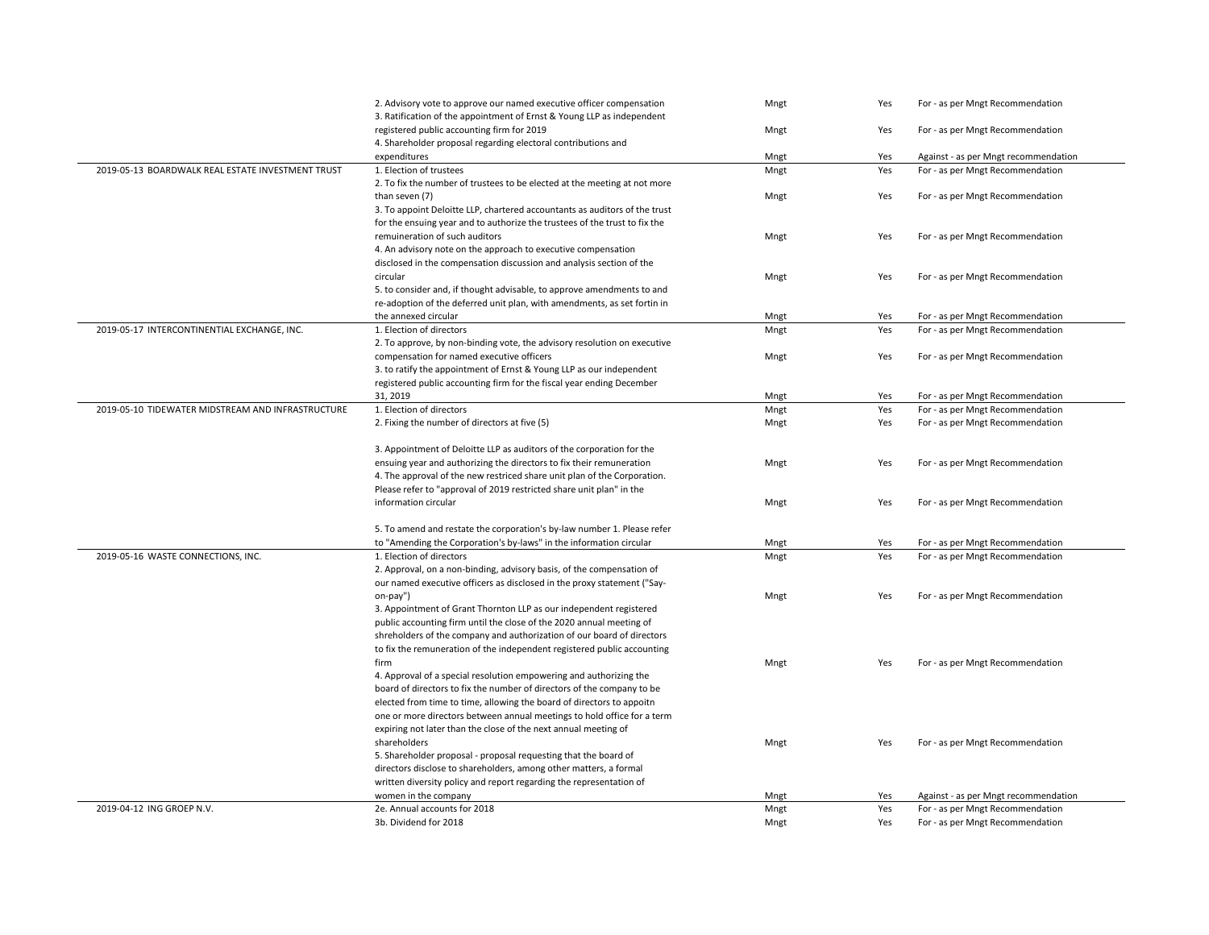| | | | | |
|---|---|---|---|---|
| | 2. Advisory vote to approve our named executive officer compensation | Mngt | Yes | For - as per Mngt Recommendation |
| | 3. Ratification of the appointment of Ernst & Young LLP as independent registered public accounting firm for 2019 | Mngt | Yes | For - as per Mngt Recommendation |
| | 4. Shareholder proposal regarding electoral contributions and expenditures | Mngt | Yes | Against - as per Mngt recommendation |
| 2019-05-13 BOARDWALK REAL ESTATE INVESTMENT TRUST | 1. Election of trustees | Mngt | Yes | For - as per Mngt Recommendation |
| | 2. To fix the number of trustees to be elected at the meeting at not more than seven (7) | Mngt | Yes | For - as per Mngt Recommendation |
| | 3. To appoint Deloitte LLP, chartered accountants as auditors of the trust for the ensuing year and to authorize the trustees of the trust to fix the remuineration of such auditors | Mngt | Yes | For - as per Mngt Recommendation |
| | 4. An advisory note on the approach to executive compensation disclosed in the compensation discussion and analysis section of the circular | Mngt | Yes | For - as per Mngt Recommendation |
| | 5. to consider and, if thought advisable, to approve amendments to and re-adoption of the deferred unit plan, with amendments, as set fortin in the annexed circular | Mngt | Yes | For - as per Mngt Recommendation |
| 2019-05-17 INTERCONTINENTIAL EXCHANGE, INC. | 1. Election of directors | Mngt | Yes | For - as per Mngt Recommendation |
| | 2. To approve, by non-binding vote, the advisory resolution on executive compensation for named executive officers | Mngt | Yes | For - as per Mngt Recommendation |
| | 3. to ratify the appointment of Ernst & Young LLP as our independent registered public accounting firm for the fiscal year ending December 31, 2019 | Mngt | Yes | For - as per Mngt Recommendation |
| 2019-05-10 TIDEWATER MIDSTREAM AND INFRASTRUCTURE | 1. Election of directors | Mngt | Yes | For - as per Mngt Recommendation |
| | 2. Fixing the number of directors at five (5) | Mngt | Yes | For - as per Mngt Recommendation |
| | 3. Appointment of Deloitte LLP as auditors of the corporation for the ensuing year and authorizing the directors to fix their remuneration | Mngt | Yes | For - as per Mngt Recommendation |
| | 4. The approval of the new restriced share unit plan of the Corporation. Please refer to "approval of 2019 restricted share unit plan" in the information circular | Mngt | Yes | For - as per Mngt Recommendation |
| | 5. To amend and restate the corporation's by-law number 1. Please refer to "Amending the Corporation's by-laws" in the information circular | Mngt | Yes | For - as per Mngt Recommendation |
| 2019-05-16 WASTE CONNECTIONS, INC. | 1. Election of directors | Mngt | Yes | For - as per Mngt Recommendation |
| | 2. Approval, on a non-binding, advisory basis, of the compensation of our named executive officers as disclosed in the proxy statement ("Say-on-pay") | Mngt | Yes | For - as per Mngt Recommendation |
| | 3. Appointment of Grant Thornton LLP as our independent registered public accounting firm until the close of the 2020 annual meeting of shreholders of the company and authorization of our board of directors to fix the remuneration of the independent registered public accounting firm | Mngt | Yes | For - as per Mngt Recommendation |
| | 4. Approval of a special resolution empowering and authorizing the board of directors to fix the number of directors of the company to be elected from time to time, allowing the board of directors to appoitn one or more directors between annual meetings to hold office for a term expiring not later than the close of the next annual meeting of shareholders | Mngt | Yes | For - as per Mngt Recommendation |
| | 5. Shareholder proposal - proposal requesting that the board of directors disclose to shareholders, among other matters, a formal written diversity policy and report regarding the representation of women in the company | Mngt | Yes | Against - as per Mngt recommendation |
| 2019-04-12 ING GROEP N.V. | 2e. Annual accounts for 2018 | Mngt | Yes | For - as per Mngt Recommendation |
| | 3b. Dividend for 2018 | Mngt | Yes | For - as per Mngt Recommendation |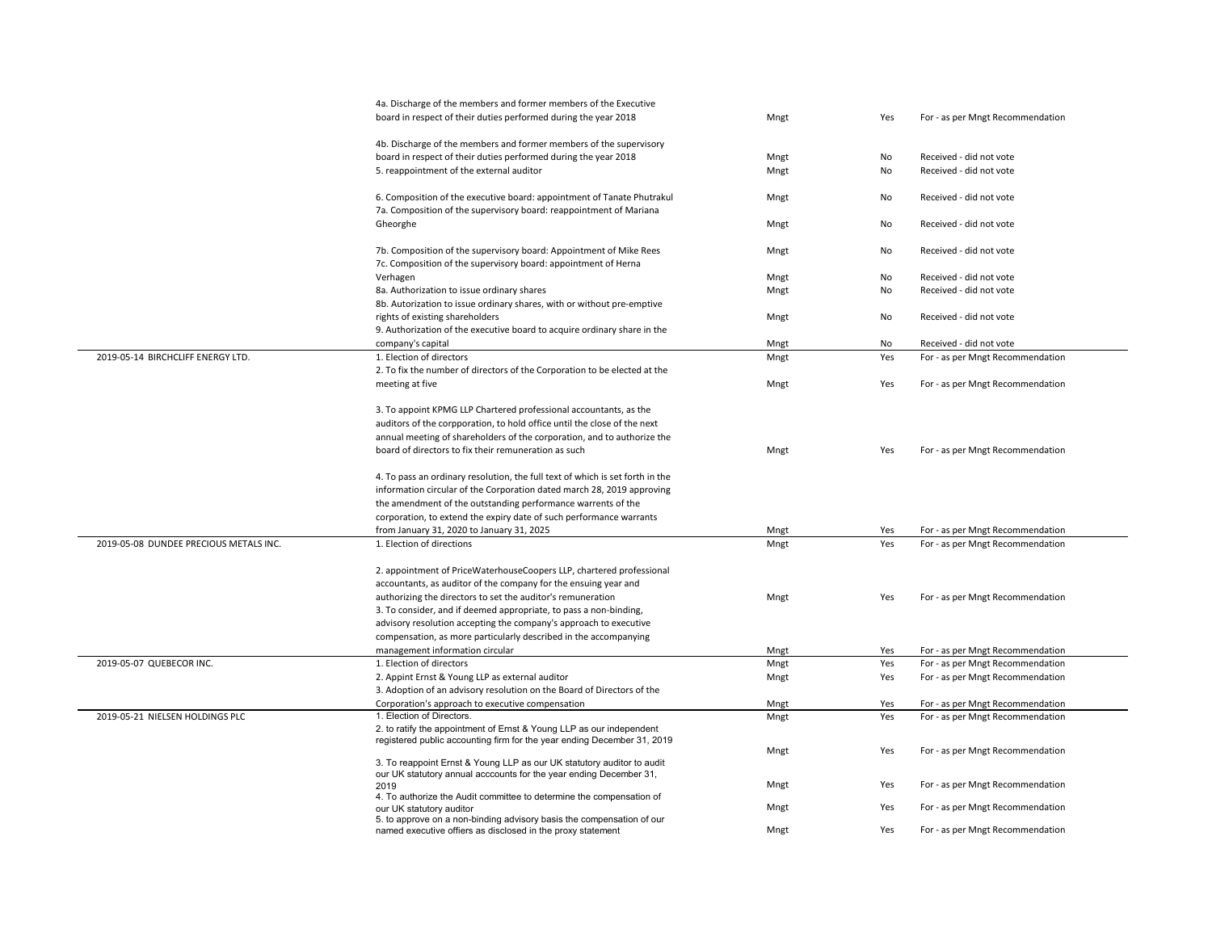| | | | | |
|---|---|---|---|---|
| | 4a. Discharge of the members and former members of the Executive board in respect of their duties performed during the year 2018 | Mngt | Yes | For - as per Mngt Recommendation |
| | 4b. Discharge of the members and former members of the supervisory board in respect of their duties performed during the year 2018 | Mngt | No | Received - did not vote |
| | 5. reappointment of the external auditor | Mngt | No | Received - did not vote |
| | 6. Composition of the executive board: appointment of Tanate Phutrakul | Mngt | No | Received - did not vote |
| | 7a. Composition of the supervisory board: reappointment of Mariana Gheorghe | Mngt | No | Received - did not vote |
| | 7b. Composition of the supervisory board: Appointment of Mike Rees | Mngt | No | Received - did not vote |
| | 7c. Composition of the supervisory board: appointment of Herna Verhagen | Mngt | No | Received - did not vote |
| | 8a. Authorization to issue ordinary shares | Mngt | No | Received - did not vote |
| | 8b. Autorization to issue ordinary shares, with or without pre-emptive rights of existing shareholders | Mngt | No | Received - did not vote |
| | 9. Authorization of the executive board to acquire ordinary share in the company's capital | Mngt | No | Received - did not vote |
| 2019-05-14 BIRCHCLIFF ENERGY LTD. | 1. Election of directors | Mngt | Yes | For - as per Mngt Recommendation |
| | 2. To fix the number of directors of the Corporation to be elected at the meeting at five | Mngt | Yes | For - as per Mngt Recommendation |
| | 3. To appoint KPMG LLP Chartered professional accountants, as the auditors of the corpporation, to hold office until the close of the next annual meeting of shareholders of the corporation, and to authorize the board of directors to fix their remuneration as such | Mngt | Yes | For - as per Mngt Recommendation |
| | 4. To pass an ordinary resolution, the full text of which is set forth in the information circular of the Corporation dated march 28, 2019 approving the amendment of the outstanding performance warrents of the corporation, to extend the expiry date of such performance warrants from January 31, 2020 to January 31, 2025 | Mngt | Yes | For - as per Mngt Recommendation |
| 2019-05-08 DUNDEE PRECIOUS METALS INC. | 1. Election of directions | Mngt | Yes | For - as per Mngt Recommendation |
| | 2. appointment of PriceWaterhouseCoopers LLP, chartered professional accountants, as auditor of the company for the ensuing year and authorizing the directors to set the auditor's remuneration | Mngt | Yes | For - as per Mngt Recommendation |
| | 3. To consider, and if deemed appropriate, to pass a non-binding, advisory resolution accepting the company's approach to executive compensation, as more particularly described in the accompanying management information circular | Mngt | Yes | For - as per Mngt Recommendation |
| 2019-05-07 QUEBECOR INC. | 1. Election of directors | Mngt | Yes | For - as per Mngt Recommendation |
| | 2. Appint Ernst & Young LLP as external auditor | Mngt | Yes | For - as per Mngt Recommendation |
| | 3. Adoption of an advisory resolution on the Board of Directors of the Corporation's approach to executive compensation | Mngt | Yes | For - as per Mngt Recommendation |
| 2019-05-21 NIELSEN HOLDINGS PLC | 1. Election of Directors. | Mngt | Yes | For - as per Mngt Recommendation |
| | 2. to ratify the appointment of Ernst & Young LLP as our independent registered public accounting firm for the year ending December 31, 2019 | Mngt | Yes | For - as per Mngt Recommendation |
| | 3. To reappoint Ernst & Young LLP as our UK statutory auditor to audit our UK statutory annual acccounts for the year ending December 31, 2019 | Mngt | Yes | For - as per Mngt Recommendation |
| | 4. To authorize the Audit committee to determine the compensation of our UK statutory auditor | Mngt | Yes | For - as per Mngt Recommendation |
| | 5. to approve on a non-binding advisory basis the compensation of our named executive offiers as disclosed in the proxy statement | Mngt | Yes | For - as per Mngt Recommendation |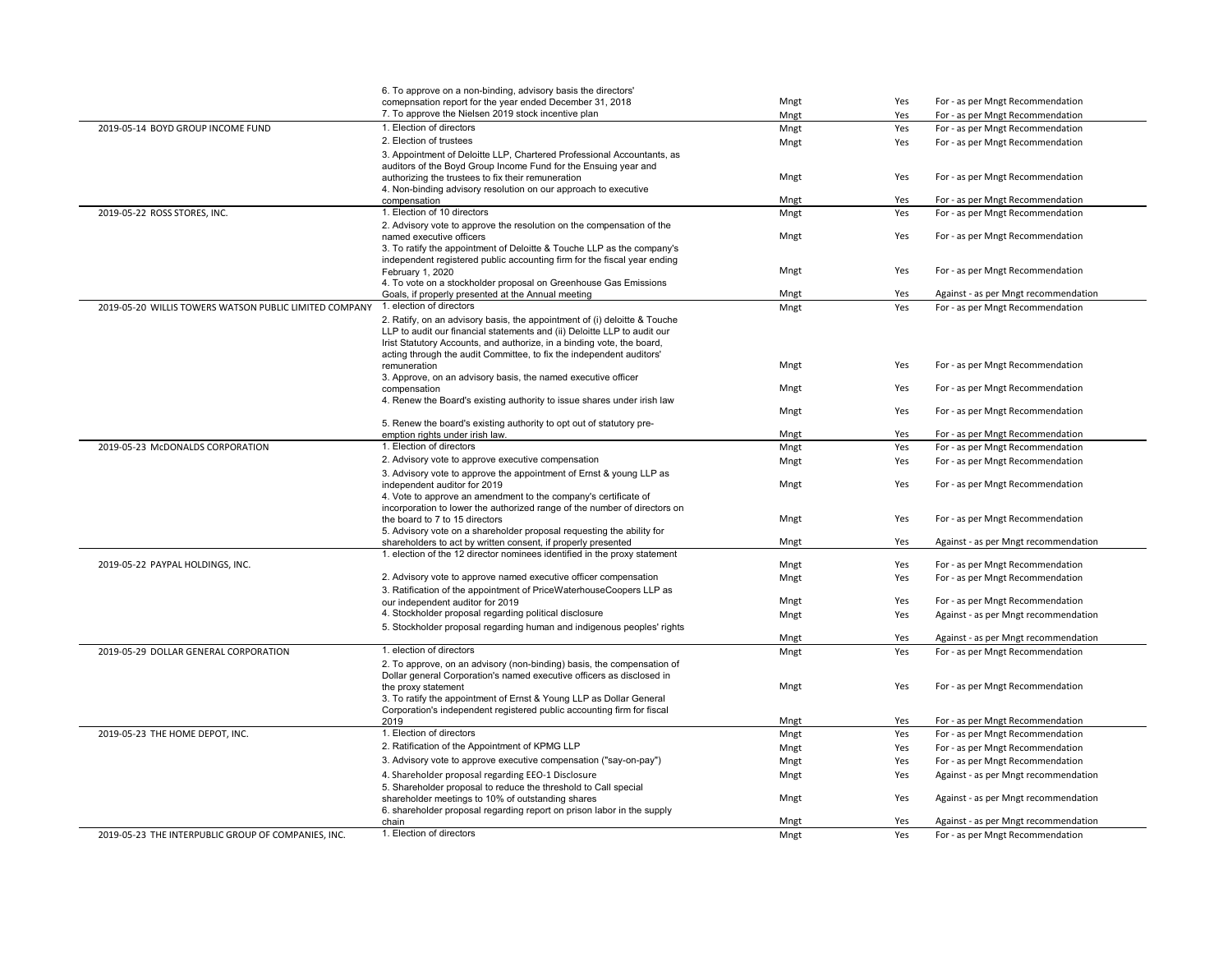| | | | | |
|---|---|---|---|---|
| | 6. To approve on a non-binding, advisory basis the directors' comepnsation report for the year ended December 31, 2018 | Mngt | Yes | For - as per Mngt Recommendation |
| | 7. To approve the Nielsen 2019 stock incentive plan | Mngt | Yes | For - as per Mngt Recommendation |
| 2019-05-14 BOYD GROUP INCOME FUND | 1. Election of directors | Mngt | Yes | For - as per Mngt Recommendation |
| | 2. Election of trustees | Mngt | Yes | For - as per Mngt Recommendation |
| | 3. Appointment of Deloitte LLP, Chartered Professional Accountants, as auditors of the Boyd Group Income Fund for the Ensuing year and authorizing the trustees to fix their remuneration | Mngt | Yes | For - as per Mngt Recommendation |
| | 4. Non-binding advisory resolution on our approach to executive compensation | Mngt | Yes | For - as per Mngt Recommendation |
| 2019-05-22 ROSS STORES, INC. | 1. Election of 10 directors | Mngt | Yes | For - as per Mngt Recommendation |
| | 2. Advisory vote to approve the resolution on the compensation of the named executive officers | Mngt | Yes | For - as per Mngt Recommendation |
| | 3. To ratify the appointment of Deloitte & Touche LLP as the company's independent registered public accounting firm for the fiscal year ending February 1, 2020 | Mngt | Yes | For - as per Mngt Recommendation |
| | 4. To vote on a stockholder proposal on Greenhouse Gas Emissions Goals, if properly presented at the Annual meeting | Mngt | Yes | Against - as per Mngt recommendation |
| 2019-05-20 WILLIS TOWERS WATSON PUBLIC LIMITED COMPANY | 1. election of directors | Mngt | Yes | For - as per Mngt Recommendation |
| | 2. Ratify, on an advisory basis, the appointment of (i) deloitte & Touche LLP to audit our financial statements and (ii) Deloitte LLP to audit our Irist Statutory Accounts, and authorize, in a binding vote, the board, acting through the audit Committee, to fix the independent auditors' remuneration | Mngt | Yes | For - as per Mngt Recommendation |
| | 3. Approve, on an advisory basis, the named executive officer compensation | Mngt | Yes | For - as per Mngt Recommendation |
| | 4. Renew the Board's existing authority to issue shares under irish law | Mngt | Yes | For - as per Mngt Recommendation |
| | 5. Renew the board's existing authority to opt out of statutory pre-emption rights under irish law. | Mngt | Yes | For - as per Mngt Recommendation |
| 2019-05-23 McDONALDS CORPORATION | 1. Election of directors | Mngt | Yes | For - as per Mngt Recommendation |
| | 2. Advisory vote to approve executive compensation | Mngt | Yes | For - as per Mngt Recommendation |
| | 3. Advisory vote to approve the appointment of Ernst & young LLP as independent auditor for 2019 | Mngt | Yes | For - as per Mngt Recommendation |
| | 4. Vote to approve an amendment to the company's certificate of incorporation to lower the authorized range of the number of directors on the board to 7 to 15 directors | Mngt | Yes | For - as per Mngt Recommendation |
| | 5. Advisory vote on a shareholder proposal requesting the ability for shareholders to act by written consent, if properly presented | Mngt | Yes | Against - as per Mngt recommendation |
| 2019-05-22 PAYPAL HOLDINGS, INC. | 1. election of the 12 director nominees identified in the proxy statement | Mngt | Yes | For - as per Mngt Recommendation |
| | 2. Advisory vote to approve named executive officer compensation | Mngt | Yes | For - as per Mngt Recommendation |
| | 3. Ratification of the appointment of PriceWaterhouseCoopers LLP as our independent auditor for 2019 | Mngt | Yes | For - as per Mngt Recommendation |
| | 4. Stockholder proposal regarding political disclosure | Mngt | Yes | Against - as per Mngt recommendation |
| | 5. Stockholder proposal regarding human and indigenous peoples' rights | Mngt | Yes | Against - as per Mngt recommendation |
| 2019-05-29 DOLLAR GENERAL CORPORATION | 1. election of directors | Mngt | Yes | For - as per Mngt Recommendation |
| | 2. To approve, on an advisory (non-binding) basis, the compensation of Dollar general Corporation's named executive officers as disclosed in the proxy statement | Mngt | Yes | For - as per Mngt Recommendation |
| | 3. To ratify the appointment of Ernst & Young LLP as Dollar General Corporation's independent registered public accounting firm for fiscal 2019 | Mngt | Yes | For - as per Mngt Recommendation |
| 2019-05-23 THE HOME DEPOT, INC. | 1. Election of directors | Mngt | Yes | For - as per Mngt Recommendation |
| | 2. Ratification of the Appointment of KPMG LLP | Mngt | Yes | For - as per Mngt Recommendation |
| | 3. Advisory vote to approve executive compensation ("say-on-pay") | Mngt | Yes | For - as per Mngt Recommendation |
| | 4. Shareholder proposal regarding EEO-1 Disclosure | Mngt | Yes | Against - as per Mngt recommendation |
| | 5. Shareholder proposal to reduce the threshold to Call special shareholder meetings to 10% of outstanding shares | Mngt | Yes | Against - as per Mngt recommendation |
| | 6. shareholder proposal regarding report on prison labor in the supply chain | Mngt | Yes | Against - as per Mngt recommendation |
| 2019-05-23 THE INTERPUBLIC GROUP OF COMPANIES, INC. | 1. Election of directors | Mngt | Yes | For - as per Mngt Recommendation |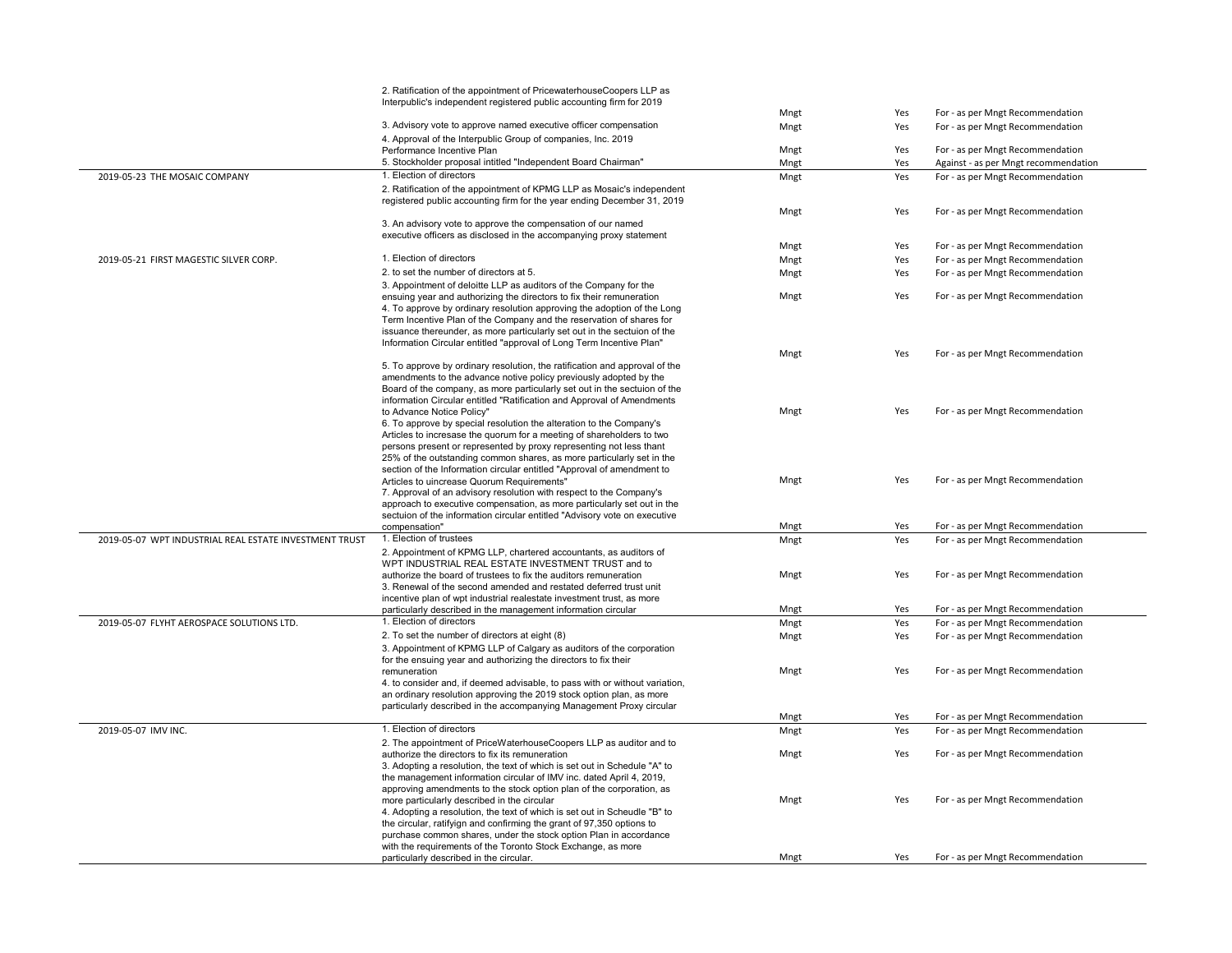| | | | | |
|---|---|---|---|---|
| | 2. Ratification of the appointment of PricewaterhouseCoopers LLP as Interpublic's independent registered public accounting firm for 2019 | Mngt | Yes | For - as per Mngt Recommendation |
| | 3. Advisory vote to approve named executive officer compensation | Mngt | Yes | For - as per Mngt Recommendation |
| | 4. Approval of the Interpublic Group of companies, Inc. 2019 Performance Incentive Plan | Mngt | Yes | For - as per Mngt Recommendation |
| | 5. Stockholder proposal intitled "Independent Board Chairman" | Mngt | Yes | Against - as per Mngt recommendation |
| 2019-05-23 THE MOSAIC COMPANY | 1. Election of directors | Mngt | Yes | For - as per Mngt Recommendation |
| | 2. Ratification of the appointment of KPMG LLP as Mosaic's independent registered public accounting firm for the year ending December 31, 2019 | Mngt | Yes | For - as per Mngt Recommendation |
| | 3. An advisory vote to approve the compensation of our named executive officers as disclosed in the accompanying proxy statement | Mngt | Yes | For - as per Mngt Recommendation |
| 2019-05-21 FIRST MAGESTIC SILVER CORP. | 1. Election of directors | Mngt | Yes | For - as per Mngt Recommendation |
| | 2. to set the number of directors at 5. | Mngt | Yes | For - as per Mngt Recommendation |
| | 3. Appointment of deloitte LLP as auditors of the Company for the ensuing year and authorizing the directors to fix their remuneration | Mngt | Yes | For - as per Mngt Recommendation |
| | 4. To approve by ordinary resolution approving the adoption of the Long Term Incentive Plan of the Company and the reservation of shares for issuance thereunder, as more particularly set out in the sectuion of the Information Circular entitled "approval of Long Term Incentive Plan" | Mngt | Yes | For - as per Mngt Recommendation |
| | 5. To approve by ordinary resolution, the ratification and approval of the amendments to the advance notive policy previously adopted by the Board of the company, as more particularly set out in the sectuion of the information Circular entitled "Ratification and Approval of Amendments to Advance Notice Policy" | Mngt | Yes | For - as per Mngt Recommendation |
| | 6. To approve by special resolution the alteration to the Company's Articles to incresase the quorum for a meeting of shareholders to two persons present or represented by proxy representing not less thant 25% of the outstanding common shares, as more particularly set in the section of the Information circular entitled "Approval of amendment to Articles to uincrease Quorum Requirements" | Mngt | Yes | For - as per Mngt Recommendation |
| | 7. Approval of an advisory resolution with respect to the Company's approach to executive compensation, as more particularly set out in the sectuion of the information circular entitled "Advisory vote on executive compensation" | Mngt | Yes | For - as per Mngt Recommendation |
| 2019-05-07 WPT INDUSTRIAL REAL ESTATE INVESTMENT TRUST | 1. Election of trustees | Mngt | Yes | For - as per Mngt Recommendation |
| | 2. Appointment of KPMG LLP, chartered accountants, as auditors of WPT INDUSTRIAL REAL ESTATE INVESTMENT TRUST and to authorize the board of trustees to fix the auditors remuneration | Mngt | Yes | For - as per Mngt Recommendation |
| | 3. Renewal of the second amended and restated deferred trust unit incentive plan of wpt industrial realestate investment trust, as more particularly described in the management information circular | Mngt | Yes | For - as per Mngt Recommendation |
| 2019-05-07 FLYHT AEROSPACE SOLUTIONS LTD. | 1. Election of directors | Mngt | Yes | For - as per Mngt Recommendation |
| | 2. To set the number of directors at eight (8) | Mngt | Yes | For - as per Mngt Recommendation |
| | 3. Appointment of KPMG LLP of Calgary as auditors of the corporation for the ensuing year and authorizing the directors to fix their remuneration | Mngt | Yes | For - as per Mngt Recommendation |
| | 4. to consider and, if deemed advisable, to pass with or without variation, an ordinary resolution approving the 2019 stock option plan, as more particularly described in the accompanying Management Proxy circular | Mngt | Yes | For - as per Mngt Recommendation |
| 2019-05-07 IMV INC. | 1. Election of directors | Mngt | Yes | For - as per Mngt Recommendation |
| | 2. The appointment of PriceWaterhouseCoopers LLP as auditor and to authorize the directors to fix its remuneration | Mngt | Yes | For - as per Mngt Recommendation |
| | 3. Adopting a resolution, the text of which is set out in Schedule "A" to the management information circular of IMV inc. dated April 4, 2019, approving amendments to the stock option plan of the corporation, as more particularly described in the circular | Mngt | Yes | For - as per Mngt Recommendation |
| | 4. Adopting a resolution, the text of which is set out in Scheudle "B" to the circular, ratifyign and confirming the grant of 97,350 options to purchase common shares, under the stock option Plan in accordance with the requirements of the Toronto Stock Exchange, as more particularly described in the circular. | Mngt | Yes | For - as per Mngt Recommendation |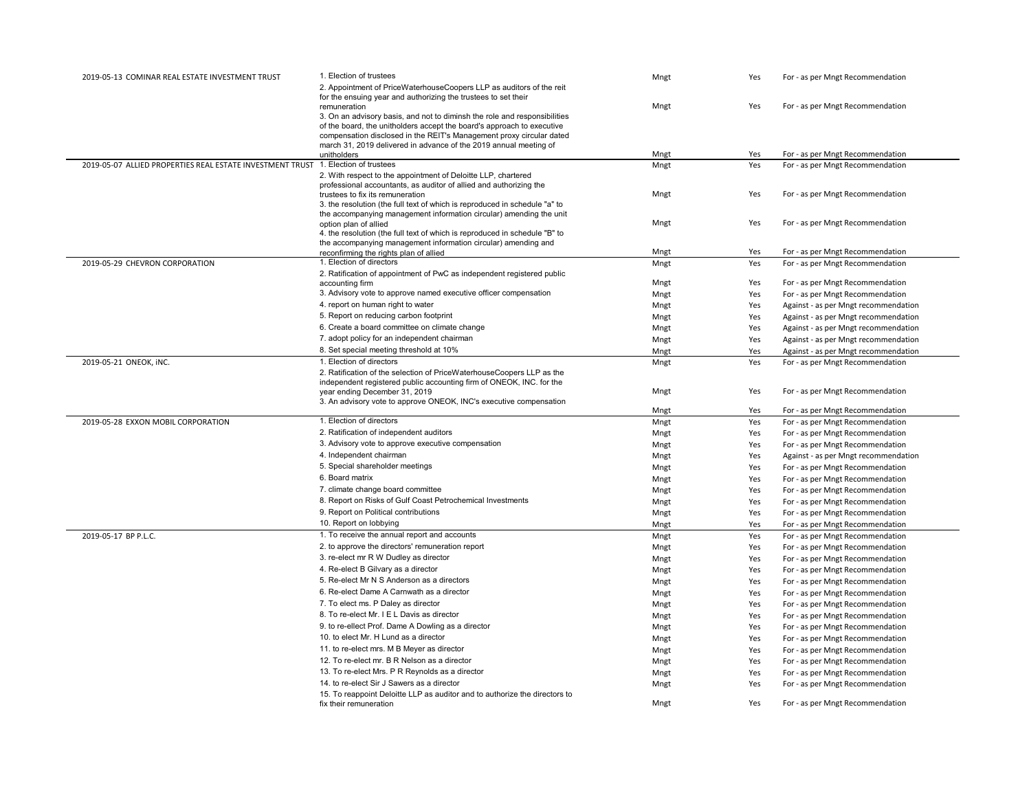| | | | | |
|---|---|---|---|---|
| 2019-05-13 COMINAR REAL ESTATE INVESTMENT TRUST | 1. Election of trustees | Mngt | Yes | For - as per Mngt Recommendation |
| | 2. Appointment of PriceWaterhouseCoopers LLP as auditors of the reit for the ensuing year and authorizing the trustees to set their remuneration | Mngt | Yes | For - as per Mngt Recommendation |
| | 3. On an advisory basis, and not to diminsh the role and responsibilities of the board, the unitholders accept the board's approach to executive compensation disclosed in the REIT's Management proxy circular dated march 31, 2019 delivered in advance of the 2019 annual meeting of unitholders | Mngt | Yes | For - as per Mngt Recommendation |
| 2019-05-07 ALLIED PROPERTIES REAL ESTATE INVESTMENT TRUST | 1. Election of trustees | Mngt | Yes | For - as per Mngt Recommendation |
| | 2. With respect to the appointment of Deloitte LLP, chartered professional accountants, as auditor of allied and authorizing the trustees to fix its remuneration | Mngt | Yes | For - as per Mngt Recommendation |
| | 3. the resolution (the full text of which is reproduced in schedule "a" to the accompanying management information circular) amending the unit option plan of allied | Mngt | Yes | For - as per Mngt Recommendation |
| | 4. the resolution (the full text of which is reproduced in schedule "B" to the accompanying management information circular) amending and reconfirming the rights plan of allied | Mngt | Yes | For - as per Mngt Recommendation |
| 2019-05-29 CHEVRON CORPORATION | 1. Election of directors | Mngt | Yes | For - as per Mngt Recommendation |
| | 2. Ratification of appointment of PwC as independent registered public accounting firm | Mngt | Yes | For - as per Mngt Recommendation |
| | 3. Advisory vote to approve named executive officer compensation | Mngt | Yes | For - as per Mngt Recommendation |
| | 4. report on human right to water | Mngt | Yes | Against - as per Mngt recommendation |
| | 5. Report on reducing carbon footprint | Mngt | Yes | Against - as per Mngt recommendation |
| | 6. Create a board committee on climate change | Mngt | Yes | Against - as per Mngt recommendation |
| | 7. adopt policy for an independent chairman | Mngt | Yes | Against - as per Mngt recommendation |
| | 8. Set special meeting threshold at 10% | Mngt | Yes | Against - as per Mngt recommendation |
| 2019-05-21 ONEOK, iNC. | 1. Election of directors | Mngt | Yes | For - as per Mngt Recommendation |
| | 2. Ratification of the selection of PriceWaterhouseCoopers LLP as the independent registered public accounting firm of ONEOK, INC. for the year ending December 31, 2019 | Mngt | Yes | For - as per Mngt Recommendation |
| | 3. An advisory vote to approve ONEOK, INC's executive compensation | Mngt | Yes | For - as per Mngt Recommendation |
| 2019-05-28 EXXON MOBIL CORPORATION | 1. Election of directors | Mngt | Yes | For - as per Mngt Recommendation |
| | 2. Ratification of independent auditors | Mngt | Yes | For - as per Mngt Recommendation |
| | 3. Advisory vote to approve executive compensation | Mngt | Yes | For - as per Mngt Recommendation |
| | 4. Independent chairman | Mngt | Yes | Against - as per Mngt recommendation |
| | 5. Special shareholder meetings | Mngt | Yes | For - as per Mngt Recommendation |
| | 6. Board matrix | Mngt | Yes | For - as per Mngt Recommendation |
| | 7. climate change board committee | Mngt | Yes | For - as per Mngt Recommendation |
| | 8. Report on Risks of Gulf Coast Petrochemical Investments | Mngt | Yes | For - as per Mngt Recommendation |
| | 9. Report on Political contributions | Mngt | Yes | For - as per Mngt Recommendation |
| | 10. Report on lobbying | Mngt | Yes | For - as per Mngt Recommendation |
| 2019-05-17 BP P.L.C. | 1. To receive the annual report and accounts | Mngt | Yes | For - as per Mngt Recommendation |
| | 2. to approve the directors' remuneration report | Mngt | Yes | For - as per Mngt Recommendation |
| | 3. re-elect mr R W Dudley as director | Mngt | Yes | For - as per Mngt Recommendation |
| | 4. Re-elect B Gilvary as a director | Mngt | Yes | For - as per Mngt Recommendation |
| | 5. Re-elect Mr N S Anderson as a directors | Mngt | Yes | For - as per Mngt Recommendation |
| | 6. Re-elect Dame A Carnwath as a director | Mngt | Yes | For - as per Mngt Recommendation |
| | 7. To elect ms. P Daley as director | Mngt | Yes | For - as per Mngt Recommendation |
| | 8. To re-elect Mr. I E L Davis as director | Mngt | Yes | For - as per Mngt Recommendation |
| | 9. to re-ellect Prof. Dame A Dowling as a director | Mngt | Yes | For - as per Mngt Recommendation |
| | 10. to elect Mr. H Lund as a director | Mngt | Yes | For - as per Mngt Recommendation |
| | 11. to re-elect mrs. M B Meyer as director | Mngt | Yes | For - as per Mngt Recommendation |
| | 12. To re-elect mr. B R Nelson as a director | Mngt | Yes | For - as per Mngt Recommendation |
| | 13. To re-elect Mrs. P R Reynolds as a director | Mngt | Yes | For - as per Mngt Recommendation |
| | 14. to re-elect Sir J Sawers as a director | Mngt | Yes | For - as per Mngt Recommendation |
| | 15. To reappoint Deloitte LLP as auditor and to authorize the directors to fix their remuneration | Mngt | Yes | For - as per Mngt Recommendation |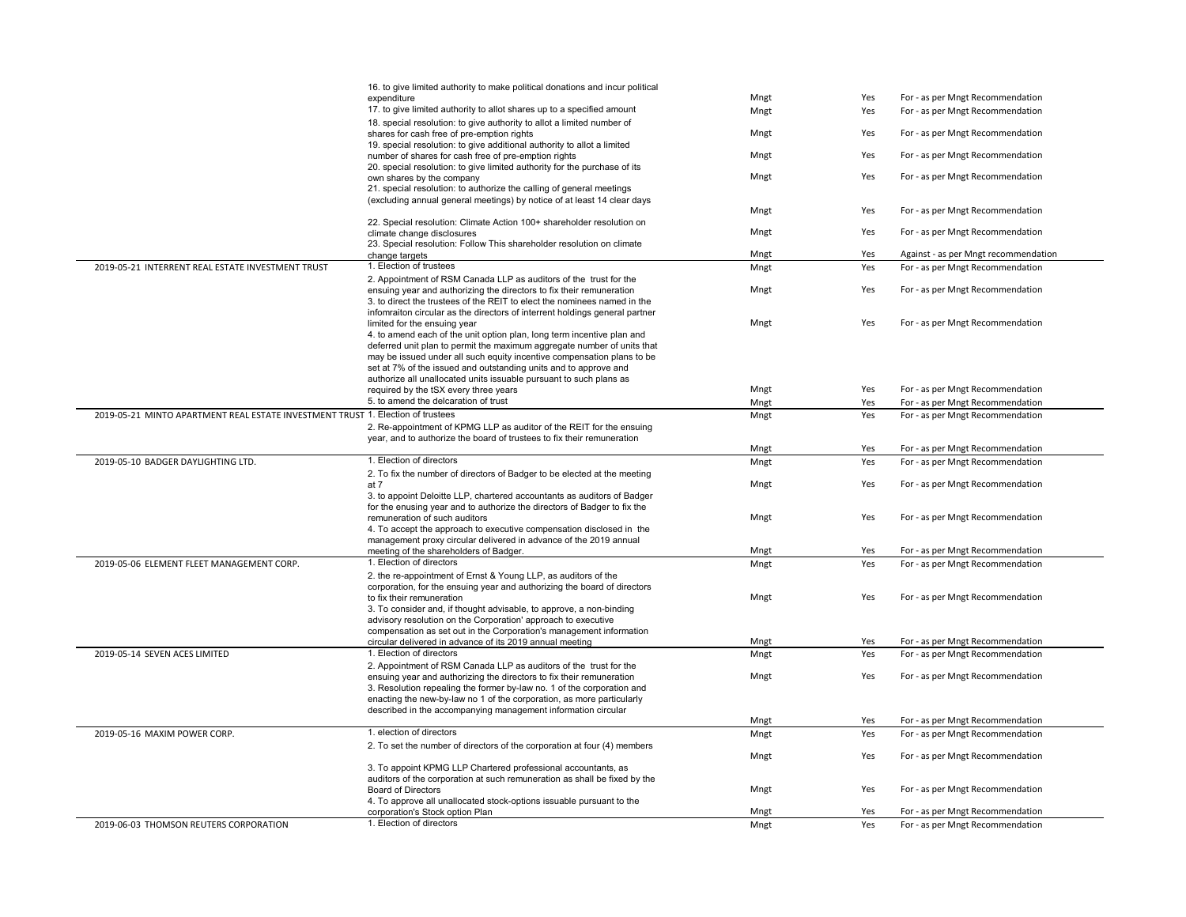| | | | | |
|---|---|---|---|---|
| | 16. to give limited authority to make political donations and incur political expenditure | Mngt | Yes | For - as per Mngt Recommendation |
| | 17. to give limited authority to allot shares up to a specified amount | Mngt | Yes | For - as per Mngt Recommendation |
| | 18. special resolution: to give authority to allot a limited number of shares for cash free of pre-emption rights | Mngt | Yes | For - as per Mngt Recommendation |
| | 19. special resolution: to give additional authority to allot a limited number of shares for cash free of pre-emption rights | Mngt | Yes | For - as per Mngt Recommendation |
| | 20. special resolution: to give limited authority for the purchase of its own shares by the company | Mngt | Yes | For - as per Mngt Recommendation |
| | 21. special resolution: to authorize the calling of general meetings (excluding annual general meetings) by notice of at least 14 clear days | Mngt | Yes | For - as per Mngt Recommendation |
| | 22. Special resolution: Climate Action 100+ shareholder resolution on climate change disclosures | Mngt | Yes | For - as per Mngt Recommendation |
| | 23. Special resolution: Follow This shareholder resolution on climate change targets | Mngt | Yes | Against - as per Mngt recommendation |
| 2019-05-21 INTERRENT REAL ESTATE INVESTMENT TRUST | 1. Election of trustees | Mngt | Yes | For - as per Mngt Recommendation |
| | 2. Appointment of RSM Canada LLP as auditors of the trust for the ensuing year and authorizing the directors to fix their remuneration | Mngt | Yes | For - as per Mngt Recommendation |
| | 3. to direct the trustees of the REIT to elect the nominees named in the infomraiton circular as the directors of interrent holdings general partner limited for the ensuing year | Mngt | Yes | For - as per Mngt Recommendation |
| | 4. to amend each of the unit option plan, long term incentive plan and deferred unit plan to permit the maximum aggregate number of units that may be issued under all such equity incentive compensation plans to be set at 7% of the issued and outstanding units and to approve and authorize all unallocated units issuable pursuant to such plans as required by the tSX every three years | Mngt | Yes | For - as per Mngt Recommendation |
| | 5. to amend the delcaration of trust | Mngt | Yes | For - as per Mngt Recommendation |
| 2019-05-21 MINTO APARTMENT REAL ESTATE INVESTMENT TRUST | 1. Election of trustees | Mngt | Yes | For - as per Mngt Recommendation |
| | 2. Re-appointment of KPMG LLP as auditor of the REIT for the ensuing year, and to authorize the board of trustees to fix their remuneration | Mngt | Yes | For - as per Mngt Recommendation |
| 2019-05-10 BADGER DAYLIGHTING LTD. | 1. Election of directors | Mngt | Yes | For - as per Mngt Recommendation |
| | 2. To fix the number of directors of Badger to be elected at the meeting at 7 | Mngt | Yes | For - as per Mngt Recommendation |
| | 3. to appoint Deloitte LLP, chartered accountants as auditors of Badger for the enusing year and to authorize the directors of Badger to fix the remuneration of such auditors | Mngt | Yes | For - as per Mngt Recommendation |
| | 4. To accept the approach to executive compensation disclosed in the management proxy circular delivered in advance of the 2019 annual meeting of the shareholders of Badger. | Mngt | Yes | For - as per Mngt Recommendation |
| 2019-05-06 ELEMENT FLEET MANAGEMENT CORP. | 1. Election of directors | Mngt | Yes | For - as per Mngt Recommendation |
| | 2. the re-appointment of Ernst & Young LLP, as auditors of the corporation, for the ensuing year and authorizing the board of directors to fix their remuneration | Mngt | Yes | For - as per Mngt Recommendation |
| | 3. To consider and, if thought advisable, to approve, a non-binding advisory resolution on the Corporation' approach to executive compensation as set out in the Corporation's management information circular delivered in advance of its 2019 annual meeting | Mngt | Yes | For - as per Mngt Recommendation |
| 2019-05-14 SEVEN ACES LIMITED | 1. Election of directors | Mngt | Yes | For - as per Mngt Recommendation |
| | 2. Appointment of RSM Canada LLP as auditors of the trust for the ensuing year and authorizing the directors to fix their remuneration | Mngt | Yes | For - as per Mngt Recommendation |
| | 3. Resolution repealing the former by-law no. 1 of the corporation and enacting the new-by-law no 1 of the corporation, as more particularly described in the accompanying management information circular | Mngt | Yes | For - as per Mngt Recommendation |
| 2019-05-16 MAXIM POWER CORP. | 1. election of directors | Mngt | Yes | For - as per Mngt Recommendation |
| | 2. To set the number of directors of the corporation at four (4) members | Mngt | Yes | For - as per Mngt Recommendation |
| | 3. To appoint KPMG LLP Chartered professional accountants, as auditors of the corporation at such remuneration as shall be fixed by the Board of Directors | Mngt | Yes | For - as per Mngt Recommendation |
| | 4. To approve all unallocated stock-options issuable pursuant to the corporation's Stock option Plan | Mngt | Yes | For - as per Mngt Recommendation |
| 2019-06-03 THOMSON REUTERS CORPORATION | 1. Election of directors | Mngt | Yes | For - as per Mngt Recommendation |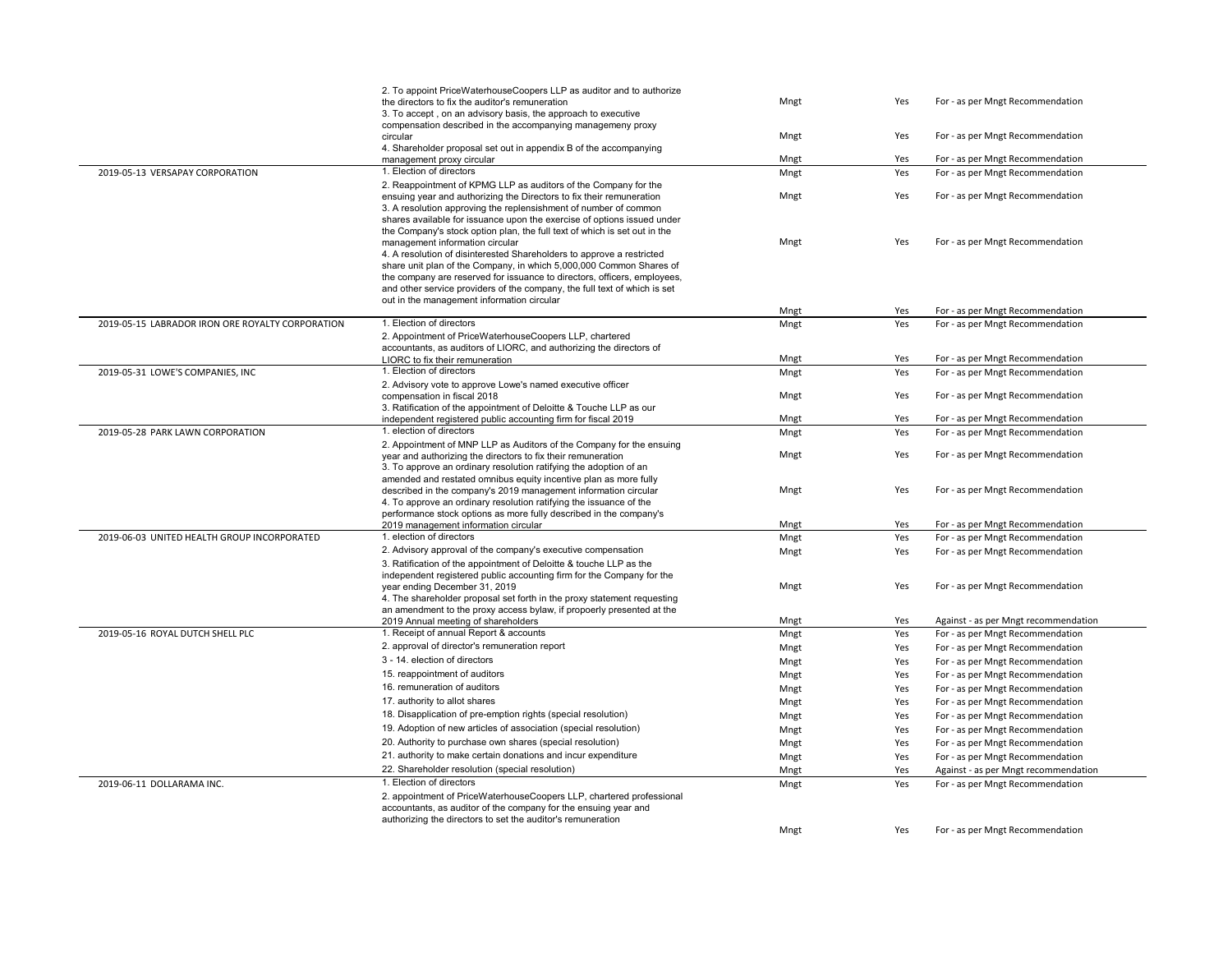| | | | | |
|---|---|---|---|---|
| | 2. To appoint PriceWaterhouseCoopers LLP as auditor and to authorize the directors to fix the auditor's remuneration | Mngt | Yes | For - as per Mngt Recommendation |
| | 3. To accept , on an advisory basis, the approach to executive compensation described in the accompanying managemeny proxy circular | Mngt | Yes | For - as per Mngt Recommendation |
| | 4. Shareholder proposal set out in appendix B of the accompanying management proxy circular | Mngt | Yes | For - as per Mngt Recommendation |
| 2019-05-13 VERSAPAY CORPORATION | 1. Election of directors | Mngt | Yes | For - as per Mngt Recommendation |
| | 2. Reappointment of KPMG LLP as auditors of the Company for the ensuing year and authorizing the Directors to fix their remuneration | Mngt | Yes | For - as per Mngt Recommendation |
| | 3. A resolution approving the replensishment of number of common shares available for issuance upon the exercise of options issued under the Company's stock option plan, the full text of which is set out in the management information circular | Mngt | Yes | For - as per Mngt Recommendation |
| | 4. A resolution of disinterested Shareholders to approve a restricted share unit plan of the Company, in which 5,000,000 Common Shares of the company are reserved for issuance to directors, officers, employees, and other service providers of the company, the full text of which is set out in the management information circular | Mngt | Yes | For - as per Mngt Recommendation |
| 2019-05-15 LABRADOR IRON ORE ROYALTY CORPORATION | 1. Election of directors | Mngt | Yes | For - as per Mngt Recommendation |
| | 2. Appointment of PriceWaterhouseCoopers LLP, chartered accountants, as auditors of LIORC, and authorizing the directors of LIORC to fix their remuneration | Mngt | Yes | For - as per Mngt Recommendation |
| 2019-05-31 LOWE'S COMPANIES, INC | 1. Election of directors | Mngt | Yes | For - as per Mngt Recommendation |
| | 2. Advisory vote to approve Lowe's named executive officer compensation in fiscal 2018 | Mngt | Yes | For - as per Mngt Recommendation |
| | 3. Ratification of the appointment of Deloitte & Touche LLP as our independent registered public accounting firm for fiscal 2019 | Mngt | Yes | For - as per Mngt Recommendation |
| 2019-05-28 PARK LAWN CORPORATION | 1. election of directors | Mngt | Yes | For - as per Mngt Recommendation |
| | 2. Appointment of MNP LLP as Auditors of the Company for the ensuing year and authorizing the directors to fix their remuneration | Mngt | Yes | For - as per Mngt Recommendation |
| | 3. To approve an ordinary resolution ratifying the adoption of an amended and restated omnibus equity incentive plan as more fully described in the company's 2019 management information circular | Mngt | Yes | For - as per Mngt Recommendation |
| | 4. To approve an ordinary resolution ratifying the issuance of the performance stock options as more fully described in the company's 2019 management information circular | Mngt | Yes | For - as per Mngt Recommendation |
| 2019-06-03 UNITED HEALTH GROUP INCORPORATED | 1. election of directors | Mngt | Yes | For - as per Mngt Recommendation |
| | 2. Advisory approval of the company's executive compensation | Mngt | Yes | For - as per Mngt Recommendation |
| | 3. Ratification of the appointment of Deloitte & touche LLP as the independent registered public accounting firm for the Company for the year ending December 31, 2019 | Mngt | Yes | For - as per Mngt Recommendation |
| | 4. The shareholder proposal set forth in the proxy statement requesting an amendment to the proxy access bylaw, if propoerly presented at the 2019 Annual meeting of shareholders | Mngt | Yes | Against - as per Mngt recommendation |
| 2019-05-16 ROYAL DUTCH SHELL PLC | 1. Receipt of annual Report & accounts | Mngt | Yes | For - as per Mngt Recommendation |
| | 2. approval of director's remuneration report | Mngt | Yes | For - as per Mngt Recommendation |
| | 3 - 14. election of directors | Mngt | Yes | For - as per Mngt Recommendation |
| | 15. reappointment of auditors | Mngt | Yes | For - as per Mngt Recommendation |
| | 16. remuneration of auditors | Mngt | Yes | For - as per Mngt Recommendation |
| | 17. authority to allot shares | Mngt | Yes | For - as per Mngt Recommendation |
| | 18. Disapplication of pre-emption rights (special resolution) | Mngt | Yes | For - as per Mngt Recommendation |
| | 19. Adoption of new articles of association (special resolution) | Mngt | Yes | For - as per Mngt Recommendation |
| | 20. Authority to purchase own shares (special resolution) | Mngt | Yes | For - as per Mngt Recommendation |
| | 21. authority to make certain donations and incur expenditure | Mngt | Yes | For - as per Mngt Recommendation |
| | 22. Shareholder resolution (special resolution) | Mngt | Yes | Against - as per Mngt recommendation |
| 2019-06-11 DOLLARAMA INC. | 1. Election of directors | Mngt | Yes | For - as per Mngt Recommendation |
| | 2. appointment of PriceWaterhouseCoopers LLP, chartered professional accountants, as auditor of the company for the ensuing year and authorizing the directors to set the auditor's remuneration | Mngt | Yes | For - as per Mngt Recommendation |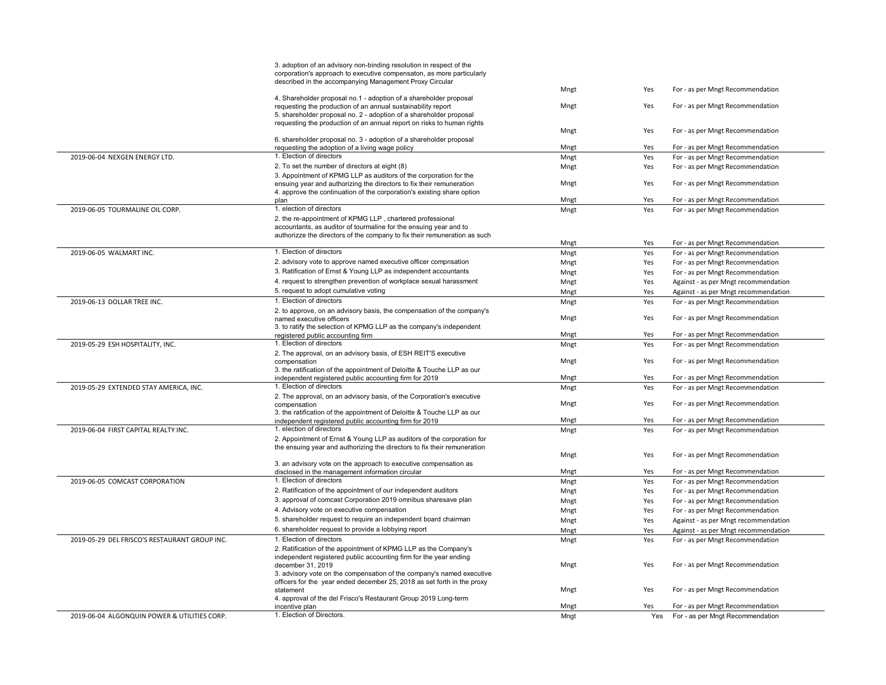| Meeting Date / Company | Proposal | Proposed by | Voted | Vote |
|---|---|---|---|---|
| | 3. adoption of an advisory non-binding resolution in respect of the corporation's approach to executive compensaton, as more particularly described in the accompanying Management Proxy Circular | Mngt | Yes | For - as per Mngt Recommendation |
| | 4. Shareholder proposal no.1 - adoption of a shareholder proposal requesting the production of an annual sustainability report | Mngt | Yes | For - as per Mngt Recommendation |
| | 5. shareholder proposal no. 2 - adoption of a shareholder proposal requesting the production of an annual report on risks to human rights | Mngt | Yes | For - as per Mngt Recommendation |
| | 6. shareholder proposal no. 3 - adoption of a shareholder proposal requesting the adoption of a living wage policy | Mngt | Yes | For - as per Mngt Recommendation |
| 2019-06-04 NEXGEN ENERGY LTD. | 1. Election of directors | Mngt | Yes | For - as per Mngt Recommendation |
| | 2. To set the number of directors at eight (8) | Mngt | Yes | For - as per Mngt Recommendation |
| | 3. Appointment of KPMG LLP as auditors of the corporation for the ensuing year and authorizing the directors to fix their remuneration | Mngt | Yes | For - as per Mngt Recommendation |
| | 4. approve the continuation of the corporation's existing share option plan | Mngt | Yes | For - as per Mngt Recommendation |
| 2019-06-05 TOURMALINE OIL CORP. | 1. election of directors | Mngt | Yes | For - as per Mngt Recommendation |
| | 2. the re-appointment of KPMG LLP , chartered professional accountants, as auditor of tourmaline for the ensuing year and to authorizze the directors of the company to fix their remuneration as such | Mngt | Yes | For - as per Mngt Recommendation |
| 2019-06-05 WALMART INC. | 1. Election of directors | Mngt | Yes | For - as per Mngt Recommendation |
| | 2. advisory vote to approve named executive officer compnsation | Mngt | Yes | For - as per Mngt Recommendation |
| | 3. Ratification of Ernst & Young LLP as independent accountants | Mngt | Yes | For - as per Mngt Recommendation |
| | 4. request to strengthen prevention of workplace sexual harassment | Mngt | Yes | Against - as per Mngt recommendation |
| | 5. request to adopt cumulative voting | Mngt | Yes | Against - as per Mngt recommendation |
| 2019-06-13 DOLLAR TREE INC. | 1. Election of directors | Mngt | Yes | For - as per Mngt Recommendation |
| | 2. to approve, on an advisory basis, the compensation of the company's named executive officers | Mngt | Yes | For - as per Mngt Recommendation |
| | 3. to ratify the selection of KPMG LLP as the company's independent registered public accounting firm | Mngt | Yes | For - as per Mngt Recommendation |
| 2019-05-29 ESH HOSPITALITY, INC. | 1. Election of directors | Mngt | Yes | For - as per Mngt Recommendation |
| | 2. The approval, on an advisory basis, of ESH REIT'S executive compensation | Mngt | Yes | For - as per Mngt Recommendation |
| | 3. the ratification of the appointment of Deloitte & Touche LLP as our independent registered public accounting firm for 2019 | Mngt | Yes | For - as per Mngt Recommendation |
| 2019-05-29 EXTENDED STAY AMERICA, INC. | 1. Election of directors | Mngt | Yes | For - as per Mngt Recommendation |
| | 2. The approval, on an advisory basis, of the Corporation's executive compensation | Mngt | Yes | For - as per Mngt Recommendation |
| | 3. the ratification of the appointment of Deloitte & Touche LLP as our independent registered public accounting firm for 2019 | Mngt | Yes | For - as per Mngt Recommendation |
| 2019-06-04 FIRST CAPITAL REALTY INC. | 1. election of directors | Mngt | Yes | For - as per Mngt Recommendation |
| | 2. Appointment of Ernst & Young LLP as auditors of the corporation for the ensuing year and authorizing the directors to fix their remuneration | Mngt | Yes | For - as per Mngt Recommendation |
| | 3. an advisory vote on the approach to executive compensation as disclosed in the management information circular | Mngt | Yes | For - as per Mngt Recommendation |
| 2019-06-05 COMCAST CORPORATION | 1. Election of directors | Mngt | Yes | For - as per Mngt Recommendation |
| | 2. Ratification of the appointment of our independent auditors | Mngt | Yes | For - as per Mngt Recommendation |
| | 3. approval of comcast Corporation 2019 omnibus sharesave plan | Mngt | Yes | For - as per Mngt Recommendation |
| | 4. Advisory vote on executive compensation | Mngt | Yes | For - as per Mngt Recommendation |
| | 5. shareholder request to require an independent board chairman | Mngt | Yes | Against - as per Mngt recommendation |
| | 6. shareholder request to provide a lobbying report | Mngt | Yes | Against - as per Mngt recommendation |
| 2019-05-29 DEL FRISCO'S RESTAURANT GROUP INC. | 1. Election of directors | Mngt | Yes | For - as per Mngt Recommendation |
| | 2. Ratification of the appointment of KPMG LLP as the Company's independent registered public accounting firm for the year ending december 31, 2019 | Mngt | Yes | For - as per Mngt Recommendation |
| | 3. advisory vote on the compensation of the company's named executive officers for the year ended december 25, 2018 as set forth in the proxy statement | Mngt | Yes | For - as per Mngt Recommendation |
| | 4. approval of the del Frisco's Restaurant Group 2019 Long-term incentive plan | Mngt | Yes | For - as per Mngt Recommendation |
| 2019-06-04 ALGONQUIN POWER & UTILITIES CORP. | 1. Election of Directors. | Mngt | Yes | For - as per Mngt Recommendation |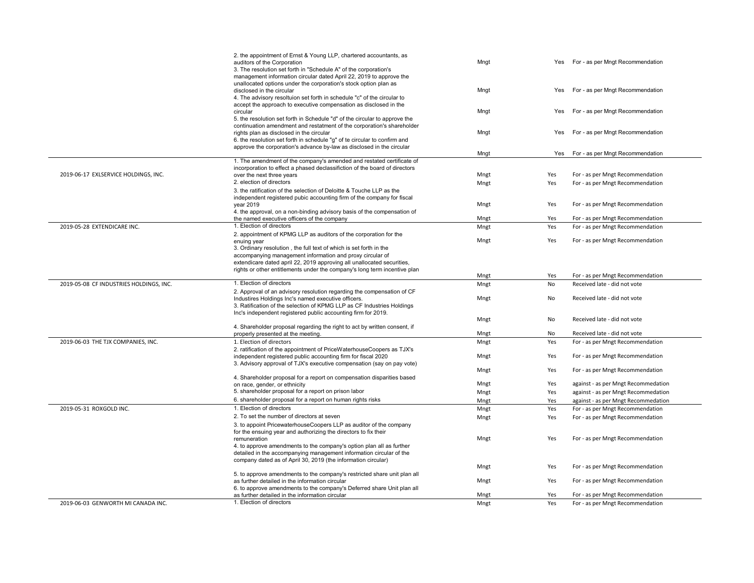| | | | | |
|---|---|---|---|---|
| | 2. the appointment of Ernst & Young LLP, chartered accountants, as auditors of the Corporation | Mngt | Yes | For - as per Mngt Recommendation |
| | 3. The resolution set forth in "Schedule A" of the corporation's management information circular dated April 22, 2019 to approve the unallocated options under the corporation's stock option plan as disclosed in the circular | Mngt | Yes | For - as per Mngt Recommendation |
| | 4. The advisory resoltuion set forth in schedule "c" of the circular to accept the approach to executive compensation as disclosed in the circular | Mngt | Yes | For - as per Mngt Recommendation |
| | 5. the resolution set forth in Schedule "d" of the circular to approve the continuation amendment and restatment of the corporation's shareholder rights plan as disclosed in the circular | Mngt | Yes | For - as per Mngt Recommendation |
| | 6. the resolution set forth in schedule "g" of te circular to confirm and approve the corporation's advance by-law as disclosed in the circular | Mngt | Yes | For - as per Mngt Recommendation |
| 2019-06-17 EXLSERVICE HOLDINGS, INC. | 1. The amendment of the company's amended and restated certificate of incorporation to effect a phased declassifiction of the board of directors over the next three years | Mngt | Yes | For - as per Mngt Recommendation |
| | 2. election of directors | Mngt | Yes | For - as per Mngt Recommendation |
| | 3. the ratification of the selection of Deloitte & Touche LLP as the independent registered pubic accounting firm of the company for fiscal year 2019 | Mngt | Yes | For - as per Mngt Recommendation |
| | 4. the approval, on a non-binding advisory basis of the compensation of the named executive officers of the company | Mngt | Yes | For - as per Mngt Recommendation |
| 2019-05-28 EXTENDICARE INC. | 1. Election of directors | Mngt | Yes | For - as per Mngt Recommendation |
| | 2. appointment of KPMG LLP as auditors of the corporation for the enuing year | Mngt | Yes | For - as per Mngt Recommendation |
| | 3. Ordinary resolution , the full text of which is set forth in the accompanying management information and proxy circular of extendicare dated april 22, 2019 approving all unallocated securities, rights or other entitlements under the company's long term incentive plan | Mngt | Yes | For - as per Mngt Recommendation |
| 2019-05-08 CF INDUSTRIES HOLDINGS, INC. | 1. Election of directors | Mngt | No | Received late - did not vote |
| | 2. Approval of an advisory resolution regarding the compensation of CF Industires Holdings Inc's named executive officers. | Mngt | No | Received late - did not vote |
| | 3. Ratification of the selection of KPMG LLP as CF Industries Holdings Inc's independent registered public accounting firm for 2019. | Mngt | No | Received late - did not vote |
| | 4. Shareholder proposal regarding the right to act by written consent, if properly presented at the meeting. | Mngt | No | Received late - did not vote |
| 2019-06-03 THE TJX COMPANIES, INC. | 1. Election of directors | Mngt | Yes | For - as per Mngt Recommendation |
| | 2. ratification of the appointment of PriceWaterhouseCoopers as TJX's independent registered public accounting firm for fiscal 2020 | Mngt | Yes | For - as per Mngt Recommendation |
| | 3. Advisory approval of TJX's executive compensation (say on pay vote) | Mngt | Yes | For - as per Mngt Recommendation |
| | 4. Shareholder proposal for a report on compensation disparities based on race, gender, or ethnicity | Mngt | Yes | against - as per Mngt Recommedation |
| | 5. shareholder proposal for a report on prison labor | Mngt | Yes | against - as per Mngt Recommedation |
| | 6. shareholder proposal for a report on human rights risks | Mngt | Yes | against - as per Mngt Recommedation |
| 2019-05-31 ROXGOLD INC. | 1. Election of directors | Mngt | Yes | For - as per Mngt Recommendation |
| | 2. To set the number of directors at seven | Mngt | Yes | For - as per Mngt Recommendation |
| | 3. to appoint PricewaterhouseCoopers LLP as auditor of the company for the ensuing year and authorizing the directors to fix their remuneration | Mngt | Yes | For - as per Mngt Recommendation |
| | 4. to approve amendments to the company's option plan all as further detailed in the accompanying management information circular of the company dated as of April 30, 2019 (the information circular) | Mngt | Yes | For - as per Mngt Recommendation |
| | 5. to approve amendments to the company's restricted share unit plan all as further detailed in the information circular | Mngt | Yes | For - as per Mngt Recommendation |
| | 6. to approve amendments to the company's Deferred share Unit plan all as further detailed in the information circular | Mngt | Yes | For - as per Mngt Recommendation |
| 2019-06-03 GENWORTH MI CANADA INC. | 1. Election of directors | Mngt | Yes | For - as per Mngt Recommendation |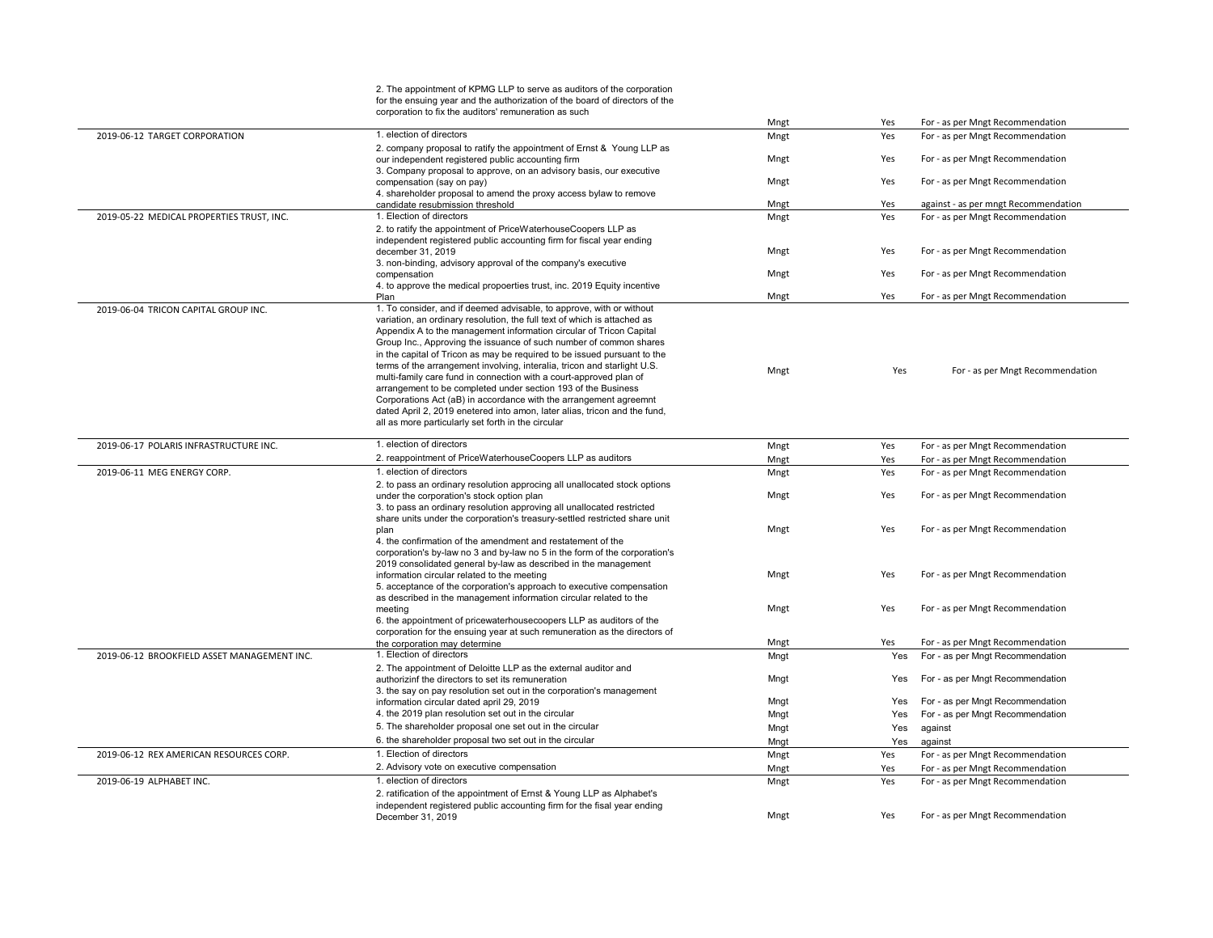| | | | | |
|---|---|---|---|---|
| | 2. The appointment of KPMG LLP to serve as auditors of the corporation for the ensuing year and the authorization of the board of directors of the corporation to fix the auditors' remuneration as such | Mngt | Yes | For - as per Mngt Recommendation |
| 2019-06-12 TARGET CORPORATION | 1. election of directors | Mngt | Yes | For - as per Mngt Recommendation |
| | 2. company proposal to ratify the appointment of Ernst & Young LLP as our independent registered public accounting firm | Mngt | Yes | For - as per Mngt Recommendation |
| | 3. Company proposal to approve, on an advisory basis, our executive compensation (say on pay) | Mngt | Yes | For - as per Mngt Recommendation |
| | 4. shareholder proposal to amend the proxy access bylaw to remove candidate resubmission threshold | Mngt | Yes | against - as per mngt Recommendation |
| 2019-05-22 MEDICAL PROPERTIES TRUST, INC. | 1. Election of directors | Mngt | Yes | For - as per Mngt Recommendation |
| | 2. to ratify the appointment of PriceWaterhouseCoopers LLP as independent registered public accounting firm for fiscal year ending december 31, 2019 | Mngt | Yes | For - as per Mngt Recommendation |
| | 3. non-binding, advisory approval of the company's executive compensation | Mngt | Yes | For - as per Mngt Recommendation |
| | 4. to approve the medical propoerties trust, inc. 2019 Equity incentive Plan | Mngt | Yes | For - as per Mngt Recommendation |
| 2019-06-04 TRICON CAPITAL GROUP INC. | 1. To consider, and if deemed advisable, to approve, with or without variation, an ordinary resolution, the full text of which is attached as Appendix A to the management information circular of Tricon Capital Group Inc., Approving the issuance of such number of common shares in the capital of Tricon as may be required to be issued pursuant to the terms of the arrangement involving, interalia, tricon and starlight U.S. multi-family care fund in connection with a court-approved plan of arrangement to be completed under section 193 of the Business Corporations Act (aB) in accordance with the arrangement agreemnt dated April 2, 2019 enetered into amon, later alias, tricon and the fund, all as more particularly set forth in the circular | Mngt | Yes | For - as per Mngt Recommendation |
| 2019-06-17 POLARIS INFRASTRUCTURE INC. | 1. election of directors | Mngt | Yes | For - as per Mngt Recommendation |
| | 2. reappointment of PriceWaterhouseCoopers LLP as auditors | Mngt | Yes | For - as per Mngt Recommendation |
| 2019-06-11 MEG ENERGY CORP. | 1. election of directors | Mngt | Yes | For - as per Mngt Recommendation |
| | 2. to pass an ordinary resolution approcing all unallocated stock options under the corporation's stock option plan | Mngt | Yes | For - as per Mngt Recommendation |
| | 3. to pass an ordinary resolution approving all unallocated restricted share units under the corporation's treasury-settled restricted share unit plan | Mngt | Yes | For - as per Mngt Recommendation |
| | 4. the confirmation of the amendment and restatement of the corporation's by-law no 3 and by-law no 5 in the form of the corporation's 2019 consolidated general by-law as described in the management information circular related to the meeting | Mngt | Yes | For - as per Mngt Recommendation |
| | 5. acceptance of the corporation's approach to executive compensation as described in the management information circular related to the meeting | Mngt | Yes | For - as per Mngt Recommendation |
| | 6. the appointment of pricewaterhousecoopers LLP as auditors of the corporation for the ensuing year at such remuneration as the directors of the corporation may determine | Mngt | Yes | For - as per Mngt Recommendation |
| 2019-06-12 BROOKFIELD ASSET MANAGEMENT INC. | 1. Election of directors | Mngt | Yes | For - as per Mngt Recommendation |
| | 2. The appointment of Deloitte LLP as the external auditor and authorizinf the directors to set its remuneration | Mngt | Yes | For - as per Mngt Recommendation |
| | 3. the say on pay resolution set out in the corporation's management information circular dated april 29, 2019 | Mngt | Yes | For - as per Mngt Recommendation |
| | 4. the 2019 plan resolution set out in the circular | Mngt | Yes | For - as per Mngt Recommendation |
| | 5. The shareholder proposal one set out in the circular | Mngt | Yes | against |
| | 6. the shareholder proposal two set out in the circular | Mngt | Yes | against |
| 2019-06-12 REX AMERICAN RESOURCES CORP. | 1. Election of directors | Mngt | Yes | For - as per Mngt Recommendation |
| | 2. Advisory vote on executive compensation | Mngt | Yes | For - as per Mngt Recommendation |
| 2019-06-19 ALPHABET INC. | 1. election of directors | Mngt | Yes | For - as per Mngt Recommendation |
| | 2. ratification of the appointment of Ernst & Young LLP as Alphabet's independent registered public accounting firm for the fisal year ending December 31, 2019 | Mngt | Yes | For - as per Mngt Recommendation |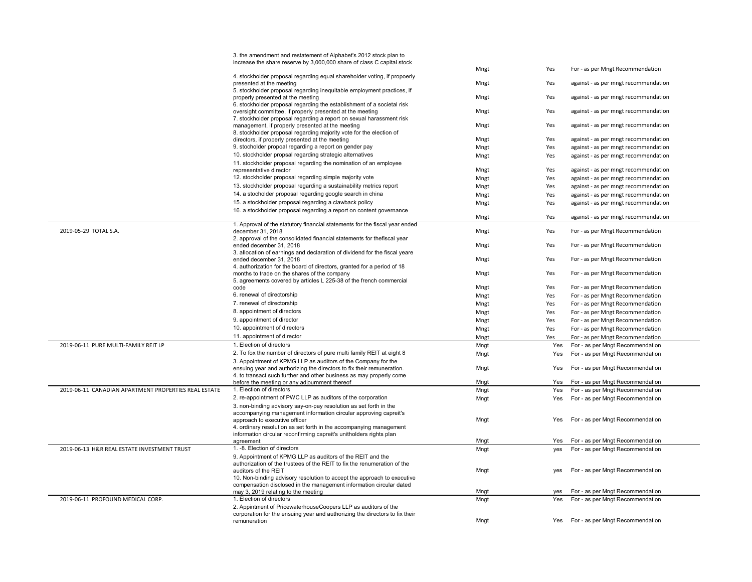| | | | | |
|---|---|---|---|---|
| | 3. the amendment and restatement of Alphabet's 2012 stock plan to increase the share reserve by 3,000,000 share of class C capital stock | Mngt | Yes | For - as per Mngt Recommendation |
| | 4. stockholder proposal regarding equal shareholder voting, if propoerly presented at the meeting | Mngt | Yes | against - as per mngt recommendation |
| | 5. stockholder proposal regarding inequitable employment practices, if properly presented at the meeting | Mngt | Yes | against - as per mngt recommendation |
| | 6. stockholder proposal regarding the establishment of a societal risk oversight committee, if properly presented at the meeting | Mngt | Yes | against - as per mngt recommendation |
| | 7. stockholder proposal regarding a report on sexual harassment risk management, if properly presented at the meeting | Mngt | Yes | against - as per mngt recommendation |
| | 8. stockholder proposal regarding majority vote for the election of directors, if properly presented at the meeting | Mngt | Yes | against - as per mngt recommendation |
| | 9. stocholder propoal regarding a report on gender pay | Mngt | Yes | against - as per mngt recommendation |
| | 10. stockholder propsal regarding strategic alternatives | Mngt | Yes | against - as per mngt recommendation |
| | 11. stockholder proposal regarding the nomination of an employee representative director | Mngt | Yes | against - as per mngt recommendation |
| | 12. stockholder proposal regarding simple majority vote | Mngt | Yes | against - as per mngt recommendation |
| | 13. stockholder proposal regarding a sustainability metrics report | Mngt | Yes | against - as per mngt recommendation |
| | 14. a stocholder proposal regarding google search in china | Mngt | Yes | against - as per mngt recommendation |
| | 15. a stockholder proposal regarding a clawback policy | Mngt | Yes | against - as per mngt recommendation |
| | 16. a stockholder proposal regarding a report on content governance | Mngt | Yes | against - as per mngt recommendation |
| 2019-05-29 TOTAL S.A. | 1. Approval of the statutory financial statements for the fiscal year ended december 31, 2018 | Mngt | Yes | For - as per Mngt Recommendation |
| | 2. approval of the consolidated financial statements for thefiscal year ended december 31, 2018 | Mngt | Yes | For - as per Mngt Recommendation |
| | 3. allocation of earnings and declaration of dividend for the fiscal yeare ended december 31, 2018 | Mngt | Yes | For - as per Mngt Recommendation |
| | 4. authorization for the board of directors, granted for a period of 18 months to trade on the shares of the company | Mngt | Yes | For - as per Mngt Recommendation |
| | 5. agreements covered by articles L 225-38 of the french commercial code | Mngt | Yes | For - as per Mngt Recommendation |
| | 6. renewal of directorship | Mngt | Yes | For - as per Mngt Recommendation |
| | 7. renewal of directorship | Mngt | Yes | For - as per Mngt Recommendation |
| | 8. appointment of directors | Mngt | Yes | For - as per Mngt Recommendation |
| | 9. appointment of director | Mngt | Yes | For - as per Mngt Recommendation |
| | 10. appointment of directors | Mngt | Yes | For - as per Mngt Recommendation |
| | 11. appointment of director | Mngt | Yes | For - as per Mngt Recommendation |
| 2019-06-11 PURE MULTI-FAMILY REIT LP | 1. Election of directors | Mngt | Yes | For - as per Mngt Recommendation |
| | 2. To fox the number of directors of pure multi family REIT at eight 8 | Mngt | Yes | For - as per Mngt Recommendation |
| | 3. Appointment of KPMG LLP as auditors of the Company for the ensuing year and authorizing the directors to fix their remuneration. | Mngt | Yes | For - as per Mngt Recommendation |
| | 4. to transact such further and other business as may properly come before the meeting or any adjournment thereof | Mngt | Yes | For - as per Mngt Recommendation |
| 2019-06-11 CANADIAN APARTMENT PROPERTIES REAL ESTATE | 1. Election of directors | Mngt | Yes | For - as per Mngt Recommendation |
| | 2. re-appointment of PWC LLP as auditors of the corporation | Mngt | Yes | For - as per Mngt Recommendation |
| | 3. non-binding advisory say-on-pay resolution as set forth in the accompanying management information circular approving capreit's approach to executive officer | Mngt | Yes | For - as per Mngt Recommendation |
| | 4. ordinary resolution as set forth in the accompanying management information circular reconfirming capreit's unitholders rights plan agreement | Mngt | Yes | For - as per Mngt Recommendation |
| 2019-06-13 H&R REAL ESTATE INVESTMENT TRUST | 1. -8. Election of directors | Mngt | yes | For - as per Mngt Recommendation |
| | 9. Appointment of KPMG LLP as auditors of the REIT and the authorization of the trustees of the REIT to fix the renumeration of the auditors of the REIT | Mngt | yes | For - as per Mngt Recommendation |
| | 10. Non-binding advisory resolution to accept the approach to executive compensation disclosed in the management information circular dated may 3, 2019 relating to the meeting | Mngt | yes | For - as per Mngt Recommendation |
| 2019-06-11 PROFOUND MEDICAL CORP. | 1. Election of directors | Mngt | Yes | For - as per Mngt Recommendation |
| | 2. Appintment of PricewaterhouseCoopers LLP as auditors of the corporation for the ensuing year and authorizing the directors to fix their remuneration | Mngt | Yes | For - as per Mngt Recommendation |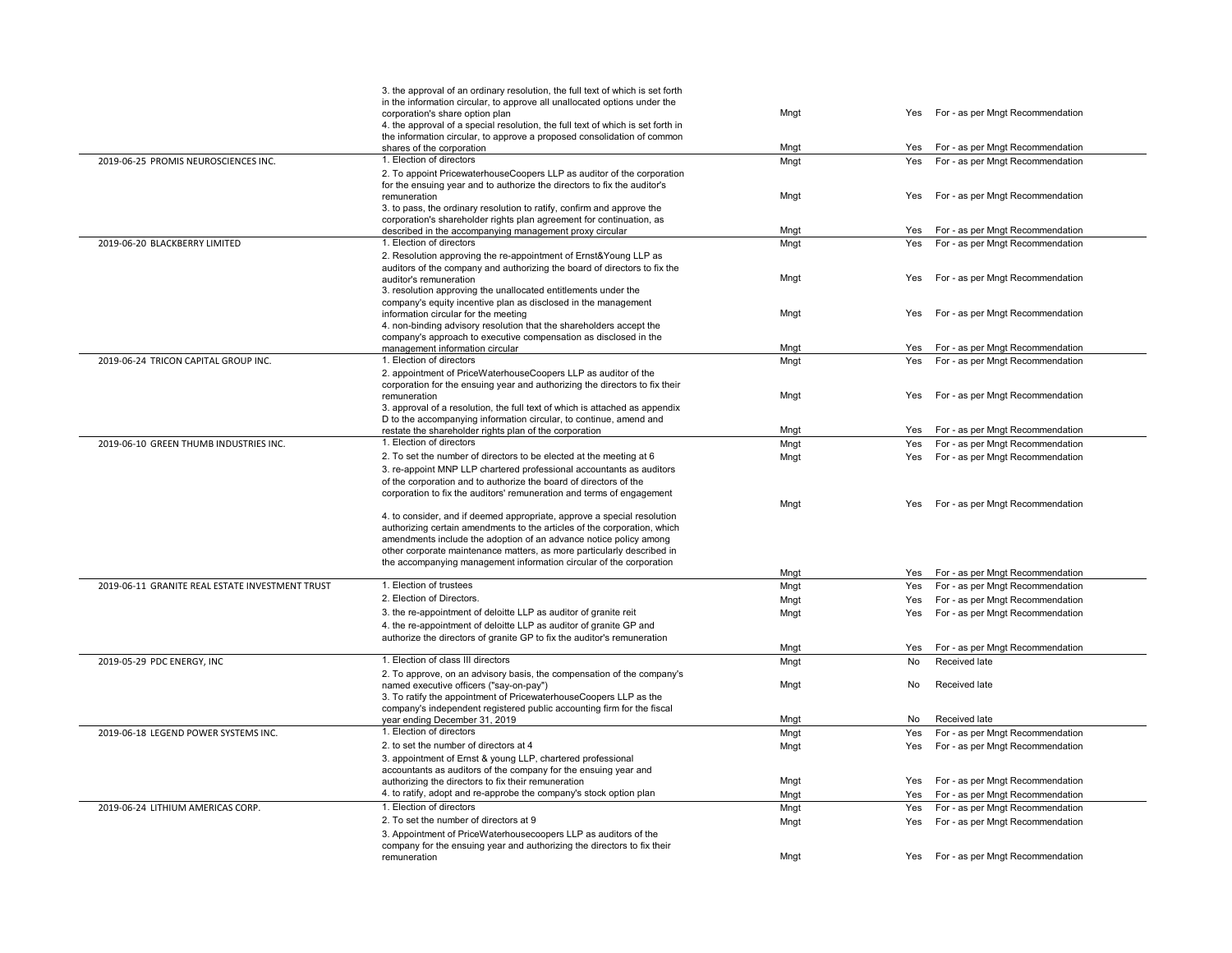| | | | | |
|---|---|---|---|---|
| | 3. the approval of an ordinary resolution, the full text of which is set forth in the information circular, to approve all unallocated options under the corporation's share option plan | Mngt | Yes | For - as per Mngt Recommendation |
| | 4. the approval of a special resolution, the full text of which is set forth in the information circular, to approve a proposed consolidation of common shares of the corporation | Mngt | Yes | For - as per Mngt Recommendation |
| 2019-06-25 PROMIS NEUROSCIENCES INC. | 1. Election of directors | Mngt | Yes | For - as per Mngt Recommendation |
| | 2. To appoint PricewaterhouseCoopers LLP as auditor of the corporation for the ensuing year and to authorize the directors to fix the auditor's remuneration | Mngt | Yes | For - as per Mngt Recommendation |
| | 3. to pass, the ordinary resolution to ratify, confirm and approve the corporation's shareholder rights plan agreement for continuation, as described in the accompanying management proxy circular | Mngt | Yes | For - as per Mngt Recommendation |
| 2019-06-20 BLACKBERRY LIMITED | 1. Election of directors | Mngt | Yes | For - as per Mngt Recommendation |
| | 2. Resolution approving the re-appointment of Ernst&Young LLP as auditors of the company and authorizing the board of directors to fix the auditor's remuneration | Mngt | Yes | For - as per Mngt Recommendation |
| | 3. resolution approving the unallocated entitlements under the company's equity incentive plan as disclosed in the management information circular for the meeting | Mngt | Yes | For - as per Mngt Recommendation |
| | 4. non-binding advisory resolution that the shareholders accept the company's approach to executive compensation as disclosed in the management information circular | Mngt | Yes | For - as per Mngt Recommendation |
| 2019-06-24 TRICON CAPITAL GROUP INC. | 1. Election of directors | Mngt | Yes | For - as per Mngt Recommendation |
| | 2. appointment of PriceWaterhouseCoopers LLP as auditor of the corporation for the ensuing year and authorizing the directors to fix their remuneration | Mngt | Yes | For - as per Mngt Recommendation |
| | 3. approval of a resolution, the full text of which is attached as appendix D to the accompanying information circular, to continue, amend and restate the shareholder rights plan of the corporation | Mngt | Yes | For - as per Mngt Recommendation |
| 2019-06-10 GREEN THUMB INDUSTRIES INC. | 1. Election of directors | Mngt | Yes | For - as per Mngt Recommendation |
| | 2. To set the number of directors to be elected at the meeting at 6 | Mngt | Yes | For - as per Mngt Recommendation |
| | 3. re-appoint MNP LLP chartered professional accountants as auditors of the corporation and to authorize the board of directors of the corporation to fix the auditors' remuneration and terms of engagement | Mngt | Yes | For - as per Mngt Recommendation |
| | 4. to consider, and if deemed appropriate, approve a special resolution authorizing certain amendments to the articles of the corporation, which amendments include the adoption of an advance notice policy among other corporate maintenance matters, as more particularly described in the accompanying management information circular of the corporation | Mngt | Yes | For - as per Mngt Recommendation |
| 2019-06-11 GRANITE REAL ESTATE INVESTMENT TRUST | 1. Election of trustees | Mngt | Yes | For - as per Mngt Recommendation |
| | 2. Election of Directors. | Mngt | Yes | For - as per Mngt Recommendation |
| | 3. the re-appointment of deloitte LLP as auditor of granite reit | Mngt | Yes | For - as per Mngt Recommendation |
| | 4. the re-appointment of deloitte LLP as auditor of granite GP and authorize the directors of granite GP to fix the auditor's remuneration | Mngt | Yes | For - as per Mngt Recommendation |
| 2019-05-29 PDC ENERGY, INC | 1. Election of class III directors | Mngt | No | Received late |
| | 2. To approve, on an advisory basis, the compensation of the company's named executive officers ("say-on-pay") | Mngt | No | Received late |
| | 3. To ratify the appointment of PricewaterhouseCoopers LLP as the company's independent registered public accounting firm for the fiscal year ending December 31, 2019 | Mngt | No | Received late |
| 2019-06-18 LEGEND POWER SYSTEMS INC. | 1. Election of directors | Mngt | Yes | For - as per Mngt Recommendation |
| | 2. to set the number of directors at 4 | Mngt | Yes | For - as per Mngt Recommendation |
| | 3. appointment of Ernst & young LLP, chartered professional accountants as auditors of the company for the ensuing year and authorizing the directors to fix their remuneration | Mngt | Yes | For - as per Mngt Recommendation |
| | 4. to ratify, adopt and re-approbe the company's stock option plan | Mngt | Yes | For - as per Mngt Recommendation |
| 2019-06-24 LITHIUM AMERICAS CORP. | 1. Election of directors | Mngt | Yes | For - as per Mngt Recommendation |
| | 2. To set the number of directors at 9 | Mngt | Yes | For - as per Mngt Recommendation |
| | 3. Appointment of PriceWaterhousecoopers LLP as auditors of the company for the ensuing year and authorizing the directors to fix their remuneration | Mngt | Yes | For - as per Mngt Recommendation |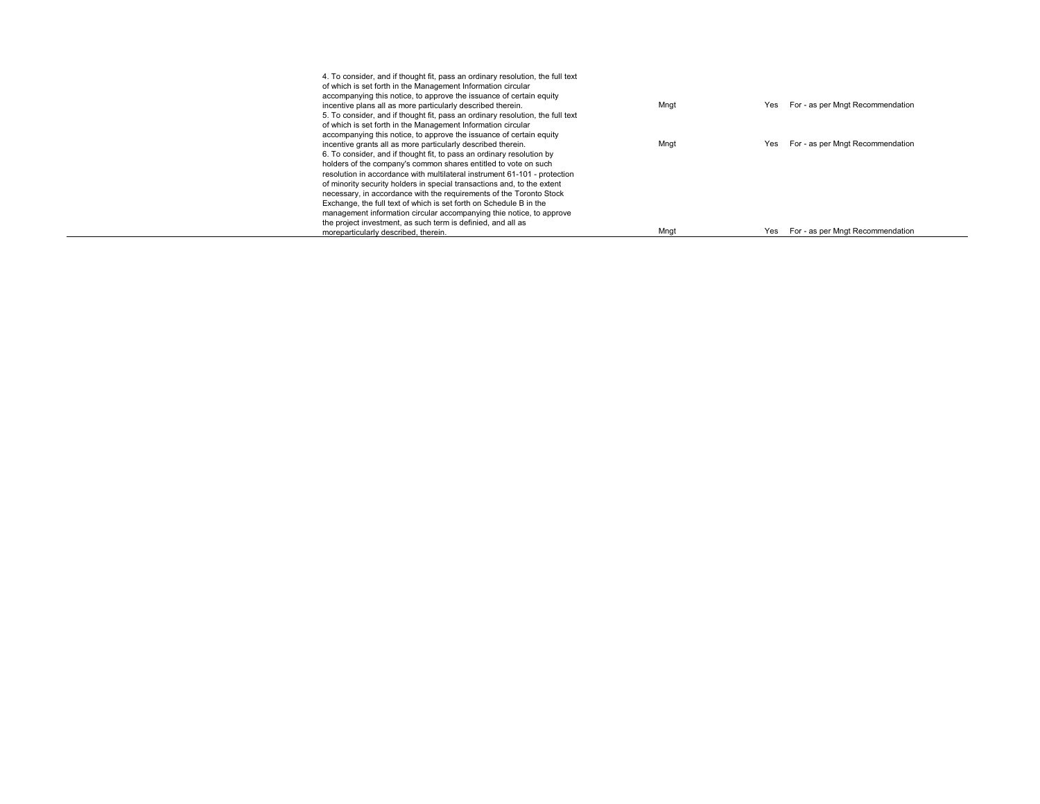| | | | |
|---|---|---|---|
| 4. To consider, and if thought fit, pass an ordinary resolution, the full text of which is set forth in the Management Information circular accompanying this notice, to approve the issuance of certain equity incentive plans all as more particularly described therein. | Mngt | Yes | For - as per Mngt Recommendation |
| 5. To consider, and if thought fit, pass an ordinary resolution, the full text of which is set forth in the Management Information circular accompanying this notice, to approve the issuance of certain equity incentive grants all as more particularly described therein. | Mngt | Yes | For - as per Mngt Recommendation |
| 6. To consider, and if thought fit, to pass an ordinary resolution by holders of the company's common shares entitled to vote on such resolution in accordance with multilateral instrument 61-101 - protection of minority security holders in special transactions and, to the extent necessary, in accordance with the requirements of the Toronto Stock Exchange, the full text of which is set forth on Schedule B in the management information circular accompanying thie notice, to approve the project investment, as such term is definied, and all as moreparticularly described, therein. | Mngt | Yes | For - as per Mngt Recommendation |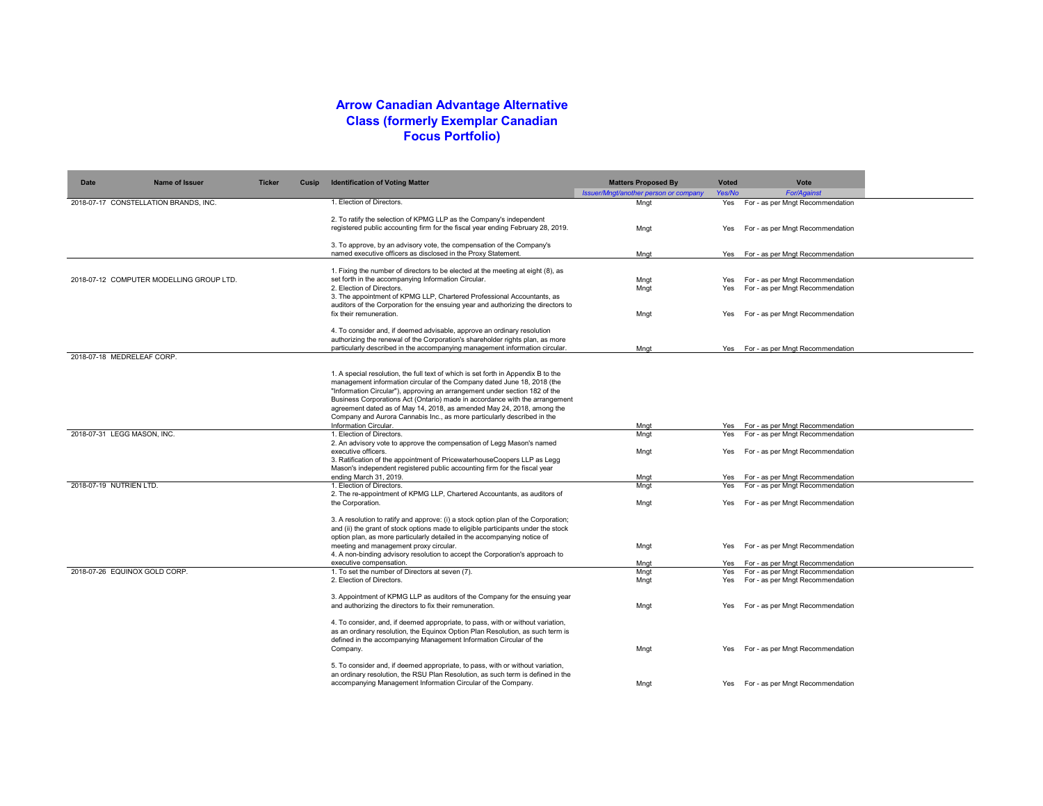# Arrow Canadian Advantage Alternative Class (formerly Exemplar Canadian Focus Portfolio)

| Date | Name of Issuer | Ticker | Cusip | Identification of Voting Matter | Matters Proposed By | Voted | Vote |
|---|---|---|---|---|---|---|---|
| | | | | | *Issuer/Mngt/another person or company* | *Yes/No* | *For/Against* |
| 2018-07-17 | CONSTELLATION BRANDS, INC. | | | 1. Election of Directors. | Mngt | Yes | For - as per Mngt Recommendation |
| | | | | 2. To ratify the selection of KPMG LLP as the Company's independent registered public accounting firm for the fiscal year ending February 28, 2019. | Mngt | Yes | For - as per Mngt Recommendation |
| | | | | 3. To approve, by an advisory vote, the compensation of the Company's named executive officers as disclosed in the Proxy Statement. | Mngt | Yes | For - as per Mngt Recommendation |
| 2018-07-12 | COMPUTER MODELLING GROUP LTD. | | | 1. Fixing the number of directors to be elected at the meeting at eight (8), as set forth in the accompanying Information Circular. | Mngt | Yes | For - as per Mngt Recommendation |
| | | | | 2. Election of Directors. | Mngt | Yes | For - as per Mngt Recommendation |
| | | | | 3. The appointment of KPMG LLP, Chartered Professional Accountants, as auditors of the Corporation for the ensuing year and authorizing the directors to fix their remuneration. | Mngt | Yes | For - as per Mngt Recommendation |
| | | | | 4. To consider and, if deemed advisable, approve an ordinary resolution authorizing the renewal of the Corporation's shareholder rights plan, as more particularly described in the accompanying management information circular. | Mngt | Yes | For - as per Mngt Recommendation |
| 2018-07-18 | MEDRELEAF CORP. | | | 1. A special resolution, the full text of which is set forth in Appendix B to the management information circular of the Company dated June 18, 2018 (the "Information Circular"), approving an arrangement under section 182 of the Business Corporations Act (Ontario) made in accordance with the arrangement agreement dated as of May 14, 2018, as amended May 24, 2018, among the Company and Aurora Cannabis Inc., as more particularly described in the Information Circular. | Mngt | Yes | For - as per Mngt Recommendation |
| 2018-07-31 | LEGG MASON, INC. | | | 1. Election of Directors. | Mngt | Yes | For - as per Mngt Recommendation |
| | | | | 2. An advisory vote to approve the compensation of Legg Mason's named executive officers. | Mngt | Yes | For - as per Mngt Recommendation |
| | | | | 3. Ratification of the appointment of PricewaterhouseCoopers LLP as Legg Mason's independent registered public accounting firm for the fiscal year ending March 31, 2019. | Mngt | Yes | For - as per Mngt Recommendation |
| 2018-07-19 | NUTRIEN LTD. | | | 1. Election of Directors. | Mngt | Yes | For - as per Mngt Recommendation |
| | | | | 2. The re-appointment of KPMG LLP, Chartered Accountants, as auditors of the Corporation. | Mngt | Yes | For - as per Mngt Recommendation |
| | | | | 3. A resolution to ratify and approve: (i) a stock option plan of the Corporation; and (ii) the grant of stock options made to eligible participants under the stock option plan, as more particularly detailed in the accompanying notice of meeting and management proxy circular. | Mngt | Yes | For - as per Mngt Recommendation |
| | | | | 4. A non-binding advisory resolution to accept the Corporation's approach to executive compensation. | Mngt | Yes | For - as per Mngt Recommendation |
| 2018-07-26 | EQUINOX GOLD CORP. | | | 1. To set the number of Directors at seven (7). | Mngt | Yes | For - as per Mngt Recommendation |
| | | | | 2. Election of Directors. | Mngt | Yes | For - as per Mngt Recommendation |
| | | | | 3. Appointment of KPMG LLP as auditors of the Company for the ensuing year and authorizing the directors to fix their remuneration. | Mngt | Yes | For - as per Mngt Recommendation |
| | | | | 4. To consider and, if deemed appropriate, to pass, with or without variation, as an ordinary resolution, the Equinox Option Plan Resolution, as such term is defined in the accompanying Management Information Circular of the Company. | Mngt | Yes | For - as per Mngt Recommendation |
| | | | | 5. To consider and, if deemed appropriate, to pass, with or without variation, an ordinary resolution, the RSU Plan Resolution, as such term is defined in the accompanying Management Information Circular of the Company. | Mngt | Yes | For - as per Mngt Recommendation |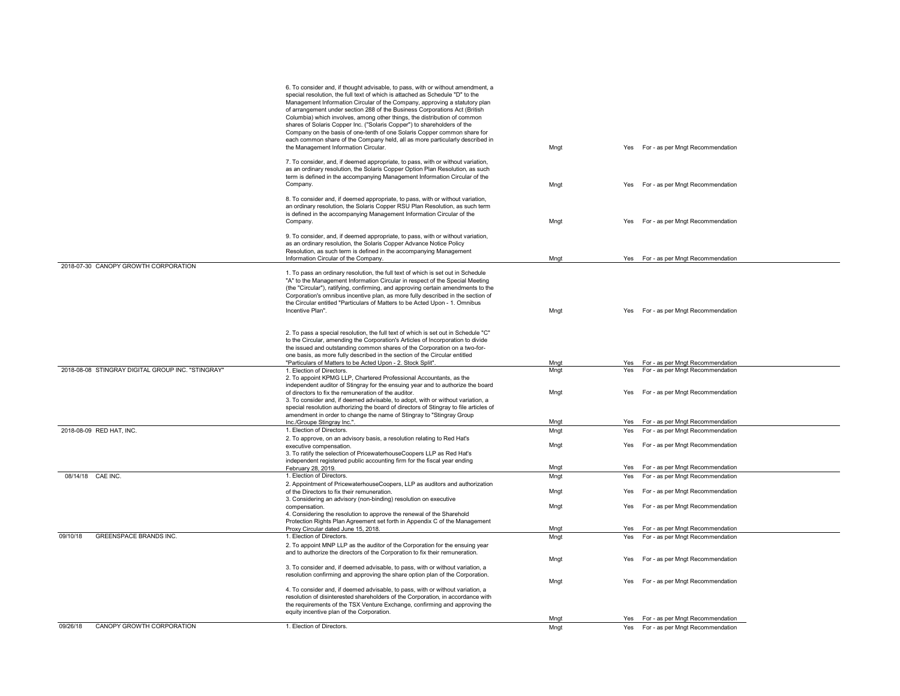| Date | Company | Proposal | Proposed by | Voted | Vote |
|---|---|---|---|---|---|
| | | 6. To consider and, if thought advisable, to pass, with or without amendment, a special resolution, the full text of which is attached as Schedule "D" to the Management Information Circular of the Company, approving a statutory plan of arrangement under section 288 of the Business Corporations Act (British Columbia) which involves, among other things, the distribution of common shares of Solaris Copper Inc. ("Solaris Copper") to shareholders of the Company on the basis of one-tenth of one Solaris Copper common share for each common share of the Company held, all as more particularly described in the Management Information Circular. | Mngt | Yes | For - as per Mngt Recommendation |
| | | 7. To consider, and, if deemed appropriate, to pass, with or without variation, as an ordinary resolution, the Solaris Copper Option Plan Resolution, as such term is defined in the accompanying Management Information Circular of the Company. | Mngt | Yes | For - as per Mngt Recommendation |
| | | 8. To consider and, if deemed appropriate, to pass, with or without variation, an ordinary resolution, the Solaris Copper RSU Plan Resolution, as such term is defined in the accompanying Management Information Circular of the Company. | Mngt | Yes | For - as per Mngt Recommendation |
| | | 9. To consider, and, if deemed appropriate, to pass, with or without variation, as an ordinary resolution, the Solaris Copper Advance Notice Policy Resolution, as such term is defined in the accompanying Management Information Circular of the Company. | Mngt | Yes | For - as per Mngt Recommendation |
| 2018-07-30 | CANOPY GROWTH CORPORATION | 1. To pass an ordinary resolution, the full text of which is set out in Schedule "A" to the Management Information Circular in respect of the Special Meeting (the "Circular"), ratifying, confirming, and approving certain amendments to the Corporation's omnibus incentive plan, as more fully described in the section of the Circular entitled "Particulars of Matters to be Acted Upon - 1. Omnibus Incentive Plan". | Mngt | Yes | For - as per Mngt Recommendation |
| | | 2. To pass a special resolution, the full text of which is set out in Schedule "C" to the Circular, amending the Corporation's Articles of Incorporation to divide the issued and outstanding common shares of the Corporation on a two-for-one basis, as more fully described in the section of the Circular entitled "Particulars of Matters to be Acted Upon - 2. Stock Split". | Mngt | Yes | For - as per Mngt Recommendation |
| 2018-08-08 | STINGRAY DIGITAL GROUP INC. "STINGRAY" | 1. Election of Directors. | Mngt | Yes | For - as per Mngt Recommendation |
| | | 2. To appoint KPMG LLP, Chartered Professional Accountants, as the independent auditor of Stingray for the ensuing year and to authorize the board of directors to fix the remuneration of the auditor. | Mngt | Yes | For - as per Mngt Recommendation |
| | | 3. To consider and, if deemed advisable, to adopt, with or without variation, a special resolution authorizing the board of directors of Stingray to file articles of amendment in order to change the name of Stingray to "Stingray Group Inc./Groupe Stingray Inc.". | Mngt | Yes | For - as per Mngt Recommendation |
| 2018-08-09 | RED HAT, INC. | 1. Election of Directors. | Mngt | Yes | For - as per Mngt Recommendation |
| | | 2. To approve, on an advisory basis, a resolution relating to Red Hat's executive compensation. | Mngt | Yes | For - as per Mngt Recommendation |
| | | 3. To ratify the selection of PricewaterhouseCoopers LLP as Red Hat's independent registered public accounting firm for the fiscal year ending February 28, 2019. | Mngt | Yes | For - as per Mngt Recommendation |
| 08/14/18 | CAE INC. | 1. Election of Directors. | Mngt | Yes | For - as per Mngt Recommendation |
| | | 2. Appointment of PricewaterhouseCoopers, LLP as auditors and authorization of the Directors to fix their remuneration. | Mngt | Yes | For - as per Mngt Recommendation |
| | | 3. Considering an advisory (non-binding) resolution on executive compensation. | Mngt | Yes | For - as per Mngt Recommendation |
| | | 4. Considering the resolution to approve the renewal of the Sharehold Protection Rights Plan Agreement set forth in Appendix C of the Management Proxy Circular dated June 15, 2018. | Mngt | Yes | For - as per Mngt Recommendation |
| 09/10/18 | GREENSPACE BRANDS INC. | 1. Election of Directors. | Mngt | Yes | For - as per Mngt Recommendation |
| | | 2. To appoint MNP LLP as the auditor of the Corporation for the ensuing year and to authorize the directors of the Corporation to fix their remuneration. | Mngt | Yes | For - as per Mngt Recommendation |
| | | 3. To consider and, if deemed advisable, to pass, with or without variation, a resolution confirming and approving the share option plan of the Corporation. | Mngt | Yes | For - as per Mngt Recommendation |
| | | 4. To consider and, if deemed advisable, to pass, with or without variation, a resolution of disinterested shareholders of the Corporation, in accordance with the requirements of the TSX Venture Exchange, confirming and approving the equity incentive plan of the Corporation. | Mngt | Yes | For - as per Mngt Recommendation |
| 09/26/18 | CANOPY GROWTH CORPORATION | 1. Election of Directors. | Mngt | Yes | For - as per Mngt Recommendation |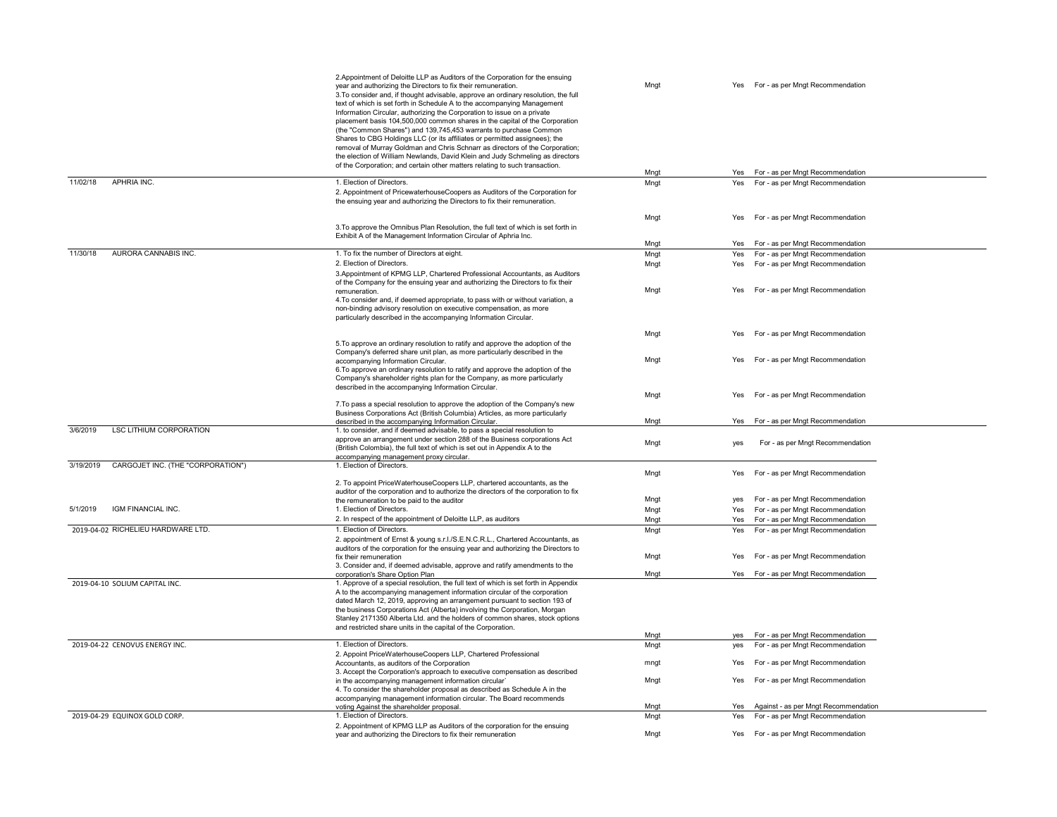| Date | Company | Proposal | Proposed by | Voted | Vote |
|---|---|---|---|---|---|
| | | 2.Appointment of Deloitte LLP as Auditors of the Corporation for the ensuing year and authorizing the Directors to fix their remuneration. | Mngt | Yes | For - as per Mngt Recommendation |
| | | 3.To consider and, if thought advisable, approve an ordinary resolution, the full text of which is set forth in Schedule A to the accompanying Management Information Circular, authorizing the Corporation to issue on a private placement basis 104,500,000 common shares in the capital of the Corporation (the "Common Shares") and 139,745,453 warrants to purchase Common Shares to CBG Holdings LLC (or its affiliates or permitted assignees); the removal of Murray Goldman and Chris Schnarr as directors of the Corporation; the election of William Newlands, David Klein and Judy Schmeling as directors of the Corporation; and certain other matters relating to such transaction. | Mngt | Yes | For - as per Mngt Recommendation |
| 11/02/18 | APHRIA INC. | 1. Election of Directors. | Mngt | Yes | For - as per Mngt Recommendation |
| | | 2. Appointment of PricewaterhouseCoopers as Auditors of the Corporation for the ensuing year and authorizing the Directors to fix their remuneration. | Mngt | Yes | For - as per Mngt Recommendation |
| | | 3.To approve the Omnibus Plan Resolution, the full text of which is set forth in Exhibit A of the Management Information Circular of Aphria Inc. | Mngt | Yes | For - as per Mngt Recommendation |
| 11/30/18 | AURORA CANNABIS INC. | 1. To fix the number of Directors at eight. | Mngt | Yes | For - as per Mngt Recommendation |
| | | 2. Election of Directors. | Mngt | Yes | For - as per Mngt Recommendation |
| | | 3.Appointment of KPMG LLP, Chartered Professional Accountants, as Auditors of the Company for the ensuing year and authorizing the Directors to fix their remuneration. | Mngt | Yes | For - as per Mngt Recommendation |
| | | 4.To consider and, if deemed appropriate, to pass with or without variation, a non-binding advisory resolution on executive compensation, as more particularly described in the accompanying Information Circular. | Mngt | Yes | For - as per Mngt Recommendation |
| | | 5.To approve an ordinary resolution to ratify and approve the adoption of the Company's deferred share unit plan, as more particularly described in the accompanying Information Circular. | Mngt | Yes | For - as per Mngt Recommendation |
| | | 6.To approve an ordinary resolution to ratify and approve the adoption of the Company's shareholder rights plan for the Company, as more particularly described in the accompanying Information Circular. | Mngt | Yes | For - as per Mngt Recommendation |
| | | 7.To pass a special resolution to approve the adoption of the Company's new Business Corporations Act (British Columbia) Articles, as more particularly described in the accompanying Information Circular. | Mngt | Yes | For - as per Mngt Recommendation |
| 3/6/2019 | LSC LITHIUM CORPORATION | 1. to consider, and if deemed advisable, to pass a special resolution to approve an arrangement under section 288 of the Business corporations Act (British Columbia), the full text of which is set out in Appendix A to the accompanying management proxy circular. | Mngt | yes | For - as per Mngt Recommendation |
| 3/19/2019 | CARGOJET INC. (THE "CORPORATION") | 1. Election of Directors. | Mngt | Yes | For - as per Mngt Recommendation |
| | | 2. To appoint PriceWaterhouseCoopers LLP, chartered accountants, as the auditor of the corporation and to authorize the directors of the corporation to fix the remuneration to be paid to the auditor | Mngt | yes | For - as per Mngt Recommendation |
| 5/1/2019 | IGM FINANCIAL INC. | 1. Election of Directors. | Mngt | Yes | For - as per Mngt Recommendation |
| | | 2. In respect of the appointment of Deloitte LLP, as auditors | Mngt | Yes | For - as per Mngt Recommendation |
| 2019-04-02 | RICHELIEU HARDWARE LTD. | 1. Election of Directors. | Mngt | Yes | For - as per Mngt Recommendation |
| | | 2. appointment of Ernst & young s.r.l./S.E.N.C.R.L., Chartered Accountants, as auditors of the corporation for the ensuing year and authorizing the Directors to fix their remuneration | Mngt | Yes | For - as per Mngt Recommendation |
| | | 3. Consider and, if deemed advisable, approve and ratify amendments to the corporation's Share Option Plan | Mngt | Yes | For - as per Mngt Recommendation |
| 2019-04-10 | SOLIUM CAPITAL INC. | 1. Approve of a special resolution, the full text of which is set forth in Appendix A to the accompanying management information circular of the corporation dated March 12, 2019, approving an arrangement pursuant to section 193 of the business Corporations Act (Alberta) involving the Corporation, Morgan Stanley 2171350 Alberta Ltd. and the holders of common shares, stock options and restricted share units in the capital of the Corporation. | Mngt | yes | For - as per Mngt Recommendation |
| 2019-04-22 | CENOVUS ENERGY INC. | 1. Election of Directors. | Mngt | yes | For - as per Mngt Recommendation |
| | | 2. Appoint PriceWaterhouseCoopers LLP, Chartered Professional Accountants, as auditors of the Corporation | mngt | Yes | For - as per Mngt Recommendation |
| | | 3. Accept the Corporation's approach to executive compensation as described in the accompanying management information circular` | Mngt | Yes | For - as per Mngt Recommendation |
| | | 4. To consider the shareholder proposal as described as Schedule A in the accompanying management information circular. The Board recommends voting Against the shareholder proposal. | Mngt | Yes | Against - as per Mngt Recommendation |
| 2019-04-29 | EQUINOX GOLD CORP. | 1. Election of Directors. | Mngt | Yes | For - as per Mngt Recommendation |
| | | 2. Appointment of KPMG LLP as Auditors of the corporation for the ensuing year and authorizing the Directors to fix their remuneration | Mngt | Yes | For - as per Mngt Recommendation |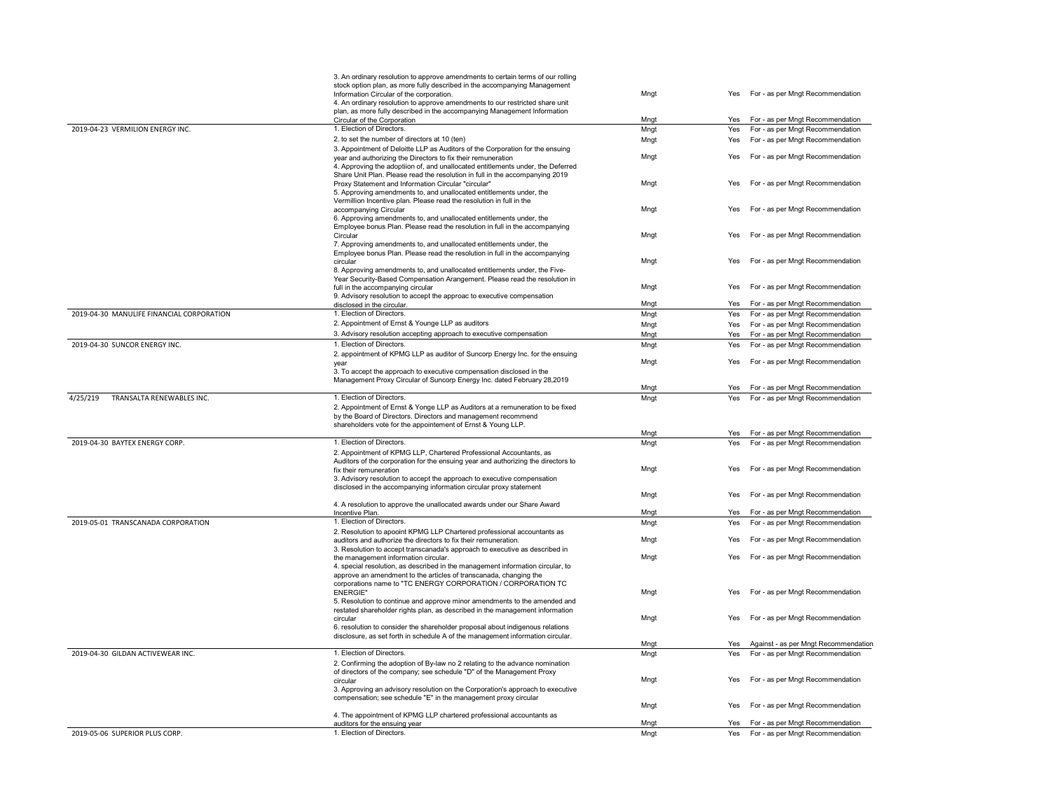| | | | | |
|---|---|---|---|---|
| | 3. An ordinary resolution to approve amendments to certain terms of our rolling stock option plan, as more fully described in the accompanying Management Information Circular of the corporation. | Mngt | Yes | For - as per Mngt Recommendation |
| | 4. An ordinary resolution to approve amendments to our restricted share unit plan, as more fully described in the accompanying Management Information Circular of the Corporation | Mngt | Yes | For - as per Mngt Recommendation |
| 2019-04-23 VERMILION ENERGY INC. | 1. Election of Directors. | Mngt | Yes | For - as per Mngt Recommendation |
| | 2. to set the number of directors at 10 (ten) | Mngt | Yes | For - as per Mngt Recommendation |
| | 3. Appointment of Deloitte LLP as Auditors of the Corporation for the ensuing year and authorizing the Directors to fix their remuneration | Mngt | Yes | For - as per Mngt Recommendation |
| | 4. Approving the adoptiion of, and unallocated entitlements under, the Deferred Share Unit Plan. Please read the resolution in full in the accompanying 2019 Proxy Statement and Information Circular "circular" | Mngt | Yes | For - as per Mngt Recommendation |
| | 5. Approving amendments to, and unallocated entitlements under, the Vermillion Incentive plan. Please read the resolution in full in the accompanying Circular | Mngt | Yes | For - as per Mngt Recommendation |
| | 6. Approving amendments to, and unallocated entitlements under, the Employee bonus Plan. Please read the resolution in full in the accompanying Circular | Mngt | Yes | For - as per Mngt Recommendation |
| | 7. Approving amendments to, and unallocated entitlements under, the Employee bonus Plan. Please read the resolution in full in the accompanying circular | Mngt | Yes | For - as per Mngt Recommendation |
| | 8. Approving amendments to, and unallocated entitlements under, the Five-Year Security-Based Compensation Arangement. Please read the resolution in full in the accompanying circular | Mngt | Yes | For - as per Mngt Recommendation |
| | 9. Advisory resolution to accept the approac to executive compensation disclosed in the circular. | Mngt | Yes | For - as per Mngt Recommendation |
| 2019-04-30 MANULIFE FINANCIAL CORPORATION | 1. Election of Directors. | Mngt | Yes | For - as per Mngt Recommendation |
| | 2. Appointment of Ernst & Younge LLP as auditors | Mngt | Yes | For - as per Mngt Recommendation |
| | 3. Advisory resolution accepting approach to executive compensation | Mngt | Yes | For - as per Mngt Recommendation |
| 2019-04-30 SUNCOR ENERGY INC. | 1. Election of Directors. | Mngt | Yes | For - as per Mngt Recommendation |
| | 2. appointment of KPMG LLP as auditor of Suncorp Energy Inc. for the ensuing year | Mngt | Yes | For - as per Mngt Recommendation |
| | 3. To accept the approach to executive compensation disclosed in the Management Proxy Circular of Suncorp Energy Inc. dated February 28,2019 | Mngt | Yes | For - as per Mngt Recommendation |
| 4/25/219 TRANSALTA RENEWABLES INC. | 1. Election of Directors. | Mngt | Yes | For - as per Mngt Recommendation |
| | 2. Appointment of Ernst & Yonge LLP as Auditors at a remuneration to be fixed by the Board of Directors. Directors and management recommend shareholders vote for the appointement of Ernst & Young LLP. | Mngt | Yes | For - as per Mngt Recommendation |
| 2019-04-30 BAYTEX ENERGY CORP. | 1. Election of Directors. | Mngt | Yes | For - as per Mngt Recommendation |
| | 2. Appointment of KPMG LLP, Chartered Professional Accountants, as Auditors of the corporation for the ensuing year and authorizing the directors to fix their remuneration | Mngt | Yes | For - as per Mngt Recommendation |
| | 3. Advisory resolution to accept the approach to executive compensation disclosed in the accompanying information circular proxy statement | Mngt | Yes | For - as per Mngt Recommendation |
| | 4. A resolution to approve the unallocated awards under our Share Award Incentive Plan. | Mngt | Yes | For - as per Mngt Recommendation |
| 2019-05-01 TRANSCANADA CORPORATION | 1. Election of Directors. | Mngt | Yes | For - as per Mngt Recommendation |
| | 2. Resolution to apooint KPMG LLP Chartered professional accountants as auditors and authorize the directors to fix their remuneration. | Mngt | Yes | For - as per Mngt Recommendation |
| | 3. Resolution to accept transcanada's approach to executive as described in the management information circular. | Mngt | Yes | For - as per Mngt Recommendation |
| | 4. special resolution, as described in the management information circular, to approve an amendment to the articles of transcanada, changing the corporations name to "TC ENERGY CORPORATION / CORPORATION TC ENERGIE" | Mngt | Yes | For - as per Mngt Recommendation |
| | 5. Resolution to continue and approve minor amendments to the amended and restated shareholder rights plan, as described in the management information circular | Mngt | Yes | For - as per Mngt Recommendation |
| | 6. resolution to consider the shareholder proposal about indigenous relations disclosure, as set forth in schedule A of the management information circular. | Mngt | Yes | Against - as per Mngt Recommendation |
| 2019-04-30 GILDAN ACTIVEWEAR INC. | 1. Election of Directors. | Mngt | Yes | For - as per Mngt Recommendation |
| | 2. Confirming the adoption of By-law no 2 relating to the advance nomination of directors of the company; see schedule "D" of the Management Proxy circular | Mngt | Yes | For - as per Mngt Recommendation |
| | 3. Approving an advisory resolution on the Corporation's approach to executive compensation; see schedule "E" in the management proxy circular | Mngt | Yes | For - as per Mngt Recommendation |
| | 4. The appointment of KPMG LLP chartered professional accountants as auditors for the ensuing year | Mngt | Yes | For - as per Mngt Recommendation |
| 2019-05-06 SUPERIOR PLUS CORP. | 1. Election of Directors. | Mngt | Yes | For - as per Mngt Recommendation |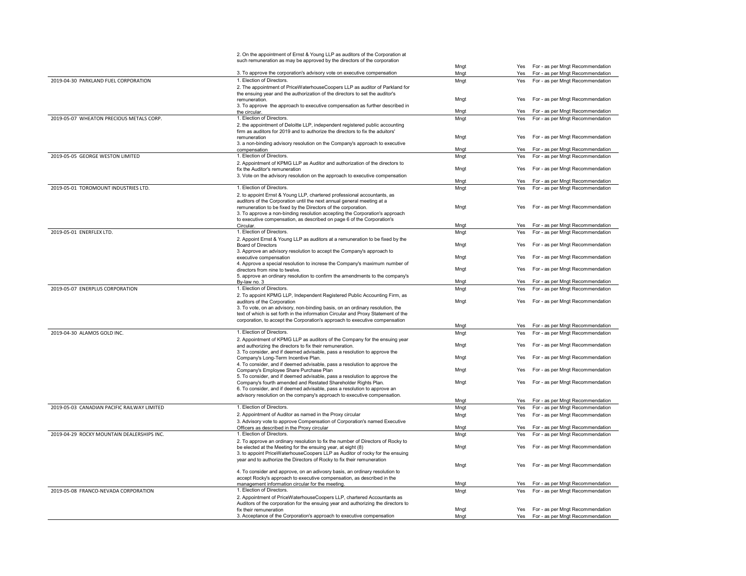| | | | | |
|---|---|---|---|---|
| | 2. On the appointment of Ernst & Young LLP as auditors of the Corporation at such remuneration as may be approved by the directors of the corporation | Mngt | Yes | For - as per Mngt Recommendation |
| | 3. To approve the corporation's advisory vote on executive compensation | Mngt | Yes | For - as per Mngt Recommendation |
| 2019-04-30 PARKLAND FUEL CORPORATION | 1. Election of Directors. | Mngt | Yes | For - as per Mngt Recommendation |
| | 2. The appointment of PriceWaterhouseCoopers LLP as auditor of Parkland for the ensuing year and the authorization of the directors to set the auditor's remuneration. | Mngt | Yes | For - as per Mngt Recommendation |
| | 3. To approve the approach to executive compensation as further described in the circular. | Mngt | Yes | For - as per Mngt Recommendation |
| 2019-05-07 WHEATON PRECIOUS METALS CORP. | 1. Election of Directors. | Mngt | Yes | For - as per Mngt Recommendation |
| | 2. the appointment of Deloitte LLP, independent registered public accounting firm as auditors for 2019 and to authorize the directors to fix the adiutors' remuneration | Mngt | Yes | For - as per Mngt Recommendation |
| | 3. a non-binding advisory resolution on the Company's approach to executive compensation | Mngt | Yes | For - as per Mngt Recommendation |
| 2019-05-05 GEORGE WESTON LIMITED | 1. Election of Directors. | Mngt | Yes | For - as per Mngt Recommendation |
| | 2. Appointment of KPMG LLP as Auditor and authorization of the directors to fix the Auditor's remuneration | Mngt | Yes | For - as per Mngt Recommendation |
| | 3. Vote on the advisory resolution on the approach to executive compensation | Mngt | Yes | For - as per Mngt Recommendation |
| 2019-05-01 TOROMOUNT INDUSTRIES LTD. | 1. Election of Directors. | Mngt | Yes | For - as per Mngt Recommendation |
| | 2. to appoint Ernst & Young LLP, chartered professional accountants, as auditors of the Corporation until the next annual general meeting at a remuneration to be fixed by the Directors of the corporation. | Mngt | Yes | For - as per Mngt Recommendation |
| | 3. To approve a non-binding resolution accepting the Corporation's approach to executive compensation, as described on page 6 of the Corporation's Circular. | Mngt | Yes | For - as per Mngt Recommendation |
| 2019-05-01 ENERFLEX LTD. | 1. Election of Directors. | Mngt | Yes | For - as per Mngt Recommendation |
| | 2. Appoint Ernst & Young LLP as auditors at a remuneration to be fixed by the Board of Directors | Mngt | Yes | For - as per Mngt Recommendation |
| | 3. Approve an advisory resolution to accept the Company's approach to executive compensation | Mngt | Yes | For - as per Mngt Recommendation |
| | 4. Approve a special resolution to increse the Company's maximum number of directors from nine to twelve. | Mngt | Yes | For - as per Mngt Recommendation |
| | 5. approve an ordinary resolution to confirm the amendments to the company's By-law no. 3 | Mngt | Yes | For - as per Mngt Recommendation |
| 2019-05-07 ENERPLUS CORPORATION | 1. Election of Directors. | Mngt | Yes | For - as per Mngt Recommendation |
| | 2. To appoint KPMG LLP, Independent Registered Public Accounting Firm, as auditors of the Corporation | Mngt | Yes | For - as per Mngt Recommendation |
| | 3. To vote, on an advisory, non-binding basis, on an ordinary resolution, the text of which is set forth in the information Circular and Proxy Statement of the corporation, to accept the Corporation's approach to executive compensation | Mngt | Yes | For - as per Mngt Recommendation |
| 2019-04-30 ALAMOS GOLD INC. | 1. Election of Directors. | Mngt | Yes | For - as per Mngt Recommendation |
| | 2. Appointment of KPMG LLP as auditors of the Company for the ensuing year and authorizing the directors to fix their remuneration. | Mngt | Yes | For - as per Mngt Recommendation |
| | 3. To consider, and if deemed advisable, pass a resolution to approve the Company's Long-Term Incentive Plan. | Mngt | Yes | For - as per Mngt Recommendation |
| | 4. To consider, and if deemed advisable, pass a resolution to approve the Company's Employee Share Purchase Plan | Mngt | Yes | For - as per Mngt Recommendation |
| | 5. To consider, and if deemed advisable, pass a resolution to approve the Company's fourth amended and Restated Shareholder Rights Plan. | Mngt | Yes | For - as per Mngt Recommendation |
| | 6. To consider, and if deemed advisable, pass a resolution to approve an advisory resolution on the company's approach to executive compensation. | Mngt | Yes | For - as per Mngt Recommendation |
| 2019-05-03 CANADIAN PACIFIC RAILWAY LIMITED | 1. Election of Directors. | Mngt | Yes | For - as per Mngt Recommendation |
| | 2. Appointment of Auditor as named in the Proxy circular | Mngt | Yes | For - as per Mngt Recommendation |
| | 3. Advisory vote to approve Compensation of Corporation's named Executive Officers as described in the Proxy circular | Mngt | Yes | For - as per Mngt Recommendation |
| 2019-04-29 ROCKY MOUNTAIN DEALERSHIPS INC. | 1. Election of Directors. | Mngt | Yes | For - as per Mngt Recommendation |
| | 2. To approve an ordinary resolution to fix the number of Directors of Rocky to be elected at the Meeting for the ensuing year, at eight (8) | Mngt | Yes | For - as per Mngt Recommendation |
| | 3. to appoint PriceWaterhouseCoopers LLP as Auditor of rocky for the ensuing year and to authorize the Directors of Rocky to fix their remuneration | Mngt | Yes | For - as per Mngt Recommendation |
| | 4. To consider and approve, on an adivosry basis, an ordinary resolution to accept Rocky's approach to executive compensation, as described in the management information circular for the meeting. | Mngt | Yes | For - as per Mngt Recommendation |
| 2019-05-08 FRANCO-NEVADA CORPORATION | 1. Election of Directors. | Mngt | Yes | For - as per Mngt Recommendation |
| | 2. Appointment of PriceWaterhouseCoopers LLP, chartered Accountants as Auditors of the corporation for the ensuing year and authorizing the directors to fix their remuneration | Mngt | Yes | For - as per Mngt Recommendation |
| | 3. Acceptance of the Corporation's approach to executive compensation | Mngt | Yes | For - as per Mngt Recommendation |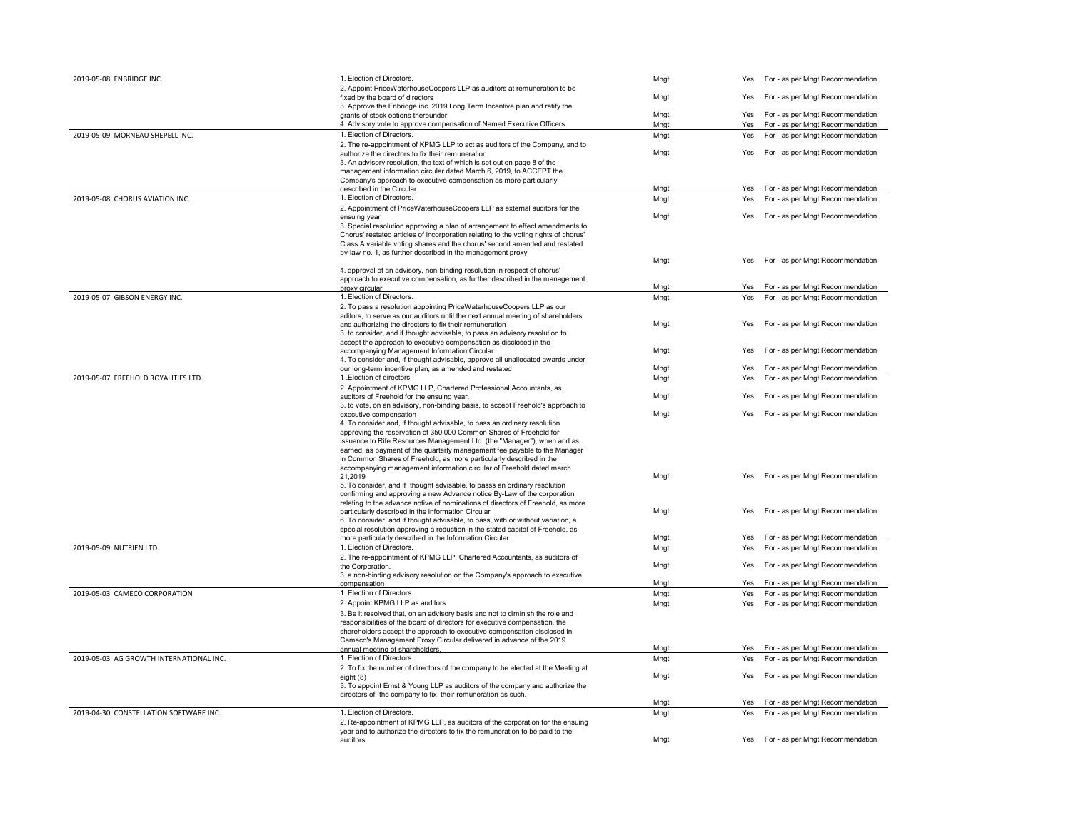| | | | | |
|---|---|---|---|---|
| 2019-05-08 ENBRIDGE INC. | 1. Election of Directors. | Mngt | Yes | For - as per Mngt Recommendation |
| | 2. Appoint PriceWaterhouseCoopers LLP as auditors at remuneration to be fixed by the board of directors | Mngt | Yes | For - as per Mngt Recommendation |
| | 3. Approve the Enbridge inc. 2019 Long Term Incentive plan and ratify the grants of stock options thereunder | Mngt | Yes | For - as per Mngt Recommendation |
| | 4. Advisory vote to approve compensation of Named Executive Officers | Mngt | Yes | For - as per Mngt Recommendation |
| 2019-05-09 MORNEAU SHEPELL INC. | 1. Election of Directors. | Mngt | Yes | For - as per Mngt Recommendation |
| | 2. The re-appointment of KPMG LLP to act as auditors of the Company, and to authorize the directors to fix their remuneration | Mngt | Yes | For - as per Mngt Recommendation |
| | 3. An advisory resolution, the text of which is set out on page 8 of the management information circular dated March 6, 2019, to ACCEPT the Company's approach to executive compensation as more particularly described in the Circular. | Mngt | Yes | For - as per Mngt Recommendation |
| 2019-05-08 CHORUS AVIATION INC. | 1. Election of Directors. | Mngt | Yes | For - as per Mngt Recommendation |
| | 2. Appointment of PriceWaterhouseCoopers LLP as external auditors for the ensuing year | Mngt | Yes | For - as per Mngt Recommendation |
| | 3. Special resolution approving a plan of arrangement to effect amendments to Chorus' restated articles of incorporation relating to the voting rights of chorus' Class A variable voting shares and the chorus' second amended and restated by-law no. 1, as further described in the management proxy | Mngt | Yes | For - as per Mngt Recommendation |
| | 4. approval of an advisory, non-binding resolution in respect of chorus' approach to executive compensation, as further described in the management proxy circular | Mngt | Yes | For - as per Mngt Recommendation |
| 2019-05-07 GIBSON ENERGY INC. | 1. Election of Directors. | Mngt | Yes | For - as per Mngt Recommendation |
| | 2. To pass a resolution appointing PriceWaterhouseCoopers LLP as our aditors, to serve as our auditors until the next annual meeting of shareholders and authorizing the directors to fix their remuneration | Mngt | Yes | For - as per Mngt Recommendation |
| | 3. to consider, and if thought advisable, to pass an advisory resolution to accept the approach to executive compensation as disclosed in the accompanying Management Information Circular | Mngt | Yes | For - as per Mngt Recommendation |
| | 4. To consider and, if thought advisable, approve all unallocated awards under our long-term incentive plan, as amended and restated | Mngt | Yes | For - as per Mngt Recommendation |
| 2019-05-07 FREEHOLD ROYALITIES LTD. | 1 .Election of directors | Mngt | Yes | For - as per Mngt Recommendation |
| | 2. Appointment of KPMG LLP, Chartered Professional Accountants, as auditors of Freehold for the ensuing year. | Mngt | Yes | For - as per Mngt Recommendation |
| | 3. to vote, on an advisory, non-binding basis, to accept Freehold's approach to executive compensation | Mngt | Yes | For - as per Mngt Recommendation |
| | 4. To consider and, if thought advisable, to pass an ordinary resolution approving the reservation of 350,000 Common Shares of Freehold for issuance to Rife Resources Management Ltd. (the "Manager"), when and as earned, as payment of the quarterly management fee payable to the Manager in Common Shares of Freehold, as more particularly described in the accompanying management information circular of Freehold dated march 21,2019 | Mngt | Yes | For - as per Mngt Recommendation |
| | 5. To consider, and if thought advisable, to passs an ordinary resolution confirming and approving a new Advance notice By-Law of the corporation relating to the advance notive of nominations of directors of Freehold, as more particularly described in the information Circular | Mngt | Yes | For - as per Mngt Recommendation |
| | 6. To consider, and if thought advisable, to pass, with or without variation, a special resolution approving a reduction in the stated capital of Freehold, as more particularly described in the Information Circular. | Mngt | Yes | For - as per Mngt Recommendation |
| 2019-05-09 NUTRIEN LTD. | 1. Election of Directors. | Mngt | Yes | For - as per Mngt Recommendation |
| | 2. The re-appointment of KPMG LLP, Chartered Accountants, as auditors of the Corporation. | Mngt | Yes | For - as per Mngt Recommendation |
| | 3. a non-binding advisory resolution on the Company's approach to executive compensation | Mngt | Yes | For - as per Mngt Recommendation |
| 2019-05-03 CAMECO CORPORATION | 1. Election of Directors. | Mngt | Yes | For - as per Mngt Recommendation |
| | 2. Appoint KPMG LLP as auditors | Mngt | Yes | For - as per Mngt Recommendation |
| | 3. Be it resolved that, on an advisory basis and not to diminish the role and responsibilities of the board of directors for executive compensation, the shareholders accept the approach to executive compensation disclosed in Cameco's Management Proxy Circular delivered in advance of the 2019 annual meeting of shareholders. | Mngt | Yes | For - as per Mngt Recommendation |
| 2019-05-03 AG GROWTH INTERNATIONAL INC. | 1. Election of Directors. | Mngt | Yes | For - as per Mngt Recommendation |
| | 2. To fix the number of directors of the company to be elected at the Meeting at eight (8) | Mngt | Yes | For - as per Mngt Recommendation |
| | 3. To appoint Ernst & Young LLP as auditors of the company and authorize the directors of the company to fix their remuneration as such. | Mngt | Yes | For - as per Mngt Recommendation |
| 2019-04-30 CONSTELLATION SOFTWARE INC. | 1. Election of Directors. | Mngt | Yes | For - as per Mngt Recommendation |
| | 2. Re-appointment of KPMG LLP, as auditors of the corporation for the ensuing year and to authorize the directors to fix the remuneration to be paid to the auditors | Mngt | Yes | For - as per Mngt Recommendation |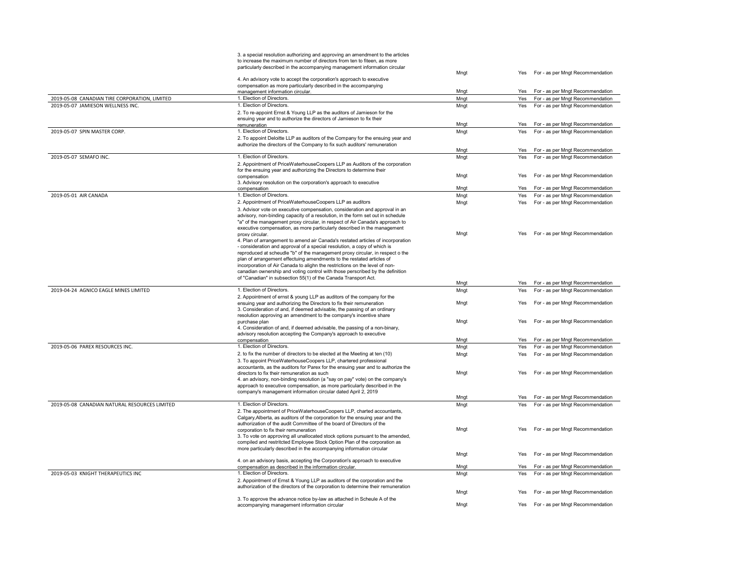| Date | Company | Proposal | Proponent | Voted | Vote |
|---|---|---|---|---|---|
| | | 3. a special resolution authorizing and approving an amendment to the articles to increase the maximum number of directors from ten to fiteen, as more particularly described in the accompanying management information circular | Mngt | Yes | For - as per Mngt Recommendation |
| | | 4. An advisory vote to accept the corporation's approach to executive compensation as more particularly described in the accompanying management information circular. | Mngt | Yes | For - as per Mngt Recommendation |
| 2019-05-08 | CANADIAN TIRE CORPORATION, LIMITED | 1. Election of Directors. | Mngt | Yes | For - as per Mngt Recommendation |
| 2019-05-07 | JAMIESON WELLNESS INC. | 1. Election of Directors. | Mngt | Yes | For - as per Mngt Recommendation |
| | | 2. To re-appoint Ernst & Young LLP as the auditors of Jamieson for the ensuing year and to authorize the directors of Jamieson to fix their remuneration | Mngt | Yes | For - as per Mngt Recommendation |
| 2019-05-07 | SPIN MASTER CORP. | 1. Election of Directors. | Mngt | Yes | For - as per Mngt Recommendation |
| | | 2. To appoint Deloitte LLP as auditors of the Company for the ensuing year and authorize the directors of the Company to fix such auditors' remuneration | Mngt | Yes | For - as per Mngt Recommendation |
| 2019-05-07 | SEMAFO INC. | 1. Election of Directors. | Mngt | Yes | For - as per Mngt Recommendation |
| | | 2. Appointment of PriceWaterhouseCoopers LLP as Auditors of the corporation for the ensuing year and authorizing the Directors to determine their compensation | Mngt | Yes | For - as per Mngt Recommendation |
| | | 3. Advisory resolution on the corporation's approach to executive compensation | Mngt | Yes | For - as per Mngt Recommendation |
| 2019-05-01 | AIR CANADA | 1. Election of Directors. | Mngt | Yes | For - as per Mngt Recommendation |
| | | 2. Appointment of PriceWaterhouseCoopers LLP as auditors | Mngt | Yes | For - as per Mngt Recommendation |
| | | 3. Advisor vote on executive compensation, consideration and approval in an advisory, non-binding capacity of a resolution, in the form set out in schedule "a" of the management proxy circular, in respect of Air Canada's approach to executive compensation, as more particularly described in the management proxy circular. | Mngt | Yes | For - as per Mngt Recommendation |
| | | 4. Plan of arrangement to amend air Canada's restated articles of incorporation - consideration and approval of a special resolution, a copy of which is reproduced at scheudle "b" of the management proxy circular, in respect o the plan of arrangement effectuing amendments to the restated articles of incorporation of Air Canada to alighn the restrictions on the level of non-canadian ownership and voting control with those perscribed by the definition of "Canadian" in subsection 55(1) of the Canada Transport Act. | Mngt | Yes | For - as per Mngt Recommendation |
| 2019-04-24 | AGNICO EAGLE MINES LIMITED | 1. Election of Directors. | Mngt | Yes | For - as per Mngt Recommendation |
| | | 2. Appointment of ernst & young LLP as auditors of the company for the ensuing year and authorizing the Directors to fix their remuneration | Mngt | Yes | For - as per Mngt Recommendation |
| | | 3. Consideration of and, if deemed advisable, the passing of an ordinary resolution approving an amendment to the company's incentive share purchase plan | Mngt | Yes | For - as per Mngt Recommendation |
| | | 4. Consideration of and, if deemed advisable, the passing of a non-binary, advisory resolution accepting the Company's approach to executive compensation | Mngt | Yes | For - as per Mngt Recommendation |
| 2019-05-06 | PAREX RESOURCES INC. | 1. Election of Directors. | Mngt | Yes | For - as per Mngt Recommendation |
| | | 2. to fix the number of directors to be elected at the Meeting at ten (10) | Mngt | Yes | For - as per Mngt Recommendation |
| | | 3. To appoint PriceWaterhouseCoopers LLP, chartered professional accountants, as the auditors for Parex for the ensuing year and to authorize the directors to fix their remuneration as such | Mngt | Yes | For - as per Mngt Recommendation |
| | | 4. an advisory, non-binding resolution (a "say on pay" vote) on the company's approach to executive compensation, as more particularly described in the company's management information circular dated April 2, 2019 | Mngt | Yes | For - as per Mngt Recommendation |
| 2019-05-08 | CANADIAN NATURAL RESOURCES LIMITED | 1. Election of Directors. | Mngt | Yes | For - as per Mngt Recommendation |
| | | 2. The appointment of PriceWaterhouseCoopers LLP, charted accountants, Calgary,Alberta, as auditors of the corporation for the ensuing year and the authorization of the audit Committee of the board of Directors of the corporation to fix their remuneration | Mngt | Yes | For - as per Mngt Recommendation |
| | | 3. To vote on approving all unallocated stock options pursuant to the amended, compiled and restritcted Employee Stock Option Plan of the corporation as more particularly described in the accompanying information circular | Mngt | Yes | For - as per Mngt Recommendation |
| | | 4. on an advisory basis, accepting the Corporation's approach to executive compensation as described in the information circular. | Mngt | Yes | For - as per Mngt Recommendation |
| 2019-05-03 | KNIGHT THERAPEUTICS INC | 1. Election of Directors. | Mngt | Yes | For - as per Mngt Recommendation |
| | | 2. Appointment of Ernst & Young LLP as auditors of the corporation and the authorization of the directors of the corporation to determine their remuneration | Mngt | Yes | For - as per Mngt Recommendation |
| | | 3. To approve the advance notice by-law as attached in Scheule A of the accompanying management information circular | Mngt | Yes | For - as per Mngt Recommendation |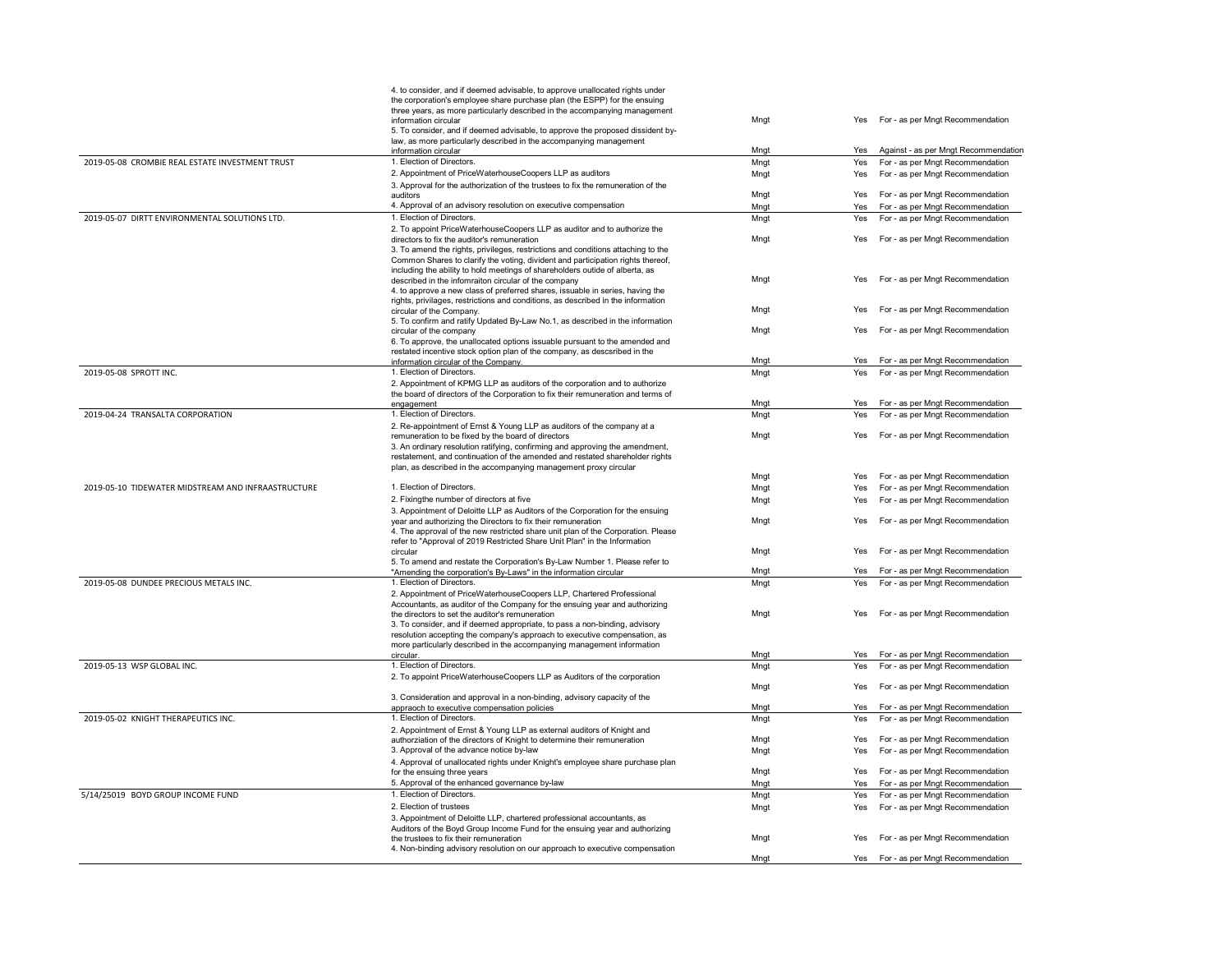| | | | | |
|---|---|---|---|---|
| | 4. to consider, and if deemed advisable, to approve unallocated rights under the corporation's employee share purchase plan (the ESPP) for the ensuing three years, as more particularly described in the accompanying management information circular | Mngt | Yes | For - as per Mngt Recommendation |
| | 5. To consider, and if deemed advisable, to approve the proposed dissident by-law, as more particularly described in the accompanying management information circular | Mngt | Yes | Against - as per Mngt Recommendation |
| 2019-05-08 CROMBIE REAL ESTATE INVESTMENT TRUST | 1. Election of Directors. | Mngt | Yes | For - as per Mngt Recommendation |
| | 2. Appointment of PriceWaterhouseCoopers LLP as auditors | Mngt | Yes | For - as per Mngt Recommendation |
| | 3. Approval for the authorization of the trustees to fix the remuneration of the auditors | Mngt | Yes | For - as per Mngt Recommendation |
| | 4. Approval of an advisory resolution on executive compensation | Mngt | Yes | For - as per Mngt Recommendation |
| 2019-05-07 DIRTT ENVIRONMENTAL SOLUTIONS LTD. | 1. Election of Directors. | Mngt | Yes | For - as per Mngt Recommendation |
| | 2. To appoint PriceWaterhouseCoopers LLP as auditor and to authorize the directors to fix the auditor's remuneration | Mngt | Yes | For - as per Mngt Recommendation |
| | 3. To amend the rights, privileges, restrictions and conditions attaching to the Common Shares to clarify the voting, divident and participation rights thereof, including the ability to hold meetings of shareholders outside of alberta, as described in the infomraiton circular of the company | Mngt | Yes | For - as per Mngt Recommendation |
| | 4. to approve a new class of preferred shares, issuable in series, having the rights, privilages, restrictions and conditions, as described in the information circular of the Company. | Mngt | Yes | For - as per Mngt Recommendation |
| | 5. To confirm and ratify Updated By-Law No.1, as described in the information circular of the company | Mngt | Yes | For - as per Mngt Recommendation |
| | 6. To approve, the unallocated options issuable pursuant to the amended and restated incentive stock option plan of the company, as descsribed in the information circular of the Company. | Mngt | Yes | For - as per Mngt Recommendation |
| 2019-05-08 SPROTT INC. | 1. Election of Directors. | Mngt | Yes | For - as per Mngt Recommendation |
| | 2. Appointment of KPMG LLP as auditors of the corporation and to authorize the board of directors of the Corporation to fix their remuneration and terms of engagement | Mngt | Yes | For - as per Mngt Recommendation |
| 2019-04-24 TRANSALTA CORPORATION | 1. Election of Directors. | Mngt | Yes | For - as per Mngt Recommendation |
| | 2. Re-appointment of Ernst & Young LLP as auditors of the company at a remuneration to be fixed by the board of directors | Mngt | Yes | For - as per Mngt Recommendation |
| | 3. An ordinary resolution ratifying, confirming and approving the amendment, restatement, and continuation of the amended and restated shareholder rights plan, as described in the accompanying management proxy circular | Mngt | Yes | For - as per Mngt Recommendation |
| 2019-05-10 TIDEWATER MIDSTREAM AND INFRAASTRUCTURE | 1. Election of Directors. | Mngt | Yes | For - as per Mngt Recommendation |
| | 2. Fixingthe number of directors at five | Mngt | Yes | For - as per Mngt Recommendation |
| | 3. Appointment of Deloitte LLP as Auditors of the Corporation for the ensuing year and authorizing the Directors to fix their remuneration | Mngt | Yes | For - as per Mngt Recommendation |
| | 4. The approval of the new restricted share unit plan of the Corporation. Please refer to "Approval of 2019 Restricted Share Unit Plan" in the Information circular | Mngt | Yes | For - as per Mngt Recommendation |
| | 5. To amend and restate the Corporation's By-Law Number 1. Please refer to "Amending the corporation's By-Laws" in the information circular | Mngt | Yes | For - as per Mngt Recommendation |
| 2019-05-08 DUNDEE PRECIOUS METALS INC. | 1. Election of Directors. | Mngt | Yes | For - as per Mngt Recommendation |
| | 2. Appointment of PriceWaterhouseCoopers LLP, Chartered Professional Accountants, as auditor of the Company for the ensuing year and authorizing the directors to set the auditor's remuneration | Mngt | Yes | For - as per Mngt Recommendation |
| | 3. To consider, and if deemed appropriate, to pass a non-binding, advisory resolution accepting the company's approach to executive compensation, as more particularly described in the accompanying management information circular. | Mngt | Yes | For - as per Mngt Recommendation |
| 2019-05-13 WSP GLOBAL INC. | 1. Election of Directors. | Mngt | Yes | For - as per Mngt Recommendation |
| | 2. To appoint PriceWaterhouseCoopers LLP as Auditors of the corporation | Mngt | Yes | For - as per Mngt Recommendation |
| | 3. Consideration and approval in a non-binding, advisory capacity of the appraoch to executive compensation policies | Mngt | Yes | For - as per Mngt Recommendation |
| 2019-05-02 KNIGHT THERAPEUTICS INC. | 1. Election of Directors. | Mngt | Yes | For - as per Mngt Recommendation |
| | 2. Appointment of Ernst & Young LLP as external auditors of Knight and authorziation of the directors of Knight to determine their remuneration | Mngt | Yes | For - as per Mngt Recommendation |
| | 3. Approval of the advance notice by-law | Mngt | Yes | For - as per Mngt Recommendation |
| | 4. Approval of unallocated rights under Knight's employee share purchase plan for the ensuing three years | Mngt | Yes | For - as per Mngt Recommendation |
| | 5. Approval of the enhanced governance by-law | Mngt | Yes | For - as per Mngt Recommendation |
| 5/14/25019 BOYD GROUP INCOME FUND | 1. Election of Directors. | Mngt | Yes | For - as per Mngt Recommendation |
| | 2. Election of trustees | Mngt | Yes | For - as per Mngt Recommendation |
| | 3. Appointment of Deloitte LLP, chartered professional accountants, as Auditors of the Boyd Group Income Fund for the ensuing year and authorizing the trustees to fix their remuneration | Mngt | Yes | For - as per Mngt Recommendation |
| | 4. Non-binding advisory resolution on our approach to executive compensation | Mngt | Yes | For - as per Mngt Recommendation |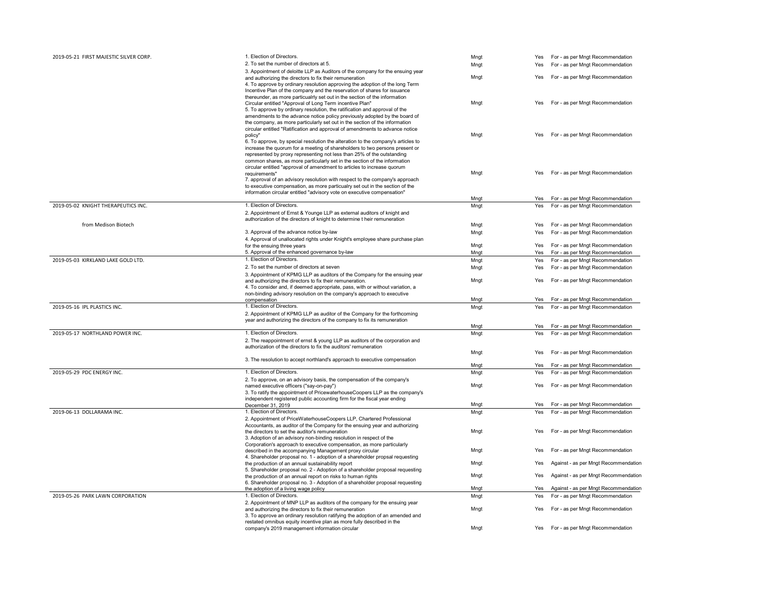| Meeting | Proposal | Proposed by | Voted | Vote |
|---|---|---|---|---|
| 2019-05-21 FIRST MAJESTIC SILVER CORP. | 1. Election of Directors. | Mngt | Yes | For - as per Mngt Recommendation |
| | 2. To set the number of directors at 5. | Mngt | Yes | For - as per Mngt Recommendation |
| | 3. Appointment of deloitte LLP as Auditors of the company for the ensuing year and authorizing the directors to fix their remuneration | Mngt | Yes | For - as per Mngt Recommendation |
| | 4. To approve by ordinary resolution approving the adoption of the long Term Incentive Plan of the company and the reservation of shares for issuance thereunder, as more particualrly set out in the section of the information Circular entitled "Approval of Long Term incentive Plan" | Mngt | Yes | For - as per Mngt Recommendation |
| | 5. To approve by ordinary resolution, the ratification and approval of the amendments to the advance notice policy previously adopted by the board of the company, as more particularly set out in the section of the information circular entitled "Ratification and approval of amendments to advance notice policy" | Mngt | Yes | For - as per Mngt Recommendation |
| | 6. To approve, by special resolution the alteration to the company's articles to increase the quorum for a meeting of shareholders to two persons present or represented by proxy representing not less than 25% of the outstanding common shares, as more particularly set in the section of the information circular entitled "approval of amendment to articles to increase quorum requirements" | Mngt | Yes | For - as per Mngt Recommendation |
| | 7. approval of an advisory resolution with respect to the company's approach to executive compensation, as more particualry set out in the section of the information circular entitled "advisory vote on executive compensation" | Mngt | Yes | For - as per Mngt Recommendation |
| 2019-05-02 KNIGHT THERAPEUTICS INC. | 1. Election of Directors. | Mngt | Yes | For - as per Mngt Recommendation |
| from Medison Biotech | 2. Appointment of Ernst & Younge LLP as external auditors of knight and authorization of the directors of knight to determine t heir remuneration | Mngt | Yes | For - as per Mngt Recommendation |
| | 3. Approval of the advance notice by-law | Mngt | Yes | For - as per Mngt Recommendation |
| | 4. Approval of unallocated rights under Knight's employee share purchase plan for the ensuing three years | Mngt | Yes | For - as per Mngt Recommendation |
| | 5. Approval of the enhanced governance by-law | Mngt | Yes | For - as per Mngt Recommendation |
| 2019-05-03 KIRKLAND LAKE GOLD LTD. | 1. Election of Directors. | Mngt | Yes | For - as per Mngt Recommendation |
| | 2. To set the number of directors at seven | Mngt | Yes | For - as per Mngt Recommendation |
| | 3. Appointment of KPMG LLP as auditors of the Company for the ensuing year and authorizing the directors to fix their remuneration. | Mngt | Yes | For - as per Mngt Recommendation |
| | 4. To consider and, if deemed appropriate, pass, with or without variation, a non-binding advisory resolution on the company's approach to executive compensation | Mngt | Yes | For - as per Mngt Recommendation |
| 2019-05-16 IPL PLASTICS INC. | 1. Election of Directors. | Mngt | Yes | For - as per Mngt Recommendation |
| | 2. Appointment of KPMG LLP as auditor of the Company for the forthcoming year and authorizing the directors of the company to fix its remuneration | Mngt | Yes | For - as per Mngt Recommendation |
| 2019-05-17 NORTHLAND POWER INC. | 1. Election of Directors. | Mngt | Yes | For - as per Mngt Recommendation |
| | 2. The reappointment of ernst & young LLP as auditors of the corporation and authorization of the directors to fix the auditors' remuneration | Mngt | Yes | For - as per Mngt Recommendation |
| | 3. The resolution to accept northland's approach to executive compensation | Mngt | Yes | For - as per Mngt Recommendation |
| 2019-05-29 PDC ENERGY INC. | 1. Election of Directors. | Mngt | Yes | For - as per Mngt Recommendation |
| | 2. To approve, on an advisory basis, the compensation of the company's named executive officers ("say-on-pay") | Mngt | Yes | For - as per Mngt Recommendation |
| | 3. To ratify the appointment of PricewaterhouseCoopers LLP as the company's independent registered public accounting firm for the fiscal year ending December 31, 2019 | Mngt | Yes | For - as per Mngt Recommendation |
| 2019-06-13 DOLLARAMA INC. | 1. Election of Directors. | Mngt | Yes | For - as per Mngt Recommendation |
| | 2. Appointment of PriceWaterhouseCoopers LLP, Chartered Professional Accountants, as auditor of the Company for the ensuing year and authorizing the directors to set the auditor's remuneration | Mngt | Yes | For - as per Mngt Recommendation |
| | 3. Adoption of an advisory non-binding resolution in respect of the Corporation's approach to executive compensation, as more particularly described in the accompanying Management proxy circular | Mngt | Yes | For - as per Mngt Recommendation |
| | 4. Shareholder proposal no. 1 - adoption of a shareholder propsal requesting the production of an annual sustainability report | Mngt | Yes | Against - as per Mngt Recommendation |
| | 5. Shareholder proposal no. 2 - Adoption of a shareholder proposal requesting the production of an annual report on risks to human rights | Mngt | Yes | Against - as per Mngt Recommendation |
| | 6. Shareholder proposal no. 3 - Adoption of a shareholder proposal requesting the adoption of a living wage policy | Mngt | Yes | Against - as per Mngt Recommendation |
| 2019-05-26 PARK LAWN CORPORATION | 1. Election of Directors. | Mngt | Yes | For - as per Mngt Recommendation |
| | 2. Appointment of MNP LLP as auditors of the company for the ensuing year and authorizing the directors to fix their remuneration | Mngt | Yes | For - as per Mngt Recommendation |
| | 3. To approve an ordinary resolution ratifying the adoption of an amended and restated omnibus equity incentive plan as more fully described in the company's 2019 management information circular | Mngt | Yes | For - as per Mngt Recommendation |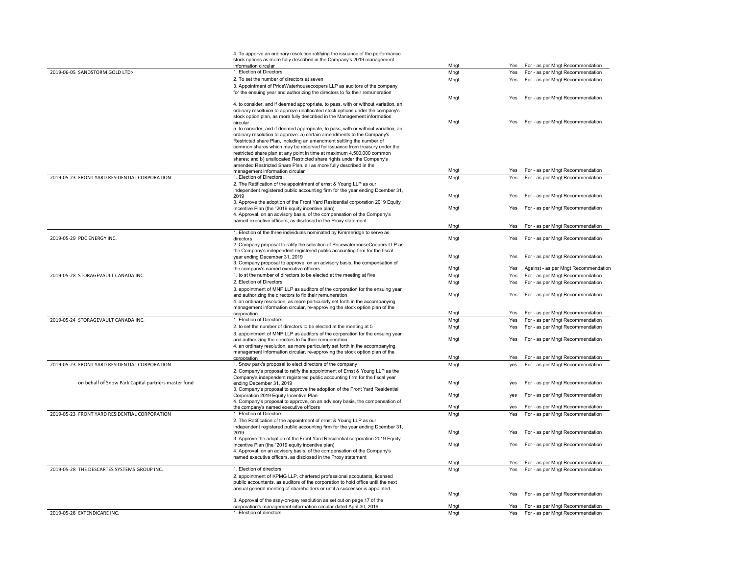| | | | | |
|---|---|---|---|---|
| | 4. To apporve an ordinary resolution ratifying the issuance of the performance stock options as more fully described in the Company's 2019 management information circular | Mngt | Yes | For - as per Mngt Recommendation |
| 2019-06-05 SANDSTORM GOLD LTD> | 1. Election of Directors. | Mngt | Yes | For - as per Mngt Recommendation |
| | 2. To set the number of directors at seven | Mngt | Yes | For - as per Mngt Recommendation |
| | 3. Appointment of PriceWaterhousecoopers LLP as auditors of the company for the ensuing year and authorizing the directors to fix their remuneration | Mngt | Yes | For - as per Mngt Recommendation |
| | 4. to consider, and if deemed appropriate, to pass, with or without variation, an ordinary resoltuion to approve unallocated stock options under the company's stock option plan, as more fully described in the Management information circular | Mngt | Yes | For - as per Mngt Recommendation |
| | 5. to consider, and if deemed appropriate, to pass, with or without variation, an ordinary resolution to approve: a) certain amendments to the Company's Restricted share Plan, including an amendment settling the number of common shares which may be reserved for issuance from treasury under the restricted share plan at any point in time at maximum 4,500,000 common shares; and b) unallocated Restricted share rights under the Company's amended Restricted Share Plan. all as more fully described in the management information circular | Mngt | Yes | For - as per Mngt Recommendation |
| 2019-05-23 FRONT YARD RESIDENTIAL CORPORATION | 1. Election of Directors. | Mngt | Yes | For - as per Mngt Recommendation |
| | 2. The Ratification of the appointment of ernst & Young LLP as our independent registered public accounting firm for the year ending Dcember 31, 2019 | Mngt | Yes | For - as per Mngt Recommendation |
| | 3. Approve the adoption of the Front Yard Residential corporation 2019 Equity Incentive Plan (the "2019 equity incentive plan) | Mngt | Yes | For - as per Mngt Recommendation |
| | 4. Approval, on an advisory basis, of the compensation of the Company's named executive officers, as disclosed in the Proxy statement | Mngt | Yes | For - as per Mngt Recommendation |
| 2019-05-29 PDC ENERGY INC. | 1. Election of the three individuals nominated by Kimmeridge to serve as directors | Mngt | Yes | For - as per Mngt Recommendation |
| | 2. Company proposal to ratify the selection of PricewaterhouseCoopers LLP as the Company's independent registered public accounting firm for the fiscal year ending December 31, 2019 | Mngt | Yes | For - as per Mngt Recommendation |
| | 3. Company proposal to approve, on an advisory basis, the compensation of the company's named executive officers | Mngt | Yes | Against - as per Mngt Recommendation |
| 2019-05-28 STORAGEVAULT CANADA INC. | 1. to st the number of directors to be elected at the meeting at five | Mngt | Yes | For - as per Mngt Recommendation |
| | 2. Election of Directors. | Mngt | Yes | For - as per Mngt Recommendation |
| | 3. appointment of MNP LLP as auditors of the corporation for the ensuing year and authorizing the directors to fix their remuneration | Mngt | Yes | For - as per Mngt Recommendation |
| | 4. an ordinary resolution, as more particularly set forth in the accompanying management information circular, re-approving the stock option plan of the corporation | Mngt | Yes | For - as per Mngt Recommendation |
| 2019-05-24 STORAGEVAULT CANADA INC. | 1. Election of Directors. | Mngt | Yes | For - as per Mngt Recommendation |
| | 2. to set the number of directors to be elected at the meeting at 5 | Mngt | Yes | For - as per Mngt Recommendation |
| | 3. appointment of MNP LLP as auditors of the corporation for the ensuing year and authorizing the directors to fix their remuneration | Mngt | Yes | For - as per Mngt Recommendation |
| | 4. an ordinary resolution, as more particularly set forth in the accompanying management information circular, re-approving the stock option plan of the corporation | Mngt | Yes | For - as per Mngt Recommendation |
| 2019-05-23 FRONT YARD RESIDENTIAL CORPORATION | 1. Snow park's proposal to elect directors of the company | Mngt | yes | For - as per Mngt Recommendation |
| on behalf of Snow Park Capital partners master fund | 2. Company's proposal to ratify the appointment of Ernst & Young LLP as the Company's independent registered public accounting firm for the fiscal year ending December 31, 2019 | Mngt | yes | For - as per Mngt Recommendation |
| | 3. Company's proposal to approve the adoption of the Front Yard Residential Corporation 2019 Equity Incentive Plan | Mngt | yes | For - as per Mngt Recommendation |
| | 4. Company's proposal to approve, on an advisory basis, the compensation of the company's named executive officers | Mngt | yes | For - as per Mngt Recommendation |
| 2019-05-23 FRONT YARD RESIDENTIAL CORPORATION | 1. Election of Directors. | Mngt | Yes | For - as per Mngt Recommendation |
| | 2. The Ratification of the appointment of ernst & Young LLP as our independent registered public accounting firm for the year ending Dcember 31, 2019 | Mngt | Yes | For - as per Mngt Recommendation |
| | 3. Approve the adoption of the Front Yard Residential corporation 2019 Equity Incentive Plan (the "2019 equity incentive plan) | Mngt | Yes | For - as per Mngt Recommendation |
| | 4. Approval, on an advisory basis, of the compensation of the Company's named executive officers, as disclosed in the Proxy statement | Mngt | Yes | For - as per Mngt Recommendation |
| 2019-05-28 THE DESCARTES SYSTEMS GROUP INC. | 1. Election of directors | Mngt | Yes | For - as per Mngt Recommendation |
| | 2. appointment of KPMG LLP, chartered professional accoutants, licensed public accountants, as auditors of the corporation to hold office until the next annual general meeting of shareholders or until a successor is appointed | Mngt | Yes | For - as per Mngt Recommendation |
| | 3. Approval of the ssay-on-pay resolution as set out on page 17 of the corporation's management information circular dated April 30, 2019 | Mngt | Yes | For - as per Mngt Recommendation |
| 2019-05-28 EXTENDICARE INC. | 1. Election of directors | Mngt | Yes | For - as per Mngt Recommendation |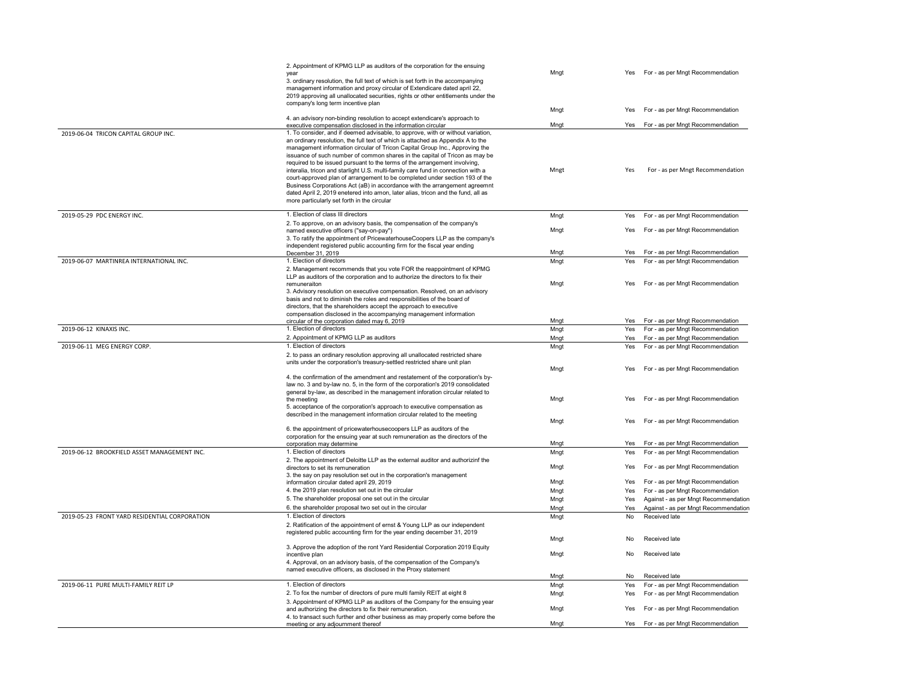| Meeting | Proposal | Proposed by | Voted | Vote |
|---|---|---|---|---|
| | 2. Appointment of KPMG LLP as auditors of the corporation for the ensuing year | Mngt | Yes | For - as per Mngt Recommendation |
| | 3. ordinary resolution, the full text of which is set forth in the accompanying management information and proxy circular of Extendicare dated april 22, 2019 approving all unallocated securities, rights or other entitlements under the company's long term incentive plan | Mngt | Yes | For - as per Mngt Recommendation |
| | 4. an advisory non-binding resolution to accept extendicare's approach to executive compensation disclosed in the information circular | Mngt | Yes | For - as per Mngt Recommendation |
| 2019-06-04 TRICON CAPITAL GROUP INC. | 1. To consider, and if deemed advisable, to approve, with or without variation, an ordinary resolution, the full text of which is attached as Appendix A to the management information circular of Tricon Capital Group Inc., Approving the issuance of such number of common shares in the capital of Tricon as may be required to be issued pursuant to the terms of the arrangement involving, interalia, tricon and starlight U.S. multi-family care fund in connection with a court-approved plan of arrangement to be completed under section 193 of the Business Corporations Act (aB) in accordance with the arrangement agreemnt dated April 2, 2019 enetered into amon, later alias, tricon and the fund, all as more particularly set forth in the circular | Mngt | Yes | For - as per Mngt Recommendation |
| 2019-05-29 PDC ENERGY INC. | 1. Election of class III directors | Mngt | Yes | For - as per Mngt Recommendation |
| | 2. To approve, on an advisory basis, the compensation of the company's named executive officers ("say-on-pay") | Mngt | Yes | For - as per Mngt Recommendation |
| | 3. To ratify the appointment of PricewaterhouseCoopers LLP as the company's independent registered public accounting firm for the fiscal year ending December 31, 2019 | Mngt | Yes | For - as per Mngt Recommendation |
| 2019-06-07 MARTINREA INTERNATIONAL INC. | 1. Election of directors | Mngt | Yes | For - as per Mngt Recommendation |
| | 2. Management recommends that you vote FOR the reappointment of KPMG LLP as auditors of the corporation and to authorize the directors to fix their remuneraiton | Mngt | Yes | For - as per Mngt Recommendation |
| | 3. Advisory resolution on executive compensation. Resolved, on an advisory basis and not to diminish the roles and responsibilities of the board of directors, that the shareholders accept the approach to executive compensation disclosed in the accompanying management information circular of the corporation dated may 6, 2019 | Mngt | Yes | For - as per Mngt Recommendation |
| 2019-06-12 KINAXIS INC. | 1. Election of directors | Mngt | Yes | For - as per Mngt Recommendation |
| | 2. Appointment of KPMG LLP as auditors | Mngt | Yes | For - as per Mngt Recommendation |
| 2019-06-11 MEG ENERGY CORP. | 1. Election of directors | Mngt | Yes | For - as per Mngt Recommendation |
| | 2. to pass an ordinary resolution approving all unallocated restricted share units under the corporation's treasury-settled restricted share unit plan | Mngt | Yes | For - as per Mngt Recommendation |
| | 4. the confirmation of the amendment and restatement of the corporation's by-law no. 3 and by-law no. 5, in the form of the corporation's 2019 consolidated general by-law, as described in the management inforation circular related to the meeting | Mngt | Yes | For - as per Mngt Recommendation |
| | 5. acceptance of the corporation's approach to executive compensation as described in the management information circular related to the meeting | Mngt | Yes | For - as per Mngt Recommendation |
| | 6. the appointment of pricewaterhousecoopers LLP as auditors of the corporation for the ensuing year at such remuneration as the directors of the corporation may determine | Mngt | Yes | For - as per Mngt Recommendation |
| 2019-06-12 BROOKFIELD ASSET MANAGEMENT INC. | 1. Election of directors | Mngt | Yes | For - as per Mngt Recommendation |
| | 2. The appointment of Deloitte LLP as the external auditor and authorizinf the directors to set its remuneration | Mngt | Yes | For - as per Mngt Recommendation |
| | 3. the say on pay resolution set out in the corporation's management information circular dated april 29, 2019 | Mngt | Yes | For - as per Mngt Recommendation |
| | 4. the 2019 plan resolution set out in the circular | Mngt | Yes | For - as per Mngt Recommendation |
| | 5. The shareholder proposal one set out in the circular | Mngt | Yes | Against - as per Mngt Recommendation |
| | 6. the shareholder proposal two set out in the circular | Mngt | Yes | Against - as per Mngt Recommendation |
| 2019-05-23 FRONT YARD RESIDENTIAL CORPORATION | 1. Election of directors | Mngt | No | Received late |
| | 2. Ratification of the appointment of ernst & Young LLP as our independent registered public accounting firm for the year ending december 31, 2019 | Mngt | No | Received late |
| | 3. Approve the adoption of the ront Yard Residential Corporation 2019 Equity incentive plan | Mngt | No | Received late |
| | 4. Approval, on an advisory basis, of the compensation of the Company's named executive officers, as disclosed in the Proxy statement | Mngt | No | Received late |
| 2019-06-11 PURE MULTI-FAMILY REIT LP | 1. Election of directors | Mngt | Yes | For - as per Mngt Recommendation |
| | 2. To fox the number of directors of pure multi family REIT at eight 8 | Mngt | Yes | For - as per Mngt Recommendation |
| | 3. Appointment of KPMG LLP as auditors of the Company for the ensuing year and authorizing the directors to fix their remuneration. | Mngt | Yes | For - as per Mngt Recommendation |
| | 4. to transact such further and other business as may properly come before the meeting or any adjournment thereof | Mngt | Yes | For - as per Mngt Recommendation |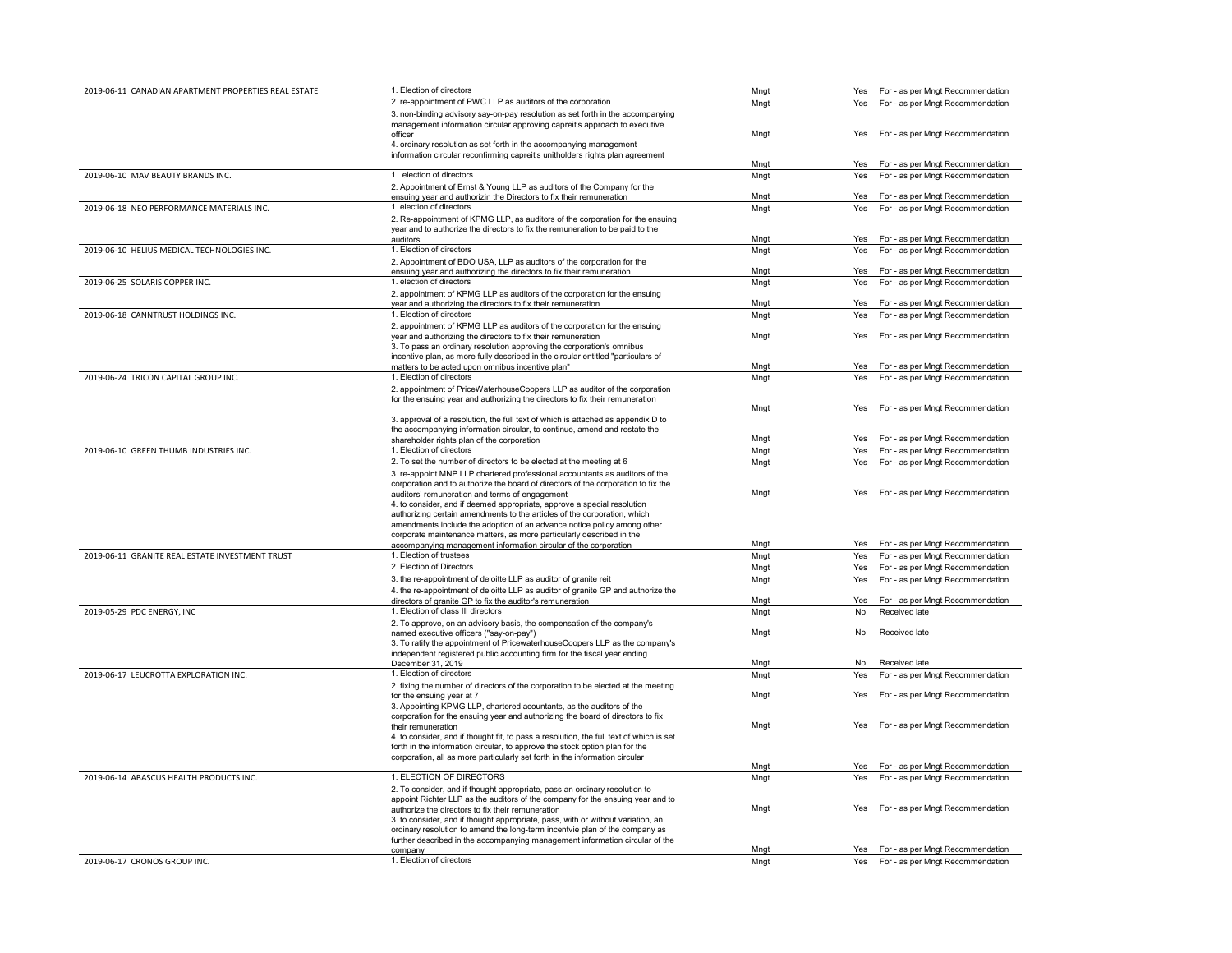| | | | | |
|---|---|---|---|---|
| 2019-06-11 CANADIAN APARTMENT PROPERTIES REAL ESTATE | 1. Election of directors | Mngt | Yes | For - as per Mngt Recommendation |
| | 2. re-appointment of PWC LLP as auditors of the corporation | Mngt | Yes | For - as per Mngt Recommendation |
| | 3. non-binding advisory say-on-pay resolution as set forth in the accompanying management information circular approving capreit's approach to executive officer | Mngt | Yes | For - as per Mngt Recommendation |
| | 4. ordinary resolution as set forth in the accompanying management information circular reconfirming capreit's unitholders rights plan agreement | Mngt | Yes | For - as per Mngt Recommendation |
| 2019-06-10 MAV BEAUTY BRANDS INC. | 1. .election of directors | Mngt | Yes | For - as per Mngt Recommendation |
| | 2. Appointment of Ernst & Young LLP as auditors of the Company for the ensuing year and authorizin the Directors to fix their remuneration | Mngt | Yes | For - as per Mngt Recommendation |
| 2019-06-18 NEO PERFORMANCE MATERIALS INC. | 1. election of directors | Mngt | Yes | For - as per Mngt Recommendation |
| | 2. Re-appointment of KPMG LLP, as auditors of the corporation for the ensuing year and to authorize the directors to fix the remuneration to be paid to the auditors | Mngt | Yes | For - as per Mngt Recommendation |
| 2019-06-10 HELIUS MEDICAL TECHNOLOGIES INC. | 1. Election of directors | Mngt | Yes | For - as per Mngt Recommendation |
| | 2. Appointment of BDO USA, LLP as auditors of the corporation for the ensuing year and authorizing the directors to fix their remuneration | Mngt | Yes | For - as per Mngt Recommendation |
| 2019-06-25 SOLARIS COPPER INC. | 1. election of directors | Mngt | Yes | For - as per Mngt Recommendation |
| | 2. appointment of KPMG LLP auditors of the corporation for the ensuing year and authorizing the directors to fix their remuneration | Mngt | Yes | For - as per Mngt Recommendation |
| 2019-06-18 CANNTRUST HOLDINGS INC. | 1. Election of directors | Mngt | Yes | For - as per Mngt Recommendation |
| | 2. appointment of KPMG LLP as auditors of the corporation for the ensuing year and authorizing the directors to fix their remuneration | Mngt | Yes | For - as per Mngt Recommendation |
| | 3. To pass an ordinary resolution approving the corporation's omnibus incentive plan, as more fully described in the circular entitled "particulars of matters to be acted upon omnibus incentive plan" | Mngt | Yes | For - as per Mngt Recommendation |
| 2019-06-24 TRICON CAPITAL GROUP INC. | 1. Election of directors | Mngt | Yes | For - as per Mngt Recommendation |
| | 2. appointment of PriceWaterhouseCoopers LLP as auditor of the corporation for the ensuing year and authorizing the directors to fix their remuneration | Mngt | Yes | For - as per Mngt Recommendation |
| | 3. approval of a resolution, the full text of which is attached as appendix D to the accompanying information circular, to continue, amend and restate the shareholder rights plan of the corporation | Mngt | Yes | For - as per Mngt Recommendation |
| 2019-06-10 GREEN THUMB INDUSTRIES INC. | 1. Election of directors | Mngt | Yes | For - as per Mngt Recommendation |
| | 2. To set the number of directors to be elected at the meeting at 6 | Mngt | Yes | For - as per Mngt Recommendation |
| | 3. re-appoint MNP LLP chartered professional accountants as auditors of the corporation and to authorize the board of directors of the corporation to fix the auditors' remuneration and terms of engagement | Mngt | Yes | For - as per Mngt Recommendation |
| | 4. to consider, and if deemed appropriate, approve a special resolution authorizing certain amendments to the articles of the corporation, which amendments include the adoption of an advance notice policy among other corporate maintenance matters, as more particularly described in the accompanying management information circular of the corporation | Mngt | Yes | For - as per Mngt Recommendation |
| 2019-06-11 GRANITE REAL ESTATE INVESTMENT TRUST | 1. Election of trustees | Mngt | Yes | For - as per Mngt Recommendation |
| | 2. Election of Directors. | Mngt | Yes | For - as per Mngt Recommendation |
| | 3. the re-appointment of deloitte LLP as auditor of granite reit | Mngt | Yes | For - as per Mngt Recommendation |
| | 4. the re-appointment of deloitte LLP as auditor of granite GP and authorize the directors of granite GP to fix the auditor's remuneration | Mngt | Yes | For - as per Mngt Recommendation |
| 2019-05-29 PDC ENERGY, INC | 1. Election of class III directors | Mngt | No | Received late |
| | 2. To approve, on an advisory basis, the compensation of the company's named executive officers ("say-on-pay") | Mngt | No | Received late |
| | 3. To ratify the appointment of PricewaterhouseCoopers LLP as the company's independent registered public accounting firm for the fiscal year ending December 31, 2019 | Mngt | No | Received late |
| 2019-06-17 LEUCROTTA EXPLORATION INC. | 1. Election of directors | Mngt | Yes | For - as per Mngt Recommendation |
| | 2. fixing the number of directors of the corporation to be elected at the meeting for the ensuing year at 7 | Mngt | Yes | For - as per Mngt Recommendation |
| | 3. Appointing KPMG LLP, chartered acountants, as the auditors of the corporation for the ensuing year and authorizing the board of directors to fix their remuneration | Mngt | Yes | For - as per Mngt Recommendation |
| | 4. to consider, and if thought fit, to pass a resolution, the full text of which is set forth in the information circular, to approve the stock option plan for the corporation, all as more particularly set forth in the information circular | Mngt | Yes | For - as per Mngt Recommendation |
| 2019-06-14 ABASCUS HEALTH PRODUCTS INC. | 1. ELECTION OF DIRECTORS | Mngt | Yes | For - as per Mngt Recommendation |
| | 2. To consider, and if thought appropriate, pass an ordinary resolution to appoint Richter LLP as the auditors of the company for the ensuing year and to authorize the directors to fix their remuneration | Mngt | Yes | For - as per Mngt Recommendation |
| | 3. to consider, and if thought appropriate, pass, with or without variation, an ordinary resolution to amend the long-term incentvie plan of the company as further described in the accompanying management information circular of the company | Mngt | Yes | For - as per Mngt Recommendation |
| 2019-06-17 CRONOS GROUP INC. | 1. Election of directors | Mngt | Yes | For - as per Mngt Recommendation |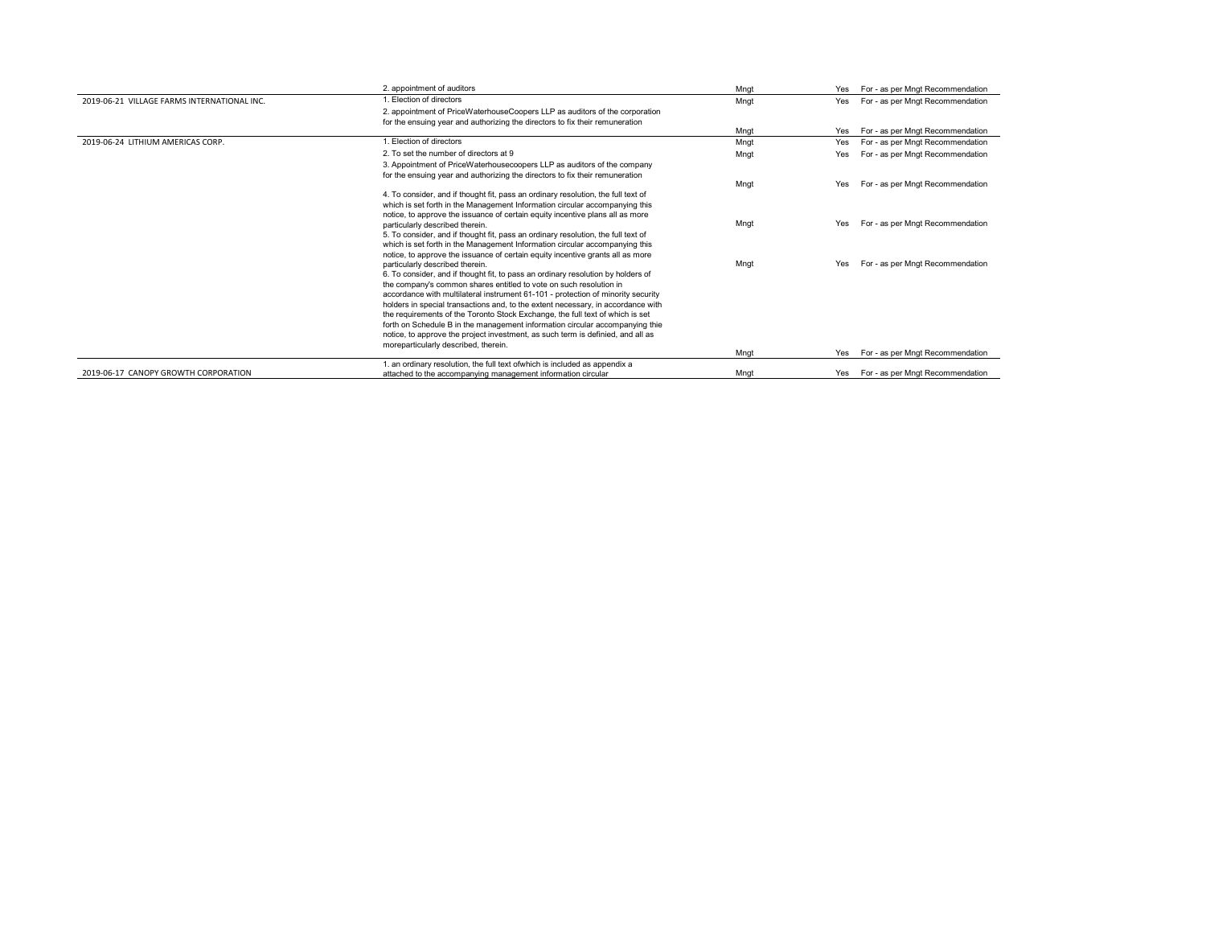| | | | | |
|---|---|---|---|---|
| | 2. appointment of auditors | Mngt | Yes | For - as per Mngt Recommendation |
| 2019-06-21 VILLAGE FARMS INTERNATIONAL INC. | 1. Election of directors | Mngt | Yes | For - as per Mngt Recommendation |
| | 2. appointment of PriceWaterhouseCoopers LLP as auditors of the corporation for the ensuing year and authorizing the directors to fix their remuneration | Mngt | Yes | For - as per Mngt Recommendation |
| 2019-06-24 LITHIUM AMERICAS CORP. | 1. Election of directors | Mngt | Yes | For - as per Mngt Recommendation |
| | 2. To set the number of directors at 9 | Mngt | Yes | For - as per Mngt Recommendation |
| | 3. Appointment of PriceWaterhousecoopers LLP as auditors of the company for the ensuing year and authorizing the directors to fix their remuneration | Mngt | Yes | For - as per Mngt Recommendation |
| | 4. To consider, and if thought fit, pass an ordinary resolution, the full text of which is set forth in the Management Information circular accompanying this notice, to approve the issuance of certain equity incentive plans all as more particularly described therein. | Mngt | Yes | For - as per Mngt Recommendation |
| | 5. To consider, and if thought fit, pass an ordinary resolution, the full text of which is set forth in the Management Information circular accompanying this notice, to approve the issuance of certain equity incentive grants all as more particularly described therein. | Mngt | Yes | For - as per Mngt Recommendation |
| | 6. To consider, and if thought fit, to pass an ordinary resolution by holders of the company's common shares entitled to vote on such resolution in accordance with multilateral instrument 61-101 - protection of minority security holders in special transactions and, to the extent necessary, in accordance with the requirements of the Toronto Stock Exchange, the full text of which is set forth on Schedule B in the management information circular accompanying thie notice, to approve the project investment, as such term is definied, and all as moreparticularly described, therein. | Mngt | Yes | For - as per Mngt Recommendation |
| 2019-06-17 CANOPY GROWTH CORPORATION | 1. an ordinary resolution, the full text ofwhich is included as appendix a attached to the accompanying management information circular | Mngt | Yes | For - as per Mngt Recommendation |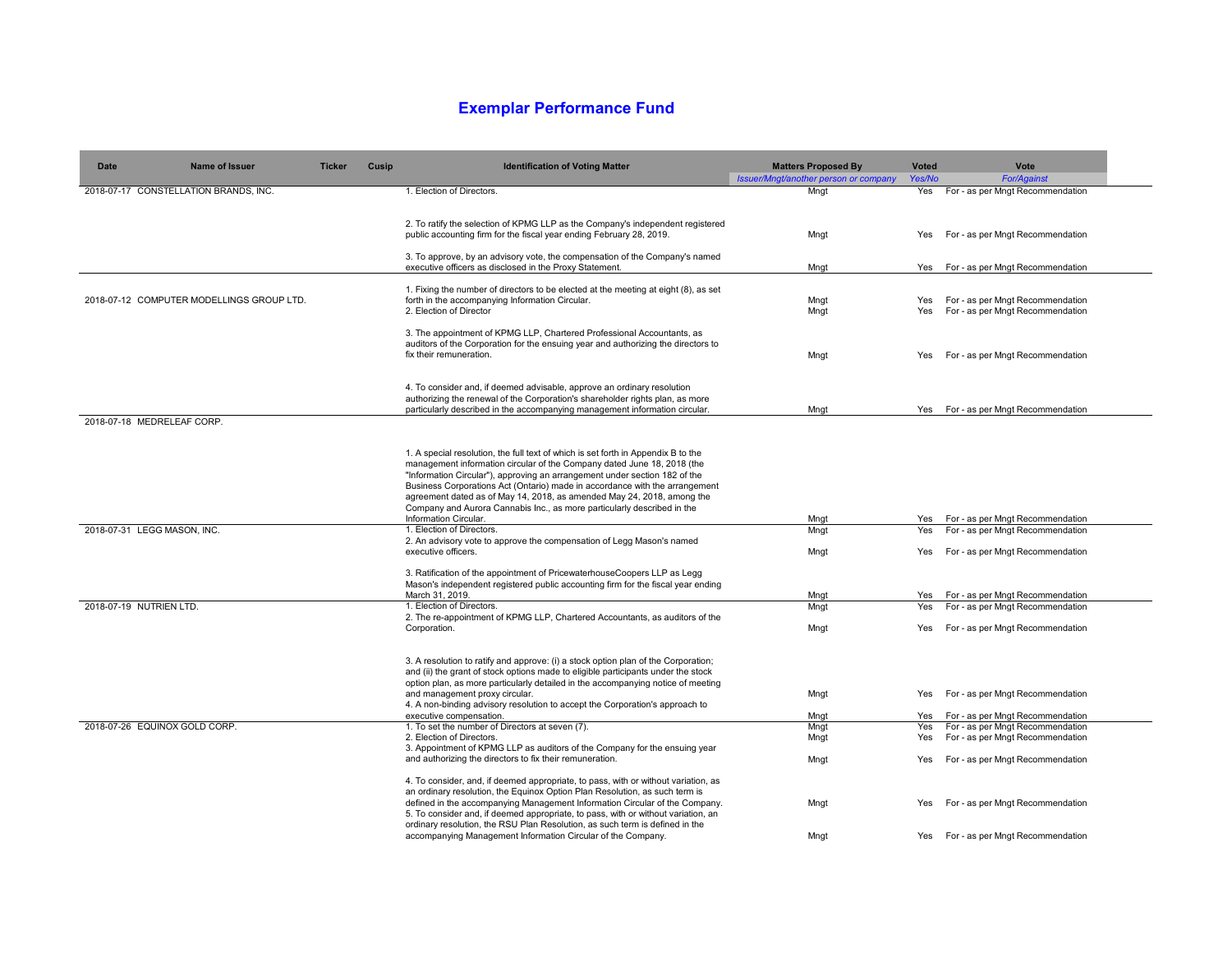# Exemplar Performance Fund

| Date | Name of Issuer | Ticker | Cusip | Identification of Voting Matter | Matters Proposed By | Voted | Vote |
|---|---|---|---|---|---|---|---|
| | | | | | *Issuer/Mngt/another person or company* | *Yes/No* | *For/Against* |
| 2018-07-17 | CONSTELLATION BRANDS, INC. | | | 1. Election of Directors. | Mngt | Yes | For - as per Mngt Recommendation |
| | | | | 2. To ratify the selection of KPMG LLP as the Company's independent registered public accounting firm for the fiscal year ending February 28, 2019. | Mngt | Yes | For - as per Mngt Recommendation |
| | | | | 3. To approve, by an advisory vote, the compensation of the Company's named executive officers as disclosed in the Proxy Statement. | Mngt | Yes | For - as per Mngt Recommendation |
| 2018-07-12 | COMPUTER MODELLINGS GROUP LTD. | | | 1. Fixing the number of directors to be elected at the meeting at eight (8), as set forth in the accompanying Information Circular. | Mngt | Yes | For - as per Mngt Recommendation |
| | | | | 2. Election of Director | Mngt | Yes | For - as per Mngt Recommendation |
| | | | | 3. The appointment of KPMG LLP, Chartered Professional Accountants, as auditors of the Corporation for the ensuing year and authorizing the directors to fix their remuneration. | Mngt | Yes | For - as per Mngt Recommendation |
| | | | | 4. To consider and, if deemed advisable, approve an ordinary resolution authorizing the renewal of the Corporation's shareholder rights plan, as more particularly described in the accompanying management information circular. | Mngt | Yes | For - as per Mngt Recommendation |
| 2018-07-18 | MEDRELEAF CORP. | | | 1. A special resolution, the full text of which is set forth in Appendix B to the management information circular of the Company dated June 18, 2018 (the "Information Circular"), approving an arrangement under section 182 of the Business Corporations Act (Ontario) made in accordance with the arrangement agreement dated as of May 14, 2018, as amended May 24, 2018, among the Company and Aurora Cannabis Inc., as more particularly described in the Information Circular. | Mngt | Yes | For - as per Mngt Recommendation |
| 2018-07-31 | LEGG MASON, INC. | | | 1. Election of Directors. | Mngt | Yes | For - as per Mngt Recommendation |
| | | | | 2. An advisory vote to approve the compensation of Legg Mason's named executive officers. | Mngt | Yes | For - as per Mngt Recommendation |
| | | | | 3. Ratification of the appointment of PricewaterhouseCoopers LLP as Legg Mason's independent registered public accounting firm for the fiscal year ending March 31, 2019. | Mngt | Yes | For - as per Mngt Recommendation |
| 2018-07-19 | NUTRIEN LTD. | | | 1. Election of Directors. | Mngt | Yes | For - as per Mngt Recommendation |
| | | | | 2. The re-appointment of KPMG LLP, Chartered Accountants, as auditors of the Corporation. | Mngt | Yes | For - as per Mngt Recommendation |
| | | | | 3. A resolution to ratify and approve: (i) a stock option plan of the Corporation; and (ii) the grant of stock options made to eligible participants under the stock option plan, as more particularly detailed in the accompanying notice of meeting and management proxy circular. | Mngt | Yes | For - as per Mngt Recommendation |
| | | | | 4. A non-binding advisory resolution to accept the Corporation's approach to executive compensation. | Mngt | Yes | For - as per Mngt Recommendation |
| 2018-07-26 | EQUINOX GOLD CORP. | | | 1. To set the number of Directors at seven (7). | Mngt | Yes | For - as per Mngt Recommendation |
| | | | | 2. Election of Directors. | Mngt | Yes | For - as per Mngt Recommendation |
| | | | | 3. Appointment of KPMG LLP as auditors of the Company for the ensuing year and authorizing the directors to fix their remuneration. | Mngt | Yes | For - as per Mngt Recommendation |
| | | | | 4. To consider, and, if deemed appropriate, to pass, with or without variation, as an ordinary resolution, the Equinox Option Plan Resolution, as such term is defined in the accompanying Management Information Circular of the Company. | Mngt | Yes | For - as per Mngt Recommendation |
| | | | | 5. To consider and, if deemed appropriate, to pass, with or without variation, an ordinary resolution, the RSU Plan Resolution, as such term is defined in the accompanying Management Information Circular of the Company. | Mngt | Yes | For - as per Mngt Recommendation |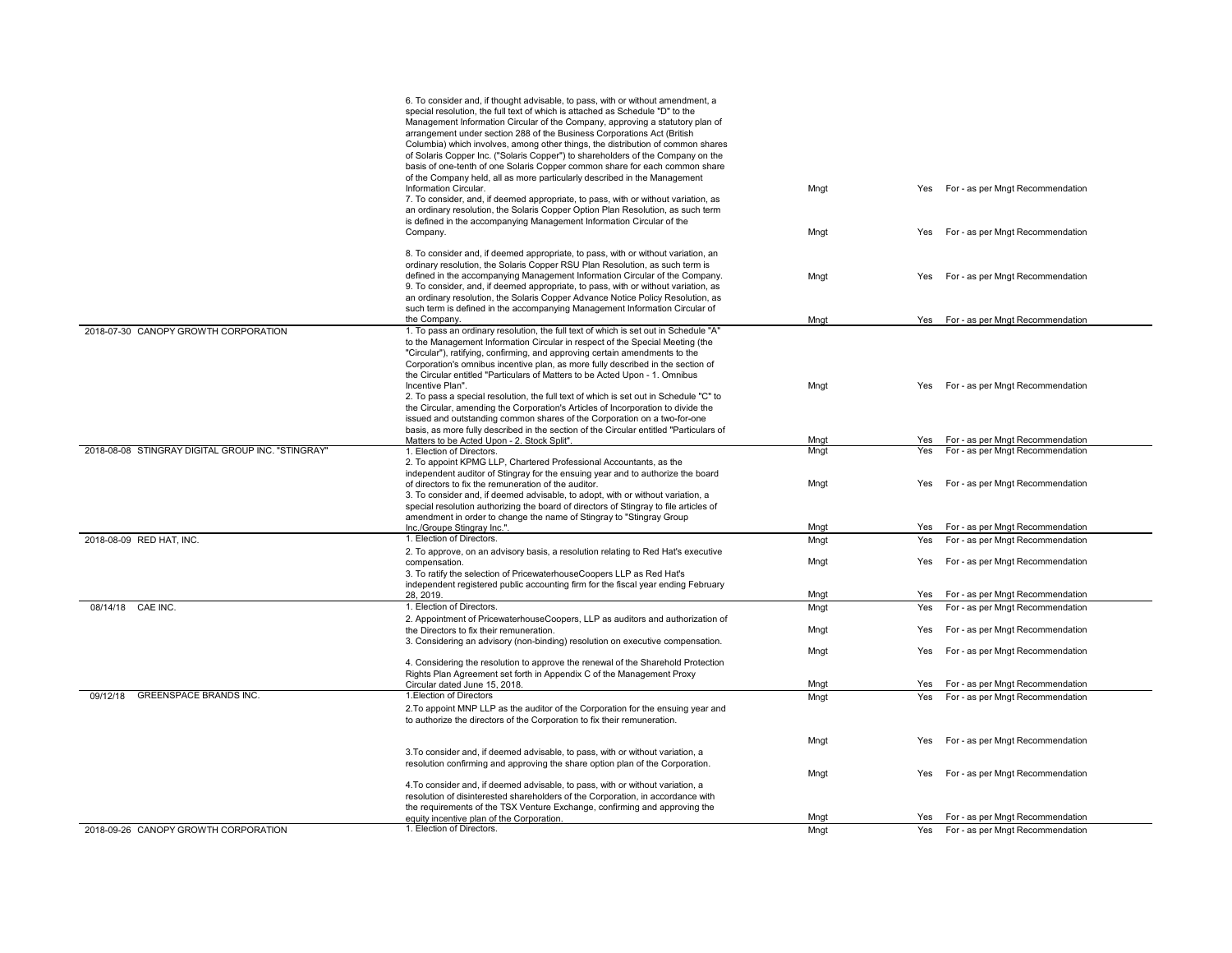| Date | Company | Proposal | Proposed by | Voted | Vote |
|---|---|---|---|---|---|
| | | 6. To consider and, if thought advisable, to pass, with or without amendment, a special resolution, the full text of which is attached as Schedule "D" to the Management Information Circular of the Company, approving a statutory plan of arrangement under section 288 of the Business Corporations Act (British Columbia) which involves, among other things, the distribution of common shares of Solaris Copper Inc. ("Solaris Copper") to shareholders of the Company on the basis of one-tenth of one Solaris Copper common share for each common share of the Company held, all as more particularly described in the Management Information Circular. | Mngt | Yes | For - as per Mngt Recommendation |
| | | 7. To consider, and, if deemed appropriate, to pass, with or without variation, as an ordinary resolution, the Solaris Copper Option Plan Resolution, as such term is defined in the accompanying Management Information Circular of the Company. | Mngt | Yes | For - as per Mngt Recommendation |
| | | 8. To consider and, if deemed appropriate, to pass, with or without variation, an ordinary resolution, the Solaris Copper RSU Plan Resolution, as such term is defined in the accompanying Management Information Circular of the Company. | Mngt | Yes | For - as per Mngt Recommendation |
| | | 9. To consider, and, if deemed appropriate, to pass, with or without variation, as an ordinary resolution, the Solaris Copper Advance Notice Policy Resolution, as such term is defined in the accompanying Management Information Circular of the Company. | Mngt | Yes | For - as per Mngt Recommendation |
| 2018-07-30 | CANOPY GROWTH CORPORATION | 1. To pass an ordinary resolution, the full text of which is set out in Schedule "A" to the Management Information Circular in respect of the Special Meeting (the "Circular"), ratifying, confirming, and approving certain amendments to the Corporation's omnibus incentive plan, as more fully described in the section of the Circular entitled "Particulars of Matters to be Acted Upon - 1. Omnibus Incentive Plan". | Mngt | Yes | For - as per Mngt Recommendation |
| | | 2. To pass a special resolution, the full text of which is set out in Schedule "C" to the Circular, amending the Corporation's Articles of Incorporation to divide the issued and outstanding common shares of the Corporation on a two-for-one basis, as more fully described in the section of the Circular entitled "Particulars of Matters to be Acted Upon - 2. Stock Split". | Mngt | Yes | For - as per Mngt Recommendation |
| 2018-08-08 | STINGRAY DIGITAL GROUP INC. "STINGRAY" | 1. Election of Directors. | Mngt | Yes | For - as per Mngt Recommendation |
| | | 2. To appoint KPMG LLP, Chartered Professional Accountants, as the independent auditor of Stingray for the ensuing year and to authorize the board of directors to fix the remuneration of the auditor. | Mngt | Yes | For - as per Mngt Recommendation |
| | | 3. To consider and, if deemed advisable, to adopt, with or without variation, a special resolution authorizing the board of directors of Stingray to file articles of amendment in order to change the name of Stingray to "Stingray Group Inc./Groupe Stingray Inc.". | Mngt | Yes | For - as per Mngt Recommendation |
| 2018-08-09 | RED HAT, INC. | 1. Election of Directors. | Mngt | Yes | For - as per Mngt Recommendation |
| | | 2. To approve, on an advisory basis, a resolution relating to Red Hat's executive compensation. | Mngt | Yes | For - as per Mngt Recommendation |
| | | 3. To ratify the selection of PricewaterhouseCoopers LLP as Red Hat's independent registered public accounting firm for the fiscal year ending February 28, 2019. | Mngt | Yes | For - as per Mngt Recommendation |
| 08/14/18 | CAE INC. | 1. Election of Directors. | Mngt | Yes | For - as per Mngt Recommendation |
| | | 2. Appointment of PricewaterhouseCoopers, LLP as auditors and authorization of the Directors to fix their remuneration. | Mngt | Yes | For - as per Mngt Recommendation |
| | | 3. Considering an advisory (non-binding) resolution on executive compensation. | Mngt | Yes | For - as per Mngt Recommendation |
| | | 4. Considering the resolution to approve the renewal of the Sharehold Protection Rights Plan Agreement set forth in Appendix C of the Management Proxy Circular dated June 15, 2018. | Mngt | Yes | For - as per Mngt Recommendation |
| 09/12/18 | GREENSPACE BRANDS INC. | 1.Election of Directors | Mngt | Yes | For - as per Mngt Recommendation |
| | | 2.To appoint MNP LLP as the auditor of the Corporation for the ensuing year and to authorize the directors of the Corporation to fix their remuneration. | Mngt | Yes | For - as per Mngt Recommendation |
| | | 3.To consider and, if deemed advisable, to pass, with or without variation, a resolution confirming and approving the share option plan of the Corporation. | Mngt | Yes | For - as per Mngt Recommendation |
| | | 4.To consider and, if deemed advisable, to pass, with or without variation, a resolution of disinterested shareholders of the Corporation, in accordance with the requirements of the TSX Venture Exchange, confirming and approving the equity incentive plan of the Corporation. | Mngt | Yes | For - as per Mngt Recommendation |
| 2018-09-26 | CANOPY GROWTH CORPORATION | 1. Election of Directors. | Mngt | Yes | For - as per Mngt Recommendation |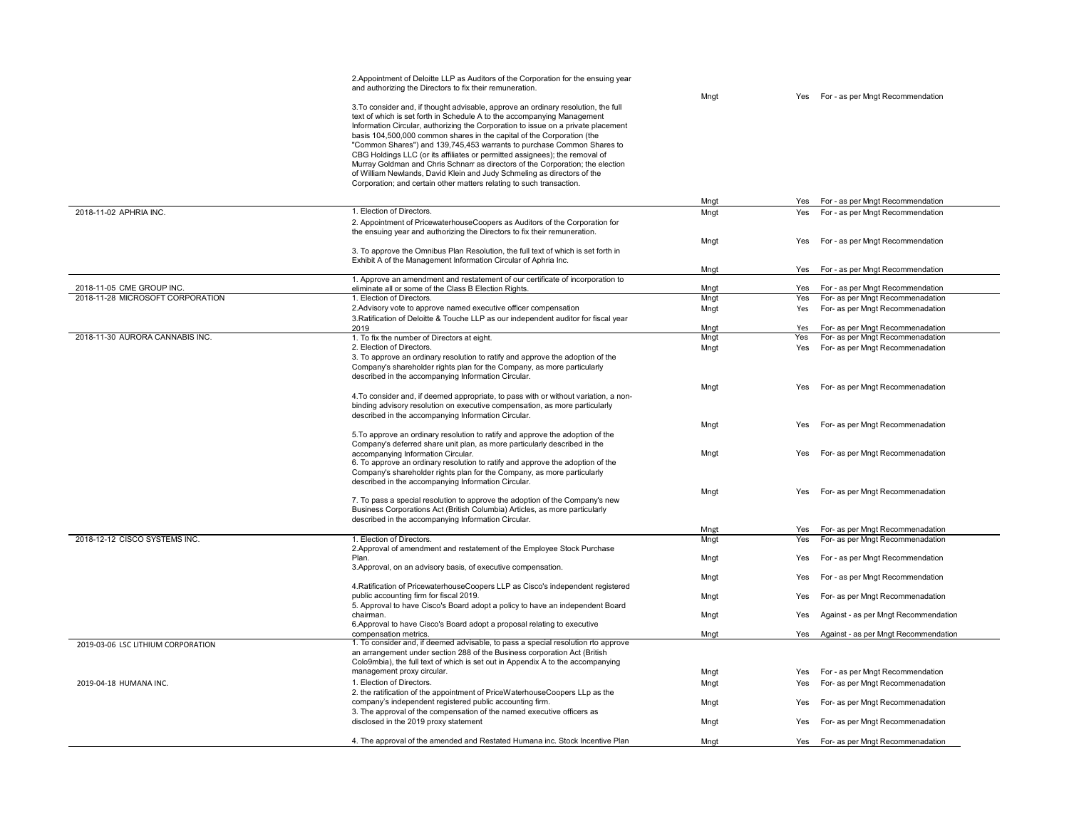| Meeting Date / Company | Proposal | Proposed by | Voted | Vote |
|---|---|---|---|---|
| | 2.Appointment of Deloitte LLP as Auditors of the Corporation for the ensuing year and authorizing the Directors to fix their remuneration. | Mngt | Yes | For - as per Mngt Recommendation |
| | 3.To consider and, if thought advisable, approve an ordinary resolution, the full text of which is set forth in Schedule A to the accompanying Management Information Circular, authorizing the Corporation to issue on a private placement basis 104,500,000 common shares in the capital of the Corporation (the "Common Shares") and 139,745,453 warrants to purchase Common Shares to CBG Holdings LLC (or its affiliates or permitted assignees); the removal of Murray Goldman and Chris Schnarr as directors of the Corporation; the election of William Newlands, David Klein and Judy Schmeling as directors of the Corporation; and certain other matters relating to such transaction. | Mngt | Yes | For - as per Mngt Recommendation |
| 2018-11-02 APHRIA INC. | 1. Election of Directors. | Mngt | Yes | For - as per Mngt Recommendation |
| | 2. Appointment of PricewaterhouseCoopers as Auditors of the Corporation for the ensuing year and authorizing the Directors to fix their remuneration. | Mngt | Yes | For - as per Mngt Recommendation |
| | 3. To approve the Omnibus Plan Resolution, the full text of which is set forth in Exhibit A of the Management Information Circular of Aphria Inc. | Mngt | Yes | For - as per Mngt Recommendation |
| 2018-11-05 CME GROUP INC. | 1. Approve an amendment and restatement of our certificate of incorporation to eliminate all or some of the Class B Election Rights. | Mngt | Yes | For - as per Mngt Recommendation |
| 2018-11-28 MICROSOFT CORPORATION | 1. Election of Directors. | Mngt | Yes | For- as per Mngt Recommenadation |
| | 2.Advisory vote to approve named executive officer compensation | Mngt | Yes | For- as per Mngt Recommenadation |
| | 3.Ratification of Deloitte & Touche LLP as our independent auditor for fiscal year 2019 | Mngt | Yes | For- as per Mngt Recommenadation |
| 2018-11-30 AURORA CANNABIS INC. | 1. To fix the number of Directors at eight. | Mngt | Yes | For- as per Mngt Recommenadation |
| | 2. Election of Directors. | Mngt | Yes | For- as per Mngt Recommenadation |
| | 3. To approve an ordinary resolution to ratify and approve the adoption of the Company's shareholder rights plan for the Company, as more particularly described in the accompanying Information Circular. | Mngt | Yes | For- as per Mngt Recommenadation |
| | 4.To consider and, if deemed appropriate, to pass with or without variation, a non-binding advisory resolution on executive compensation, as more particularly described in the accompanying Information Circular. | Mngt | Yes | For- as per Mngt Recommenadation |
| | 5.To approve an ordinary resolution to ratify and approve the adoption of the Company's deferred share unit plan, as more particularly described in the accompanying Information Circular. | Mngt | Yes | For- as per Mngt Recommenadation |
| | 6. To approve an ordinary resolution to ratify and approve the adoption of the Company's shareholder rights plan for the Company, as more particularly described in the accompanying Information Circular. | Mngt | Yes | For- as per Mngt Recommenadation |
| | 7. To pass a special resolution to approve the adoption of the Company's new Business Corporations Act (British Columbia) Articles, as more particularly described in the accompanying Information Circular. | Mngt | Yes | For- as per Mngt Recommenadation |
| 2018-12-12 CISCO SYSTEMS INC. | 1. Election of Directors. | Mngt | Yes | For- as per Mngt Recommenadation |
| | 2.Approval of amendment and restatement of the Employee Stock Purchase Plan. | Mngt | Yes | For - as per Mngt Recommendation |
| | 3.Approval, on an advisory basis, of executive compensation. | Mngt | Yes | For - as per Mngt Recommendation |
| | 4.Ratification of PricewaterhouseCoopers LLP as Cisco's independent registered public accounting firm for fiscal 2019. | Mngt | Yes | For- as per Mngt Recommenadation |
| | 5. Approval to have Cisco's Board adopt a policy to have an independent Board chairman. | Mngt | Yes | Against - as per Mngt Recommendation |
| | 6.Approval to have Cisco's Board adopt a proposal relating to executive compensation metrics. | Mngt | Yes | Against - as per Mngt Recommendation |
| 2019-03-06 LSC LITHIUM CORPORATION | 1. To consider and, if deemed advisable, to pass a special resolution rto approve an arrangement under section 288 of the Business corporation Act (British Colo9mbia), the full text of which is set out in Appendix A to the accompanying management proxy circular. | Mngt | Yes | For - as per Mngt Recommendation |
| 2019-04-18 HUMANA INC. | 1. Election of Directors. | Mngt | Yes | For- as per Mngt Recommenadation |
| | 2. the ratification of the appointment of PriceWaterHouseCoopers LLp as the company's independent registered public accounting firm. | Mngt | Yes | For- as per Mngt Recommenadation |
| | 3. The approval of the compensation of the named executive officers as disclosed in the 2019 proxy statement | Mngt | Yes | For- as per Mngt Recommenadation |
| | 4. The approval of the amended and Restated Humana inc. Stock Incentive Plan | Mngt | Yes | For- as per Mngt Recommenadation |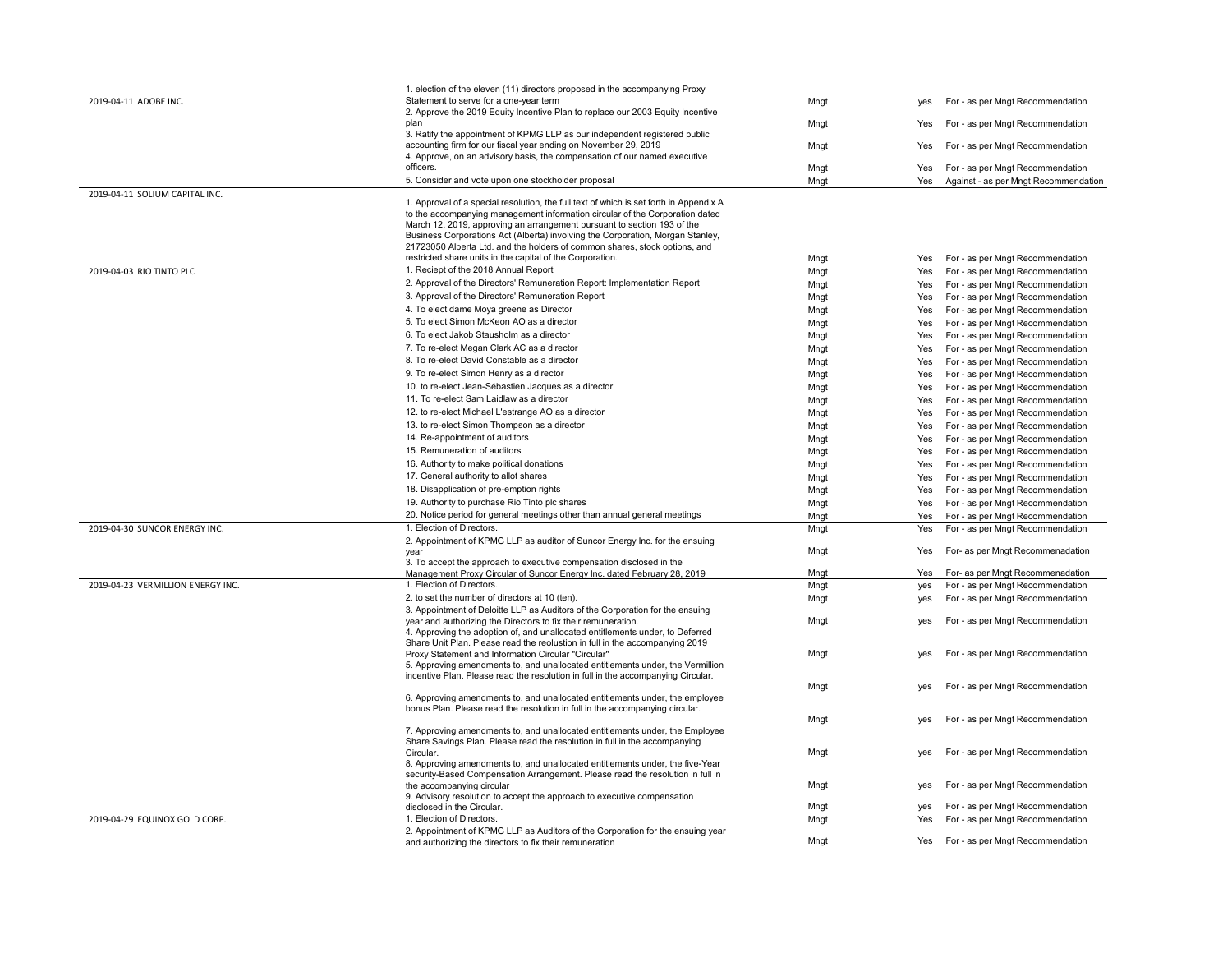| | | | | |
|---|---|---|---|---|
| 2019-04-11 ADOBE INC. | 1. election of the eleven (11) directors proposed in the accompanying Proxy Statement to serve for a one-year term | Mngt | yes | For - as per Mngt Recommendation |
| | 2. Approve the 2019 Equity Incentive Plan to replace our 2003 Equity Incentive plan | Mngt | Yes | For - as per Mngt Recommendation |
| | 3. Ratify the appointment of KPMG LLP as our independent registered public accounting firm for our fiscal year ending on November 29, 2019 | Mngt | Yes | For - as per Mngt Recommendation |
| | 4. Approve, on an advisory basis, the compensation of our named executive officers. | Mngt | Yes | For - as per Mngt Recommendation |
| | 5. Consider and vote upon one stockholder proposal | Mngt | Yes | Against - as per Mngt Recommendation |
| 2019-04-11 SOLIUM CAPITAL INC. | 1. Approval of a special resolution, the full text of which is set forth in Appendix A to the accompanying management information circular of the Corporation dated March 12, 2019, approving an arrangement pursuant to section 193 of the Business Corporations Act (Alberta) involving the Corporation, Morgan Stanley, 21723050 Alberta Ltd. and the holders of common shares, stock options, and restricted share units in the capital of the Corporation. | Mngt | Yes | For - as per Mngt Recommendation |
| 2019-04-03 RIO TINTO PLC | 1. Reciept of the 2018 Annual Report | Mngt | Yes | For - as per Mngt Recommendation |
| | 2. Approval of the Directors' Remuneration Report: Implementation Report | Mngt | Yes | For - as per Mngt Recommendation |
| | 3. Approval of the Directors' Remuneration Report | Mngt | Yes | For - as per Mngt Recommendation |
| | 4. To elect dame Moya greene as Director | Mngt | Yes | For - as per Mngt Recommendation |
| | 5. To elect Simon McKeon AO as a director | Mngt | Yes | For - as per Mngt Recommendation |
| | 6. To elect Jakob Stausholm as a director | Mngt | Yes | For - as per Mngt Recommendation |
| | 7. To re-elect Megan Clark AC as a director | Mngt | Yes | For - as per Mngt Recommendation |
| | 8. To re-elect David Constable as a director | Mngt | Yes | For - as per Mngt Recommendation |
| | 9. To re-elect Simon Henry as a director | Mngt | Yes | For - as per Mngt Recommendation |
| | 10. to re-elect Jean-Sébastien Jacques as a director | Mngt | Yes | For - as per Mngt Recommendation |
| | 11. To re-elect Sam Laidlaw as a director | Mngt | Yes | For - as per Mngt Recommendation |
| | 12. to re-elect Michael L'estrange AO as a director | Mngt | Yes | For - as per Mngt Recommendation |
| | 13. to re-elect Simon Thompson as a director | Mngt | Yes | For - as per Mngt Recommendation |
| | 14. Re-appointment of auditors | Mngt | Yes | For - as per Mngt Recommendation |
| | 15. Remuneration of auditors | Mngt | Yes | For - as per Mngt Recommendation |
| | 16. Authority to make political donations | Mngt | Yes | For - as per Mngt Recommendation |
| | 17. General authority to allot shares | Mngt | Yes | For - as per Mngt Recommendation |
| | 18. Disapplication of pre-emption rights | Mngt | Yes | For - as per Mngt Recommendation |
| | 19. Authority to purchase Rio Tinto plc shares | Mngt | Yes | For - as per Mngt Recommendation |
| | 20. Notice period for general meetings other than annual general meetings | Mngt | Yes | For - as per Mngt Recommendation |
| 2019-04-30 SUNCOR ENERGY INC. | 1. Election of Directors. | Mngt | Yes | For - as per Mngt Recommendation |
| | 2. Appointment of KPMG LLP as auditor of Suncor Energy Inc. for the ensuing year | Mngt | Yes | For- as per Mngt Recommenadation |
| | 3. To accept the approach to executive compensation disclosed in the Management Proxy Circular of Suncor Energy Inc. dated February 28, 2019 | Mngt | Yes | For- as per Mngt Recommenadation |
| 2019-04-23 VERMILLION ENERGY INC. | 1. Election of Directors. | Mngt | yes | For - as per Mngt Recommendation |
| | 2. to set the number of directors at 10 (ten). | Mngt | yes | For - as per Mngt Recommendation |
| | 3. Appointment of Deloitte LLP as Auditors of the Corporation for the ensuing year and authorizing the Directors to fix their remuneration. | Mngt | yes | For - as per Mngt Recommendation |
| | 4. Approving the adoption of, and unallocated entitlements under, to Deferred Share Unit Plan. Please read the reolustion in full in the accompanying 2019 Proxy Statement and Information Circular "Circular" | Mngt | yes | For - as per Mngt Recommendation |
| | 5. Approving amendments to, and unallocated entitlements under, the Vermillion incentive Plan. Please read the resolution in full in the accompanying Circular. | Mngt | yes | For - as per Mngt Recommendation |
| | 6. Approving amendments to, and unallocated entitlements under, the employee bonus Plan. Please read the resolution in full in the accompanying circular. | Mngt | yes | For - as per Mngt Recommendation |
| | 7. Approving amendments to, and unallocated entitlements under, the Employee Share Savings Plan. Please read the resolution in full in the accompanying Circular. | Mngt | yes | For - as per Mngt Recommendation |
| | 8. Approving amendments to, and unallocated entitlements under, the five-Year security-Based Compensation Arrangement. Please read the resolution in full in the accompanying circular | Mngt | yes | For - as per Mngt Recommendation |
| | 9. Advisory resolution to accept the approach to executive compensation disclosed in the Circular. | Mngt | yes | For - as per Mngt Recommendation |
| 2019-04-29 EQUINOX GOLD CORP. | 1. Election of Directors. | Mngt | Yes | For - as per Mngt Recommendation |
| | 2. Appointment of KPMG LLP as Auditors of the Corporation for the ensuing year and authorizing the directors to fix their remuneration | Mngt | Yes | For - as per Mngt Recommendation |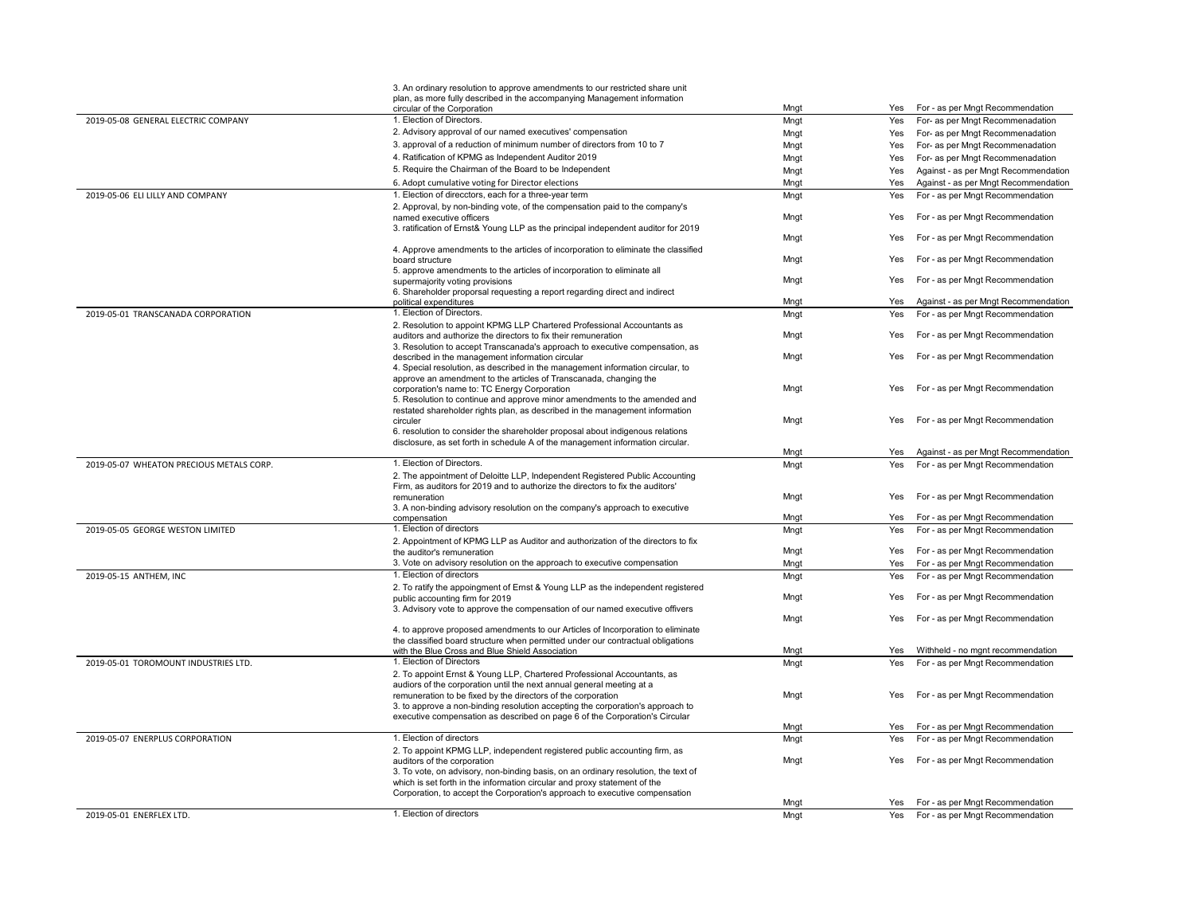| | | | | |
|---|---|---|---|---|
| | 3. An ordinary resolution to approve amendments to our restricted share unit plan, as more fully described in the accompanying Management information circular of the Corporation | Mngt | Yes | For - as per Mngt Recommendation |
| 2019-05-08 GENERAL ELECTRIC COMPANY | 1. Election of Directors. | Mngt | Yes | For- as per Mngt Recommenadation |
| | 2. Advisory approval of our named executives' compensation | Mngt | Yes | For- as per Mngt Recommenadation |
| | 3. approval of a reduction of minimum number of directors from 10 to 7 | Mngt | Yes | For- as per Mngt Recommenadation |
| | 4. Ratification of KPMG as Independent Auditor 2019 | Mngt | Yes | For- as per Mngt Recommenadation |
| | 5. Require the Chairman of the Board to be Independent | Mngt | Yes | Against - as per Mngt Recommendation |
| | 6. Adopt cumulative voting for Director elections | Mngt | Yes | Against - as per Mngt Recommendation |
| 2019-05-06 ELI LILLY AND COMPANY | 1. Election of direcctors, each for a three-year term | Mngt | Yes | For - as per Mngt Recommendation |
| | 2. Approval, by non-binding vote, of the compensation paid to the company's named executive officers | Mngt | Yes | For - as per Mngt Recommendation |
| | 3. ratification of Ernst& Young LLP as the principal independent auditor for 2019 | Mngt | Yes | For - as per Mngt Recommendation |
| | 4. Approve amendments to the articles of incorporation to eliminate the classified board structure | Mngt | Yes | For - as per Mngt Recommendation |
| | 5. approve amendments to the articles of incorporation to eliminate all supermajority voting provisions | Mngt | Yes | For - as per Mngt Recommendation |
| | 6. Shareholder proposal requesting a report regarding direct and indirect political expenditures | Mngt | Yes | Against - as per Mngt Recommendation |
| 2019-05-01 TRANSCANADA CORPORATION | 1. Election of Directors. | Mngt | Yes | For - as per Mngt Recommendation |
| | 2. Resolution to appoint KPMG LLP Chartered Professional Accountants as auditors and authorize the directors to fix their remuneration | Mngt | Yes | For - as per Mngt Recommendation |
| | 3. Resolution to accept Transcanada's approach to executive compensation, as described in the management information circular | Mngt | Yes | For - as per Mngt Recommendation |
| | 4. Special resolution, as described in the management information circular, to approve an amendment to the articles of Transcanada, changing the corporation's name to: TC Energy Corporation | Mngt | Yes | For - as per Mngt Recommendation |
| | 5. Resolution to continue and approve minor amendments to the amended and restated shareholder rights plan, as described in the management information circuler | Mngt | Yes | For - as per Mngt Recommendation |
| | 6. resolution to consider the shareholder proposal about indigenous relations disclosure, as set forth in schedule A of the management information circular. | Mngt | Yes | Against - as per Mngt Recommendation |
| 2019-05-07 WHEATON PRECIOUS METALS CORP. | 1. Election of Directors. | Mngt | Yes | For - as per Mngt Recommendation |
| | 2. The appointment of Deloitte LLP, Independent Registered Public Accounting Firm, as auditors for 2019 and to authorize the directors to fix the auditors' remuneration | Mngt | Yes | For - as per Mngt Recommendation |
| | 3. A non-binding advisory resolution on the company's approach to executive compensation | Mngt | Yes | For - as per Mngt Recommendation |
| 2019-05-05 GEORGE WESTON LIMITED | 1. Election of directors | Mngt | Yes | For - as per Mngt Recommendation |
| | 2. Appointment of KPMG LLP as Auditor and authorization of the directors to fix the auditor's remuneration | Mngt | Yes | For - as per Mngt Recommendation |
| | 3. Vote on advisory resolution on the approach to executive compensation | Mngt | Yes | For - as per Mngt Recommendation |
| 2019-05-15 ANTHEM, INC | 1. Election of directors | Mngt | Yes | For - as per Mngt Recommendation |
| | 2. To ratify the appoingment of Ernst & Young LLP as the independent registered public accounting firm for 2019 | Mngt | Yes | For - as per Mngt Recommendation |
| | 3. Advisory vote to approve the compensation of our named executive offivers | Mngt | Yes | For - as per Mngt Recommendation |
| | 4. to approve proposed amendments to our Articles of Incorporation to eliminate the classified board structure when permitted under our contractual obligations with the Blue Cross and Blue Shield Association | Mngt | Yes | Withheld - no mgnt recommendation |
| 2019-05-01 TOROMOUNT INDUSTRIES LTD. | 1. Election of Directors | Mngt | Yes | For - as per Mngt Recommendation |
| | 2. To appoint Ernst & Young LLP, Chartered Professional Accountants, as audiors of the corporation until the next annual general meeting at a remuneration to be fixed by the directors of the corporation | Mngt | Yes | For - as per Mngt Recommendation |
| | 3. to approve a non-binding resolution accepting the corporation's approach to executive compensation as described on page 6 of the Corporation's Circular | Mngt | Yes | For - as per Mngt Recommendation |
| 2019-05-07 ENERPLUS CORPORATION | 1. Election of directors | Mngt | Yes | For - as per Mngt Recommendation |
| | 2. To appoint KPMG LLP, independent registered public accounting firm, as auditors of the corporation | Mngt | Yes | For - as per Mngt Recommendation |
| | 3. To vote, on advisory, non-binding basis, on an ordinary resolution, the text of which is set forth in the information circular and proxy statement of the Corporation, to accept the Corporation's approach to executive compensation | Mngt | Yes | For - as per Mngt Recommendation |
| 2019-05-01 ENERFLEX LTD. | 1. Election of directors | Mngt | Yes | For - as per Mngt Recommendation |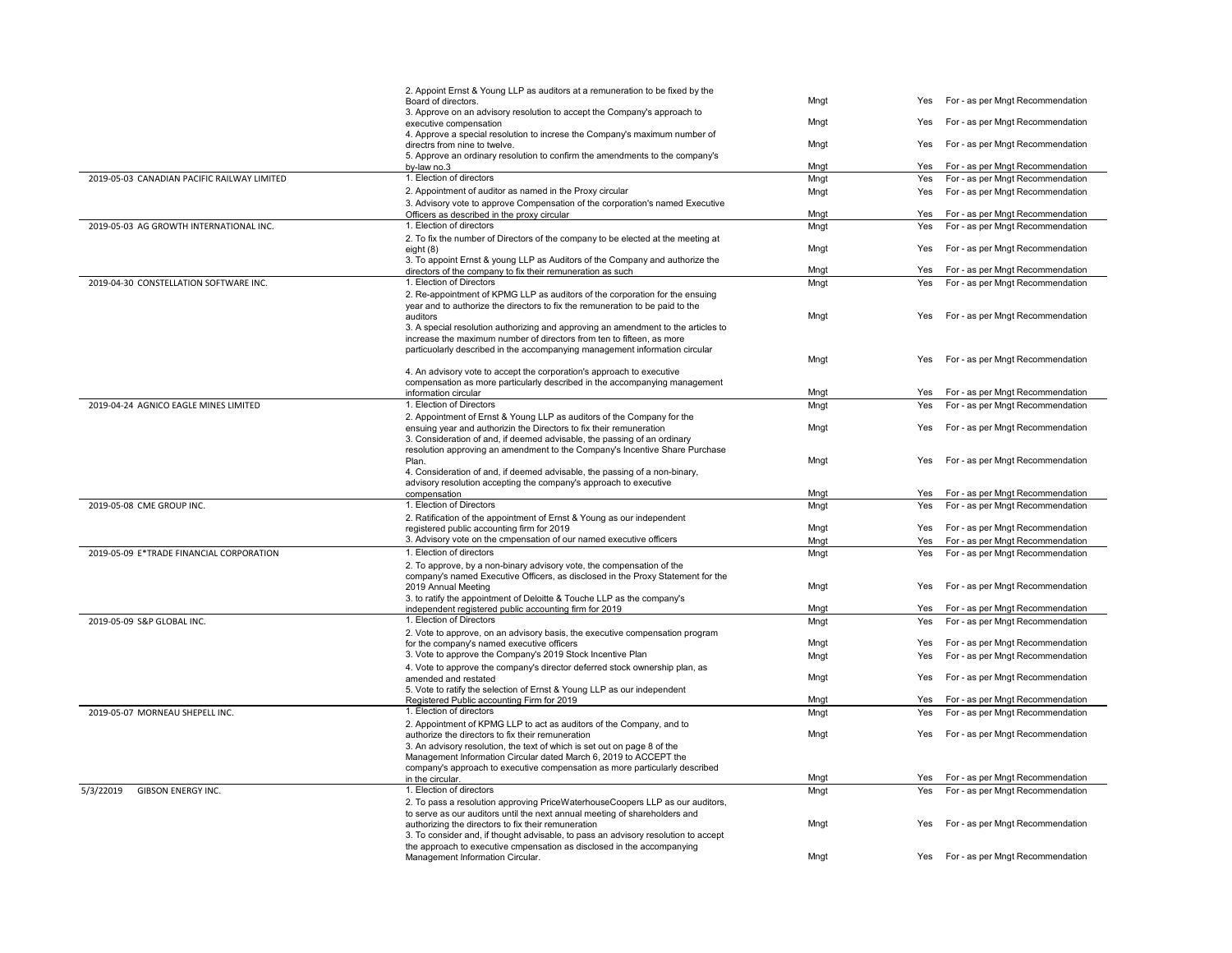| | | | | |
|---|---|---|---|---|
| | 2. Appoint Ernst & Young LLP as auditors at a remuneration to be fixed by the Board of directors. | Mngt | Yes | For - as per Mngt Recommendation |
| | 3. Approve on an advisory resolution to accept the Company's approach to executive compensation | Mngt | Yes | For - as per Mngt Recommendation |
| | 4. Approve a special resolution to increse the Company's maximum number of directrs from nine to twelve. | Mngt | Yes | For - as per Mngt Recommendation |
| | 5. Approve an ordinary resolution to confirm the amendments to the company's by-law no.3 | Mngt | Yes | For - as per Mngt Recommendation |
| 2019-05-03 CANADIAN PACIFIC RAILWAY LIMITED | 1. Election of directors | Mngt | Yes | For - as per Mngt Recommendation |
| | 2. Appointment of auditor as named in the Proxy circular | Mngt | Yes | For - as per Mngt Recommendation |
| | 3. Advisory vote to approve Compensation of the corporation's named Executive Officers as described in the proxy circular | Mngt | Yes | For - as per Mngt Recommendation |
| 2019-05-03 AG GROWTH INTERNATIONAL INC. | 1. Election of directors | Mngt | Yes | For - as per Mngt Recommendation |
| | 2. To fix the number of Directors of the company to be elected at the meeting at eight (8) | Mngt | Yes | For - as per Mngt Recommendation |
| | 3. To appoint Ernst & young LLP as Auditors of the Company and authorize the directors of the company to fix their remuneration as such | Mngt | Yes | For - as per Mngt Recommendation |
| 2019-04-30 CONSTELLATION SOFTWARE INC. | 1. Election of Directors | Mngt | Yes | For - as per Mngt Recommendation |
| | 2. Re-appointment of KPMG LLP as auditors of the corporation for the ensuing year and to authorize the directors to fix the remuneration to be paid to the auditors | Mngt | Yes | For - as per Mngt Recommendation |
| | 3. A special resolution authorizing and approving an amendment to the articles to increase the maximum number of directors from ten to fifteen, as more particuolarly described in the accompanying management information circular | Mngt | Yes | For - as per Mngt Recommendation |
| | 4. An advisory vote to accept the corporation's approach to executive compensation as more particularly described in the accompanying management information circular | Mngt | Yes | For - as per Mngt Recommendation |
| 2019-04-24 AGNICO EAGLE MINES LIMITED | 1. Election of Directors | Mngt | Yes | For - as per Mngt Recommendation |
| | 2. Appointment of Ernst & Young LLP as auditors of the Company for the ensuing year and authorizin the Directors to fix their remuneration | Mngt | Yes | For - as per Mngt Recommendation |
| | 3. Consideration of and, if deemed advisable, the passing of an ordinary resolution approving an amendment to the Company's Incentive Share Purchase Plan. | Mngt | Yes | For - as per Mngt Recommendation |
| | 4. Consideration of and, if deemed advisable, the passing of a non-binary, advisory resolution accepting the company's approach to executive compensation | Mngt | Yes | For - as per Mngt Recommendation |
| 2019-05-08 CME GROUP INC. | 1. Election of Directors | Mngt | Yes | For - as per Mngt Recommendation |
| | 2. Ratification of the appointment of Ernst & Young as our independent registered public accounting firm for 2019 | Mngt | Yes | For - as per Mngt Recommendation |
| | 3. Advisory vote on the cmpensation of our named executive officers | Mngt | Yes | For - as per Mngt Recommendation |
| 2019-05-09 E*TRADE FINANCIAL CORPORATION | 1. Election of directors | Mngt | Yes | For - as per Mngt Recommendation |
| | 2. To approve, by a non-binary advisory vote, the compensation of the company's named Executive Officers, as disclosed in the Proxy Statement for the 2019 Annual Meeting | Mngt | Yes | For - as per Mngt Recommendation |
| | 3. to ratify the appointment of Deloitte & Touche LLP as the company's independent registered public accounting firm for 2019 | Mngt | Yes | For - as per Mngt Recommendation |
| 2019-05-09 S&P GLOBAL INC. | 1. Election of Directors | Mngt | Yes | For - as per Mngt Recommendation |
| | 2. Vote to approve, on an advisory basis, the executive compensation program for the company's named executive officers | Mngt | Yes | For - as per Mngt Recommendation |
| | 3. Vote to approve the Company's 2019 Stock Incentive Plan | Mngt | Yes | For - as per Mngt Recommendation |
| | 4. Vote to approve the company's director deferred stock ownership plan, as amended and restated | Mngt | Yes | For - as per Mngt Recommendation |
| | 5. Vote to ratify the selection of Ernst & Young LLP as our independent Registered Public accounting Firm for 2019 | Mngt | Yes | For - as per Mngt Recommendation |
| 2019-05-07 MORNEAU SHEPELL INC. | 1. Election of directors | Mngt | Yes | For - as per Mngt Recommendation |
| | 2. Appointment of KPMG LLP to act as auditors of the Company, and to authorize the directors to fix their remuneration | Mngt | Yes | For - as per Mngt Recommendation |
| | 3. An advisory resolution, the text of which is set out on page 8 of the Management Information Circular dated March 6, 2019 to ACCEPT the company's approach to executive compensation as more particularly described in the circular. | Mngt | Yes | For - as per Mngt Recommendation |
| 5/3/22019 GIBSON ENERGY INC. | 1. Election of directors | Mngt | Yes | For - as per Mngt Recommendation |
| | 2. To pass a resolution approving PriceWaterhouseCoopers LLP as our auditors, to serve as our auditors until the next annual meeting of shareholders and authorizing the directors to fix their remuneration | Mngt | Yes | For - as per Mngt Recommendation |
| | 3. To consider and, if thought advisable, to pass an advisory resolution to accept the approach to executive cmpensation as disclosed in the accompanying Management Information Circular. | Mngt | Yes | For - as per Mngt Recommendation |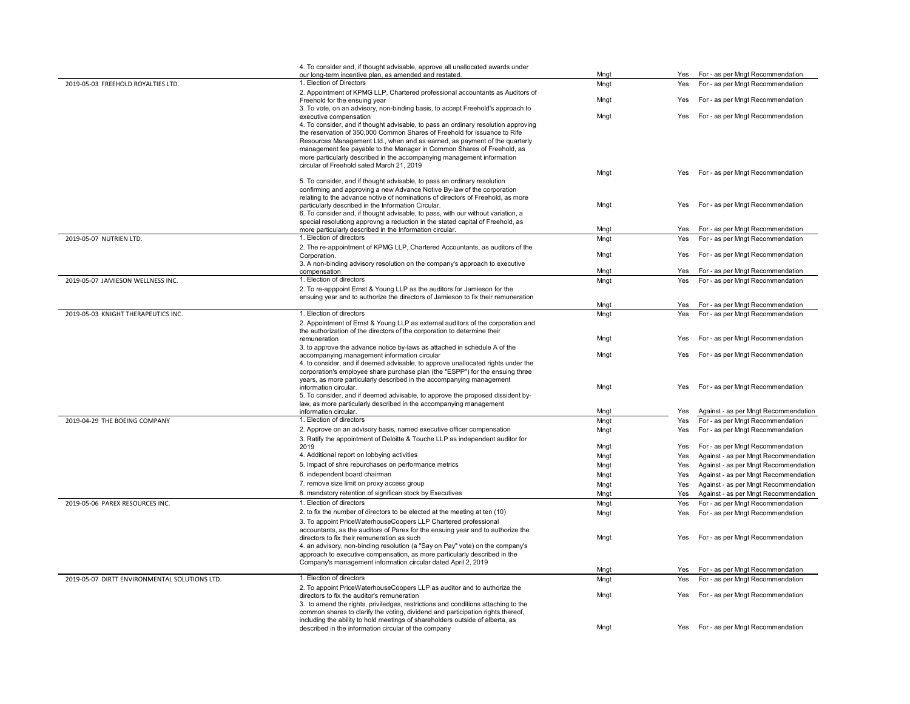| | | | | |
|---|---|---|---|---|
| | 4. To consider and, if thought advisable, approve all unallocated awards under our long-term incentive plan, as amended and restated. | Mngt | Yes | For - as per Mngt Recommendation |
| 2019-05-03 FREEHOLD ROYALTIES LTD. | 1. Election of Directors | Mngt | Yes | For - as per Mngt Recommendation |
| | 2. Appointment of KPMG LLP, Chartered professional accountants as Auditors of Freehold for the ensuing year | Mngt | Yes | For - as per Mngt Recommendation |
| | 3. To vote, on an advisory, non-binding basis, to accept Freehold's approach to executive compensation | Mngt | Yes | For - as per Mngt Recommendation |
| | 4. To consider, and if thought advisable, to pass an ordinary resolution approving the reservation of 350,000 Common Shares of Freehold for issuance to Rife Resources Management Ltd., when and as earned, as payment of the quarterly management fee payable to the Manager in Common Shares of Freehold, as more particularly described in the accompanying management information circular of Freehold sated March 21, 2019 | Mngt | Yes | For - as per Mngt Recommendation |
| | 5. To consider, and if thought advisable, to pass an ordinary resolution confirming and approving a new Advance Notive By-law of the corporation relating to the advance notive of nominations of directors of Freehold, as more particularly described in the Information Circular. | Mngt | Yes | For - as per Mngt Recommendation |
| | 6. To consider and, if thought advisable, to pass, with our without variation, a special resolutiong approvng a reduction in the stated capital of Freehold, as more particularly described in the Information circular. | Mngt | Yes | For - as per Mngt Recommendation |
| 2019-05-07 NUTRIEN LTD. | 1. Election of directors | Mngt | Yes | For - as per Mngt Recommendation |
| | 2. The re-appointment of KPMG LLP, Chartered Accountants, as auditors of the Corporation. | Mngt | Yes | For - as per Mngt Recommendation |
| | 3. A non-binding advisory resolution on the company's approach to executive compensation | Mngt | Yes | For - as per Mngt Recommendation |
| 2019-05-07 JAMIESON WELLNESS INC. | 1. Election of directors | Mngt | Yes | For - as per Mngt Recommendation |
| | 2. To re-apppoint Ernst & Young LLP as the auditors for Jamieson for the ensuing year and to authorize the directors of Jamieson to fix their remuneration | Mngt | Yes | For - as per Mngt Recommendation |
| 2019-05-03 KNIGHT THERAPEUTICS INC. | 1. Election of directors | Mngt | Yes | For - as per Mngt Recommendation |
| | 2. Appointment of Ernst & Young LLP as external auditors of the corporation and the authorization of the directors of the corporation to determine their remuneration | Mngt | Yes | For - as per Mngt Recommendation |
| | 3. to approve the advance notice by-laws as attached in schedule A of the accompanying management information circular | Mngt | Yes | For - as per Mngt Recommendation |
| | 4. to consider, and if deemed advisable, to approve unallocated rights under the corporation's employee share purchase plan (the "ESPP") for the ensuing three years, as more particularly described in the accompanying management information circular. | Mngt | Yes | For - as per Mngt Recommendation |
| | 5. To consider, and if deemed advisable, to approve the proposed dissident by-law, as more particularly described in the accompanying management information circular. | Mngt | Yes | Against - as per Mngt Recommendation |
| 2019-04-29 THE BOEING COMPANY | 1. Election of directors | Mngt | Yes | For - as per Mngt Recommendation |
| | 2. Approve on an advisory basis, named executive officer compensation | Mngt | Yes | For - as per Mngt Recommendation |
| | 3. Ratify the appointment of Deloitte & Touche LLP as independent auditor for 2019 | Mngt | Yes | For - as per Mngt Recommendation |
| | 4. Additional report on lobbying activities | Mngt | Yes | Against - as per Mngt Recommendation |
| | 5. Impact of shre repurchases on performance metrics | Mngt | Yes | Against - as per Mngt Recommendation |
| | 6. independent board chairman | Mngt | Yes | Against - as per Mngt Recommendation |
| | 7. remove size limit on proxy access group | Mngt | Yes | Against - as per Mngt Recommendation |
| | 8. mandatory retention of significan stock by Executives | Mngt | Yes | Against - as per Mngt Recommendation |
| 2019-05-06 PAREX RESOURCES INC. | 1. Election of directors | Mngt | Yes | For - as per Mngt Recommendation |
| | 2. to fix the number of directors to be elected at the meeting at ten (10) | Mngt | Yes | For - as per Mngt Recommendation |
| | 3. To appoint PriceWaterhouseCoopers LLP Chartered professional accountants, as the auditors of Parex for the ensuing year and to authorize the directors to fix their remuneration as such | Mngt | Yes | For - as per Mngt Recommendation |
| | 4. an advisory, non-binding resolution (a "Say on Pay" vote) on the company's approach to executive compensation, as more particularly described in the Company's management information circular dated April 2, 2019 | Mngt | Yes | For - as per Mngt Recommendation |
| 2019-05-07 DIRTT ENVIRONMENTAL SOLUTIONS LTD. | 1. Election of directors | Mngt | Yes | For - as per Mngt Recommendation |
| | 2. To appoint PriceWaterhouseCoopers LLP as auditor and to authorize the directors to fix the auditor's remuneration | Mngt | Yes | For - as per Mngt Recommendation |
| | 3. to amend the rights, priviledges, restrictions and conditions attaching to the common shares to clarify the voting, dividend and participation rights thereof, including the ability to hold meetings of shareholders outside of alberta, as described in the information circular of the company | Mngt | Yes | For - as per Mngt Recommendation |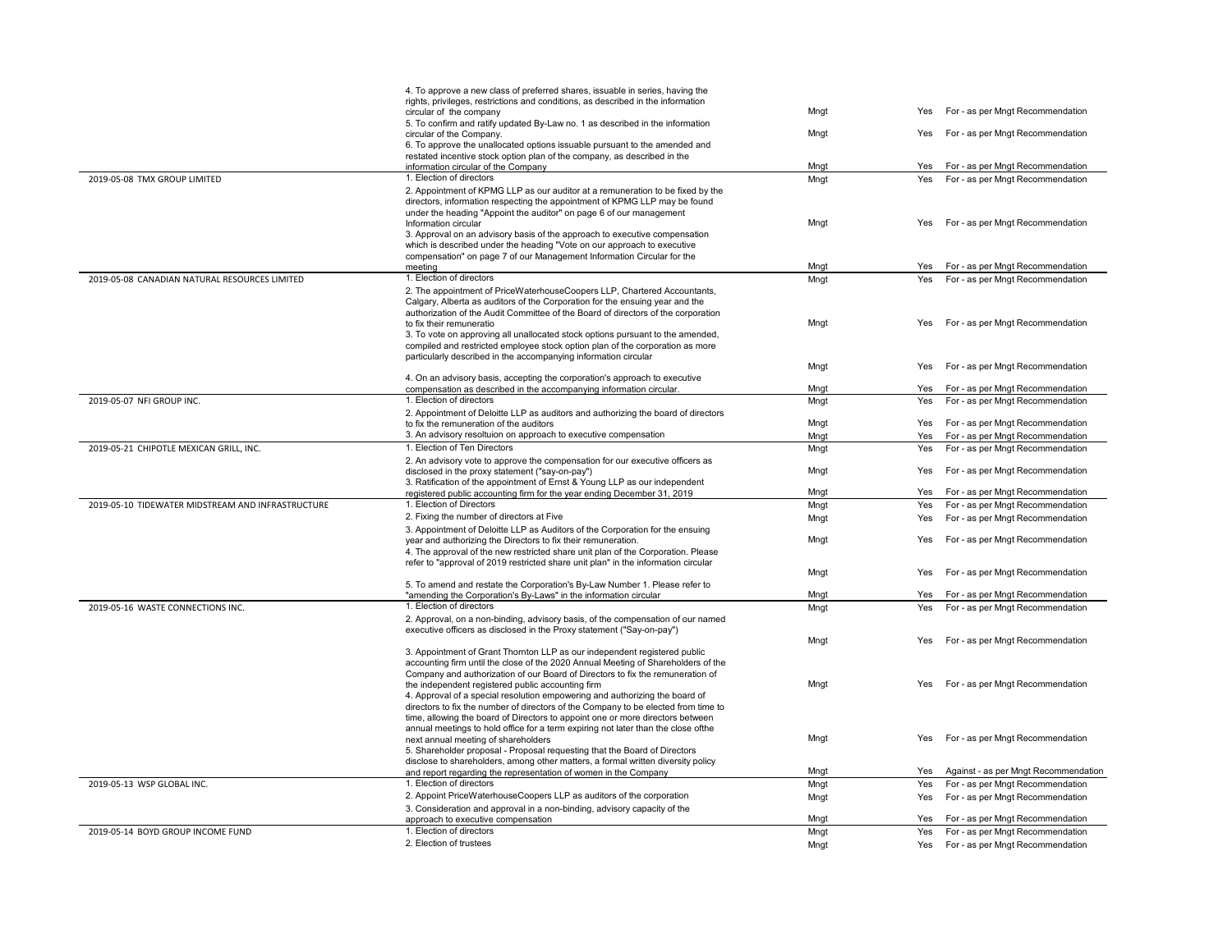| | | | | |
|---|---|---|---|---|
| | 4. To approve a new class of preferred shares, issuable in series, having the rights, privileges, restrictions and conditions, as described in the information circular of the company | Mngt | Yes | For - as per Mngt Recommendation |
| | 5. To confirm and ratify updated By-Law no. 1 as described in the information circular of the Company. | Mngt | Yes | For - as per Mngt Recommendation |
| | 6. To approve the unallocated options issuable pursuant to the amended and restated incentive stock option plan of the company, as described in the information circular of the Company | Mngt | Yes | For - as per Mngt Recommendation |
| 2019-05-08 TMX GROUP LIMITED | 1. Election of directors | Mngt | Yes | For - as per Mngt Recommendation |
| | 2. Appointment of KPMG LLP as our auditor at a remuneration to be fixed by the directors, information respecting the appointment of KPMG LLP may be found under the heading "Appoint the auditor" on page 6 of our management Information circular | Mngt | Yes | For - as per Mngt Recommendation |
| | 3. Approval on an advisory basis of the approach to executive compensation which is described under the heading "Vote on our approach to executive compensation" on page 7 of our Management Information Circular for the meeting | Mngt | Yes | For - as per Mngt Recommendation |
| 2019-05-08 CANADIAN NATURAL RESOURCES LIMITED | 1. Election of directors | Mngt | Yes | For - as per Mngt Recommendation |
| | 2. The appointment of PriceWaterhouseCoopers LLP, Chartered Accountants, Calgary, Alberta as auditors of the Corporation for the ensuing year and the authorization of the Audit Committee of the Board of directors of the corporation to fix their remuneratio | Mngt | Yes | For - as per Mngt Recommendation |
| | 3. To vote on approving all unallocated stock options pursuant to the amended, compiled and restricted employee stock option plan of the corporation as more particularly described in the accompanying information circular | Mngt | Yes | For - as per Mngt Recommendation |
| | 4. On an advisory basis, accepting the corporation's approach to executive compensation as described in the accompanying information circular. | Mngt | Yes | For - as per Mngt Recommendation |
| 2019-05-07 NFI GROUP INC. | 1. Election of directors | Mngt | Yes | For - as per Mngt Recommendation |
| | 2. Appointment of Deloitte LLP as auditors and authorizing the board of directors to fix the remuneration of the auditors | Mngt | Yes | For - as per Mngt Recommendation |
| | 3. An advisory resoltuion on approach to executive compensation | Mngt | Yes | For - as per Mngt Recommendation |
| 2019-05-21 CHIPOTLE MEXICAN GRILL, INC. | 1. Election of Ten Directors | Mngt | Yes | For - as per Mngt Recommendation |
| | 2. An advisory vote to approve the compensation for our executive officers as disclosed in the proxy statement ("say-on-pay") | Mngt | Yes | For - as per Mngt Recommendation |
| | 3. Ratification of the appointment of Ernst & Young LLP as our independent registered public accounting firm for the year ending December 31, 2019 | Mngt | Yes | For - as per Mngt Recommendation |
| 2019-05-10 TIDEWATER MIDSTREAM AND INFRASTRUCTURE | 1. Election of Directors | Mngt | Yes | For - as per Mngt Recommendation |
| | 2. Fixing the number of directors at Five | Mngt | Yes | For - as per Mngt Recommendation |
| | 3. Appointment of Deloitte LLP as Auditors of the Corporation for the ensuing year and authorizing the Directors to fix their remuneration. | Mngt | Yes | For - as per Mngt Recommendation |
| | 4. The approval of the new restricted share unit plan of the Corporation. Please refer to "approval of 2019 restricted share unit plan" in the information circular | Mngt | Yes | For - as per Mngt Recommendation |
| | 5. To amend and restate the Corporation's By-Law Number 1. Please refer to "amending the Corporation's By-Laws" in the information circular | Mngt | Yes | For - as per Mngt Recommendation |
| 2019-05-16 WASTE CONNECTIONS INC. | 1. Election of directors | Mngt | Yes | For - as per Mngt Recommendation |
| | 2. Approval, on a non-binding, advisory basis, of the compensation of our named executive officers as disclosed in the Proxy statement ("Say-on-pay") | Mngt | Yes | For - as per Mngt Recommendation |
| | 3. Appointment of Grant Thornton LLP as our independent registered public accounting firm until the close of the 2020 Annual Meeting of Shareholders of the Company and authorization of our Board of Directors to fix the remuneration of the independent registered public accounting firm | Mngt | Yes | For - as per Mngt Recommendation |
| | 4. Approval of a special resolution empowering and authorizing the board of directors to fix the number of directors of the Company to be elected from time to time, allowing the board of Directors to appoint one or more directors between annual meetings to hold office for a term expiring not later than the close ofthe next annual meeting of shareholders | Mngt | Yes | For - as per Mngt Recommendation |
| | 5. Shareholder proposal - Proposal requesting that the Board of Directors disclose to shareholders, among other matters, a formal written diversity policy and report regarding the representation of women in the Company | Mngt | Yes | Against - as per Mngt Recommendation |
| 2019-05-13 WSP GLOBAL INC. | 1. Election of directors | Mngt | Yes | For - as per Mngt Recommendation |
| | 2. Appoint PriceWaterhouseCoopers LLP as auditors of the corporation | Mngt | Yes | For - as per Mngt Recommendation |
| | 3. Consideration and approval in a non-binding, advisory capacity of the approach to executive compensation | Mngt | Yes | For - as per Mngt Recommendation |
| 2019-05-14 BOYD GROUP INCOME FUND | 1. Election of directors | Mngt | Yes | For - as per Mngt Recommendation |
| | 2. Election of trustees | Mngt | Yes | For - as per Mngt Recommendation |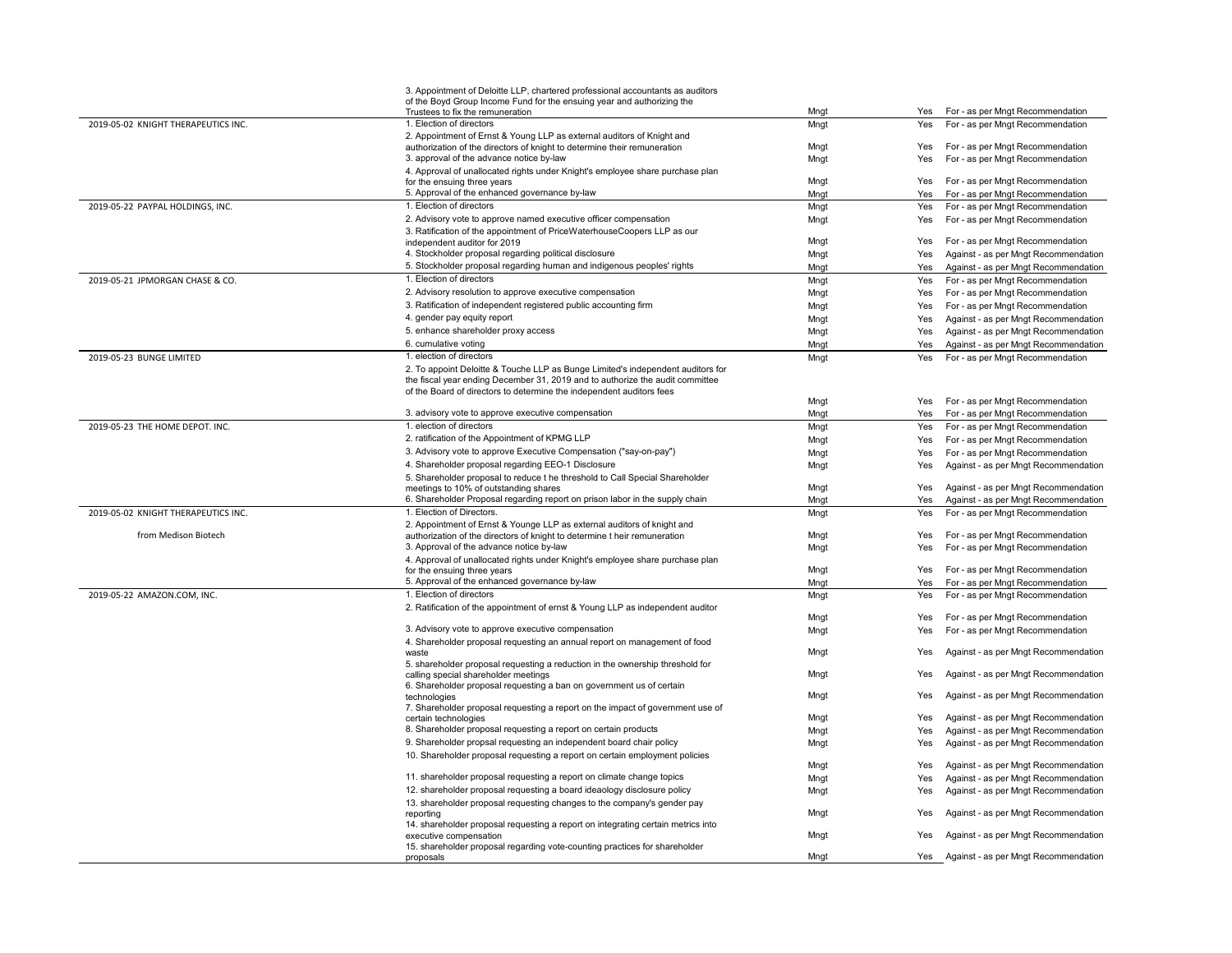| | | | | |
|---|---|---|---|---|
| | 3. Appointment of Deloitte LLP, chartered professional accountants as auditors of the Boyd Group Income Fund for the ensuing year and authorizing the Trustees to fix the remuneration | Mngt | Yes | For - as per Mngt Recommendation |
| 2019-05-02 KNIGHT THERAPEUTICS INC. | 1. Election of directors | Mngt | Yes | For - as per Mngt Recommendation |
| | 2. Appointment of Ernst & Young LLP as external auditors of Knight and authorization of the directors of knight to determine their remuneration | Mngt | Yes | For - as per Mngt Recommendation |
| | 3. approval of the advance notice by-law | Mngt | Yes | For - as per Mngt Recommendation |
| | 4. Approval of unallocated rights under Knight's employee share purchase plan for the ensuing three years | Mngt | Yes | For - as per Mngt Recommendation |
| | 5. Approval of the enhanced governance by-law | Mngt | Yes | For - as per Mngt Recommendation |
| 2019-05-22 PAYPAL HOLDINGS, INC. | 1. Election of directors | Mngt | Yes | For - as per Mngt Recommendation |
| | 2. Advisory vote to approve named executive officer compensation | Mngt | Yes | For - as per Mngt Recommendation |
| | 3. Ratification of the appointment of PriceWaterhouseCoopers LLP as our independent auditor for 2019 | Mngt | Yes | For - as per Mngt Recommendation |
| | 4. Stockholder proposal regarding political disclosure | Mngt | Yes | Against - as per Mngt Recommendation |
| | 5. Stockholder proposal regarding human and indigenous peoples' rights | Mngt | Yes | Against - as per Mngt Recommendation |
| 2019-05-21 JPMORGAN CHASE & CO. | 1. Election of directors | Mngt | Yes | For - as per Mngt Recommendation |
| | 2. Advisory resolution to approve executive compensation | Mngt | Yes | For - as per Mngt Recommendation |
| | 3. Ratification of independent registered public accounting firm | Mngt | Yes | For - as per Mngt Recommendation |
| | 4. gender pay equity report | Mngt | Yes | Against - as per Mngt Recommendation |
| | 5. enhance shareholder proxy access | Mngt | Yes | Against - as per Mngt Recommendation |
| | 6. cumulative voting | Mngt | Yes | Against - as per Mngt Recommendation |
| 2019-05-23 BUNGE LIMITED | 1. election of directors | Mngt | Yes | For - as per Mngt Recommendation |
| | 2. To appoint Deloitte & Touche LLP as Bunge Limited's independent auditors for the fiscal year ending December 31, 2019 and to authorize the audit committee of the Board of directors to determine the independent auditors fees | Mngt | Yes | For - as per Mngt Recommendation |
| | 3. advisory vote to approve executive compensation | Mngt | Yes | For - as per Mngt Recommendation |
| 2019-05-23 THE HOME DEPOT. INC. | 1. election of directors | Mngt | Yes | For - as per Mngt Recommendation |
| | 2. ratification of the Appointment of KPMG LLP | Mngt | Yes | For - as per Mngt Recommendation |
| | 3. Advisory vote to approve Executive Compensation ("say-on-pay") | Mngt | Yes | For - as per Mngt Recommendation |
| | 4. Shareholder proposal regarding EEO-1 Disclosure | Mngt | Yes | Against - as per Mngt Recommendation |
| | 5. Shareholder proposal to reduce t he threshold to Call Special Shareholder meetings to 10% of outstanding shares | Mngt | Yes | Against - as per Mngt Recommendation |
| | 6. Shareholder Proposal regarding report on prison labor in the supply chain | Mngt | Yes | Against - as per Mngt Recommendation |
| 2019-05-02 KNIGHT THERAPEUTICS INC. | 1. Election of Directors. | Mngt | Yes | For - as per Mngt Recommendation |
| from Medison Biotech | 2. Appointment of Ernst & Younge LLP as external auditors of knight and authorization of the directors of knight to determine t heir remuneration | Mngt | Yes | For - as per Mngt Recommendation |
| | 3. Approval of the advance notice by-law | Mngt | Yes | For - as per Mngt Recommendation |
| | 4. Approval of unallocated rights under Knight's employee share purchase plan for the ensuing three years | Mngt | Yes | For - as per Mngt Recommendation |
| | 5. Approval of the enhanced governance by-law | Mngt | Yes | For - as per Mngt Recommendation |
| 2019-05-22 AMAZON.COM, INC. | 1. Election of directors | Mngt | Yes | For - as per Mngt Recommendation |
| | 2. Ratification of the appointment of ernst & Young LLP as independent auditor | Mngt | Yes | For - as per Mngt Recommendation |
| | 3. Advisory vote to approve executive compensation | Mngt | Yes | For - as per Mngt Recommendation |
| | 4. Shareholder proposal requesting an annual report on management of food waste | Mngt | Yes | Against - as per Mngt Recommendation |
| | 5. shareholder proposal requesting a reduction in the ownership threshold for calling special shareholder meetings | Mngt | Yes | Against - as per Mngt Recommendation |
| | 6. Shareholder proposal requesting a ban on government us of certain technologies | Mngt | Yes | Against - as per Mngt Recommendation |
| | 7. Shareholder proposal requesting a report on the impact of government use of certain technologies | Mngt | Yes | Against - as per Mngt Recommendation |
| | 8. Shareholder proposal requesting a report on certain products | Mngt | Yes | Against - as per Mngt Recommendation |
| | 9. Shareholder propsal requesting an independent board chair policy | Mngt | Yes | Against - as per Mngt Recommendation |
| | 10. Shareholder proposal requesting a report on certain employment policies | Mngt | Yes | Against - as per Mngt Recommendation |
| | 11. shareholder proposal requesting a report on climate change topics | Mngt | Yes | Against - as per Mngt Recommendation |
| | 12. shareholder proposal requesting a board ideaology disclosure policy | Mngt | Yes | Against - as per Mngt Recommendation |
| | 13. shareholder proposal requesting changes to the company's gender pay reporting | Mngt | Yes | Against - as per Mngt Recommendation |
| | 14. shareholder proposal requesting a report on integrating certain metrics into executive compensation | Mngt | Yes | Against - as per Mngt Recommendation |
| | 15. shareholder proposal regarding vote-counting practices for shareholder proposals | Mngt | Yes | Against - as per Mngt Recommendation |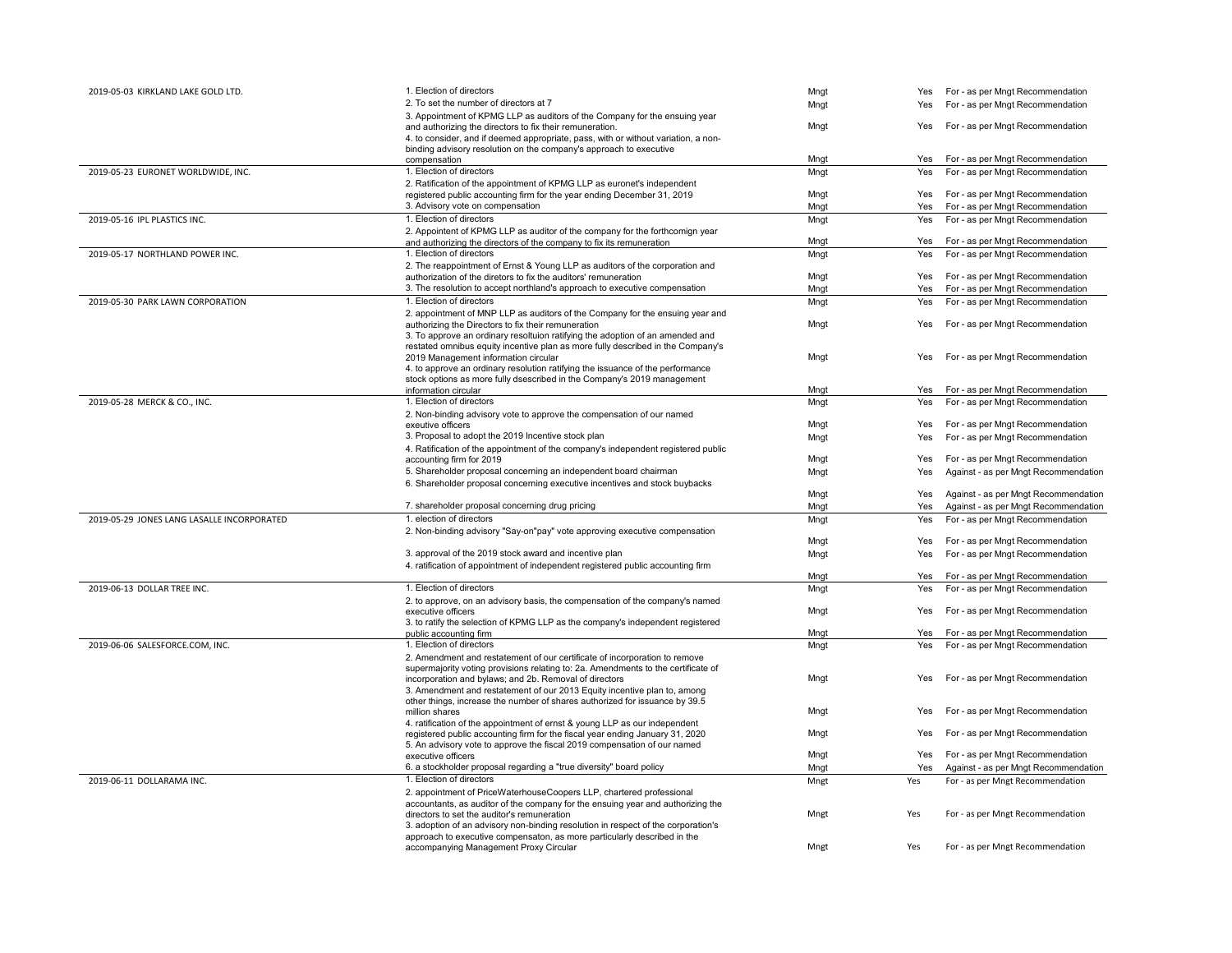| | | | | |
|---|---|---|---|---|
| 2019-05-03 KIRKLAND LAKE GOLD LTD. | 1. Election of directors | Mngt | Yes | For - as per Mngt Recommendation |
| | 2. To set the number of directors at 7 | Mngt | Yes | For - as per Mngt Recommendation |
| | 3. Appointment of KPMG LLP as auditors of the Company for the ensuing year and authorizing the directors to fix their remuneration. | Mngt | Yes | For - as per Mngt Recommendation |
| | 4. to consider, and if deemed appropriate, pass, with or without variation, a non-binding advisory resolution on the company's approach to executive compensation | Mngt | Yes | For - as per Mngt Recommendation |
| 2019-05-23 EURONET WORLDWIDE, INC. | 1. Election of directors | Mngt | Yes | For - as per Mngt Recommendation |
| | 2. Ratification of the appointment of KPMG LLP as euronet's independent registered public accounting firm for the year ending December 31, 2019 | Mngt | Yes | For - as per Mngt Recommendation |
| | 3. Advisory vote on compensation | Mngt | Yes | For - as per Mngt Recommendation |
| 2019-05-16 IPL PLASTICS INC. | 1. Election of directors | Mngt | Yes | For - as per Mngt Recommendation |
| | 2. Appointent of KPMG LLP as auditor of the company for the forthcomign year and authorizing the directors of the company to fix its remuneration | Mngt | Yes | For - as per Mngt Recommendation |
| 2019-05-17 NORTHLAND POWER INC. | 1. Election of directors | Mngt | Yes | For - as per Mngt Recommendation |
| | 2. The reappointment of Ernst & Young LLP as auditors of the corporation and authorization of the diretors to fix the auditors' remuneration | Mngt | Yes | For - as per Mngt Recommendation |
| | 3. The resolution to accept northland's approach to executive compensation | Mngt | Yes | For - as per Mngt Recommendation |
| 2019-05-30 PARK LAWN CORPORATION | 1. Election of directors | Mngt | Yes | For - as per Mngt Recommendation |
| | 2. appointment of MNP LLP as auditors of the Company for the ensuing year and authorizing the Directors to fix their remuneration | Mngt | Yes | For - as per Mngt Recommendation |
| | 3. To approve an ordinary resoltuion ratifying the adoption of an amended and restated omnibus equity incentive plan as more fully described in the Company's 2019 Management information circular | Mngt | Yes | For - as per Mngt Recommendation |
| | 4. to approve an ordinary resolution ratifying the issuance of the performance stock options as more fully dsescribed in the Company's 2019 management information circular | Mngt | Yes | For - as per Mngt Recommendation |
| 2019-05-28 MERCK & CO., INC. | 1. Election of directors | Mngt | Yes | For - as per Mngt Recommendation |
| | 2. Non-binding advisory vote to approve the compensation of our named exeutive officers | Mngt | Yes | For - as per Mngt Recommendation |
| | 3. Proposal to adopt the 2019 Incentive stock plan | Mngt | Yes | For - as per Mngt Recommendation |
| | 4. Ratification of the appointment of the company's independent registered public accounting firm for 2019 | Mngt | Yes | For - as per Mngt Recommendation |
| | 5. Shareholder proposal concerning an independent board chairman | Mngt | Yes | Against - as per Mngt Recommendation |
| | 6. Shareholder proposal concerning executive incentives and stock buybacks | Mngt | Yes | Against - as per Mngt Recommendation |
| | 7. shareholder proposal concerning drug pricing | Mngt | Yes | Against - as per Mngt Recommendation |
| 2019-05-29 JONES LANG LASALLE INCORPORATED | 1. election of directors | Mngt | Yes | For - as per Mngt Recommendation |
| | 2. Non-binding advisory "Say-on"pay" vote approving executive compensation | Mngt | Yes | For - as per Mngt Recommendation |
| | 3. approval of the 2019 stock award and incentive plan | Mngt | Yes | For - as per Mngt Recommendation |
| | 4. ratification of appointment of independent registered public accounting firm | Mngt | Yes | For - as per Mngt Recommendation |
| 2019-06-13 DOLLAR TREE INC. | 1. Election of directors | Mngt | Yes | For - as per Mngt Recommendation |
| | 2. to approve, on an advisory basis, the compensation of the company's named executive officers | Mngt | Yes | For - as per Mngt Recommendation |
| | 3. to ratify the selection of KPMG LLP as the company's independent registered public accounting firm | Mngt | Yes | For - as per Mngt Recommendation |
| 2019-06-06 SALESFORCE.COM, INC. | 1. Election of directors | Mngt | Yes | For - as per Mngt Recommendation |
| | 2. Amendment and restatement of our certificate of incorporation to remove supermajority voting provisions relating to: 2a. Amendments to the certificate of incorporation and bylaws; and 2b. Removal of directors | Mngt | Yes | For - as per Mngt Recommendation |
| | 3. Amendment and restatement of our 2013 Equity incentive plan to, among other things, increase the number of shares authorized for issuance by 39.5 million shares | Mngt | Yes | For - as per Mngt Recommendation |
| | 4. ratification of the appointment of ernst & young LLP as our independent registered public accounting firm for the fiscal year ending January 31, 2020 | Mngt | Yes | For - as per Mngt Recommendation |
| | 5. An advisory vote to approve the fiscal 2019 compensation of our named executive officers | Mngt | Yes | For - as per Mngt Recommendation |
| | 6. a stockholder proposal regarding a "true diversity" board policy | Mngt | Yes | Against - as per Mngt Recommendation |
| 2019-06-11 DOLLARAMA INC. | 1. Election of directors | Mngt | Yes | For - as per Mngt Recommendation |
| | 2. appointment of PriceWaterhouseCoopers LLP, chartered professional accountants, as auditor of the company for the ensuing year and authorizing the directors to set the auditor's remuneration | Mngt | Yes | For - as per Mngt Recommendation |
| | 3. adoption of an advisory non-binding resolution in respect of the corporation's approach to executive compensaton, as more particularly described in the accompanying Management Proxy Circular | Mngt | Yes | For - as per Mngt Recommendation |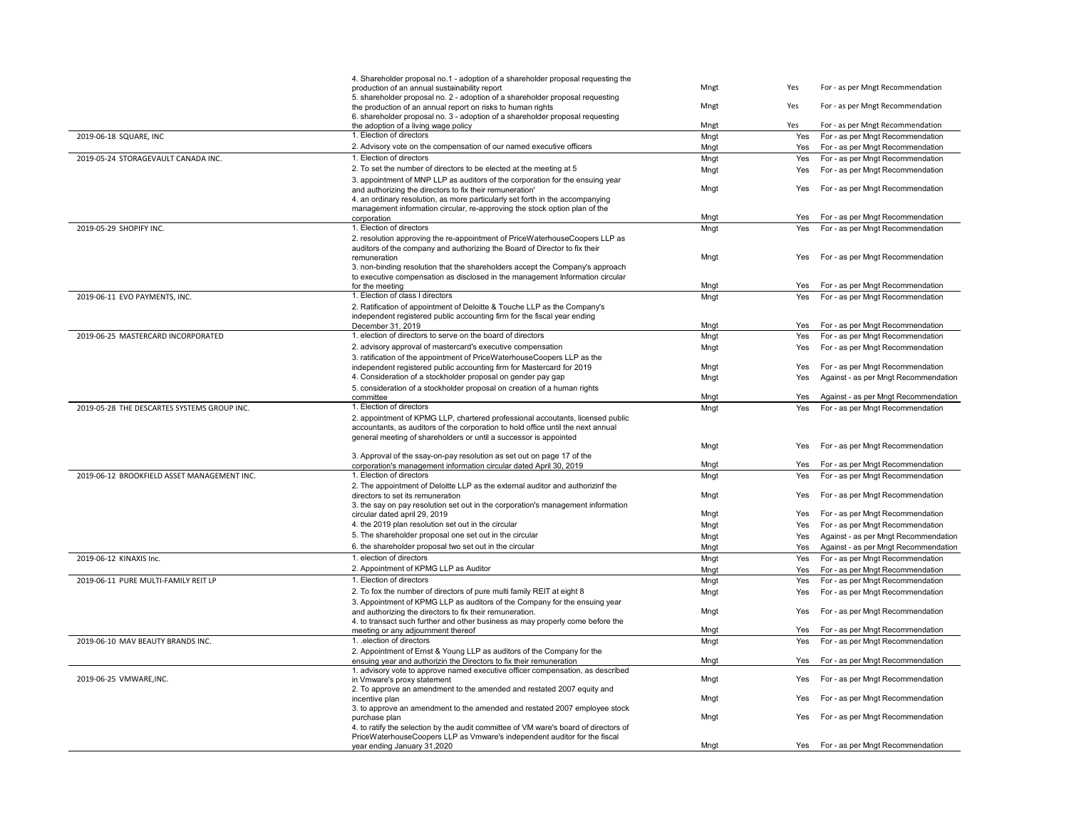| | | | | |
|---|---|---|---|---|
| | 4. Shareholder proposal no.1 - adoption of a shareholder proposal requesting the production of an annual sustainability report | Mngt | Yes | For - as per Mngt Recommendation |
| | 5. shareholder proposal no. 2 - adoption of a shareholder proposal requesting the production of an annual report on risks to human rights | Mngt | Yes | For - as per Mngt Recommendation |
| | 6. shareholder proposal no. 3 - adoption of a shareholder proposal requesting the adoption of a living wage policy | Mngt | Yes | For - as per Mngt Recommendation |
| 2019-06-18 SQUARE, INC | 1. Election of directors | Mngt | Yes | For - as per Mngt Recommendation |
| | 2. Advisory vote on the compensation of our named executive officers | Mngt | Yes | For - as per Mngt Recommendation |
| 2019-05-24 STORAGEVAULT CANADA INC. | 1. Election of directors | Mngt | Yes | For - as per Mngt Recommendation |
| | 2. To set the number of directors to be elected at the meeting at 5 | Mngt | Yes | For - as per Mngt Recommendation |
| | 3. appointment of MNP LLP as auditors of the corporation for the ensuing year and authorizing the directors to fix their remuneration' | Mngt | Yes | For - as per Mngt Recommendation |
| | 4. an ordinary resolution, as more particularly set forth in the accompanying management information circular, re-approving the stock option plan of the corporation | Mngt | Yes | For - as per Mngt Recommendation |
| 2019-05-29 SHOPIFY INC. | 1. Election of directors | Mngt | Yes | For - as per Mngt Recommendation |
| | 2. resolution approving the re-appointment of PriceWaterhouseCoopers LLP as auditors of the company and authorizing the Board of Director to fix their remuneration | Mngt | Yes | For - as per Mngt Recommendation |
| | 3. non-binding resolution that the shareholders accept the Company's approach to executive compensation as disclosed in the management Information circular for the meeting | Mngt | Yes | For - as per Mngt Recommendation |
| 2019-06-11 EVO PAYMENTS, INC. | 1. Election of class I directors | Mngt | Yes | For - as per Mngt Recommendation |
| | 2. Ratification of appointment of Deloitte & Touche LLP as the Company's independent registered public accounting firm for the fiscal year ending December 31, 2019 | Mngt | Yes | For - as per Mngt Recommendation |
| 2019-06-25 MASTERCARD INCORPORATED | 1. election of directors to serve on the board of directors | Mngt | Yes | For - as per Mngt Recommendation |
| | 2. advisory approval of mastercard's executive compensation | Mngt | Yes | For - as per Mngt Recommendation |
| | 3. ratification of the appointment of PriceWaterhouseCoopers LLP as the independent registered public accounting firm for Mastercard for 2019 | Mngt | Yes | For - as per Mngt Recommendation |
| | 4. Consideration of a stockholder proposal on gender pay gap | Mngt | Yes | Against - as per Mngt Recommendation |
| | 5. consideration of a stockholder proposal on creation of a human rights committee | Mngt | Yes | Against - as per Mngt Recommendation |
| 2019-05-28 THE DESCARTES SYSTEMS GROUP INC. | 1. Election of directors | Mngt | Yes | For - as per Mngt Recommendation |
| | 2. appointment of KPMG LLP, chartered professional accoutants, licensed public accountants, as auditors of the corporation to hold office until the next annual general meeting of shareholders or until a successor is appointed | Mngt | Yes | For - as per Mngt Recommendation |
| | 3. Approval of the ssay-on-pay resolution as set out on page 17 of the corporation's management information circular dated April 30, 2019 | Mngt | Yes | For - as per Mngt Recommendation |
| 2019-06-12 BROOKFIELD ASSET MANAGEMENT INC. | 1. Election of directors | Mngt | Yes | For - as per Mngt Recommendation |
| | 2. The appointment of Deloitte LLP as the external auditor and authorizinf the directors to set its remuneration | Mngt | Yes | For - as per Mngt Recommendation |
| | 3. the say on pay resolution set out in the corporation's management information circular dated april 29, 2019 | Mngt | Yes | For - as per Mngt Recommendation |
| | 4. the 2019 plan resolution set out in the circular | Mngt | Yes | For - as per Mngt Recommendation |
| | 5. The shareholder proposal one set out in the circular | Mngt | Yes | Against - as per Mngt Recommendation |
| | 6. the shareholder proposal two set out in the circular | Mngt | Yes | Against - as per Mngt Recommendation |
| 2019-06-12 KINAXIS Inc. | 1. election of directors | Mngt | Yes | For - as per Mngt Recommendation |
| | 2. Appointment of KPMG LLP as Auditor | Mngt | Yes | For - as per Mngt Recommendation |
| 2019-06-11 PURE MULTI-FAMILY REIT LP | 1. Election of directors | Mngt | Yes | For - as per Mngt Recommendation |
| | 2. To fox the number of directors of pure multi family REIT at eight 8 | Mngt | Yes | For - as per Mngt Recommendation |
| | 3. Appointment of KPMG LLP as auditors of the Company for the ensuing year and authorizing the directors to fix their remuneration. | Mngt | Yes | For - as per Mngt Recommendation |
| | 4. to transact such further and other business as may properly come before the meeting or any adjournment thereof | Mngt | Yes | For - as per Mngt Recommendation |
| 2019-06-10 MAV BEAUTY BRANDS INC. | 1. .election of directors | Mngt | Yes | For - as per Mngt Recommendation |
| | 2. Appointment of Ernst & Young LLP as auditors of the Company for the ensuing year and authorizin the Directors to fix their remuneration | Mngt | Yes | For - as per Mngt Recommendation |
| 2019-06-25 VMWARE,INC. | 1. advisory vote to approve named executive officer compensation, as described in Vmware's proxy statement | Mngt | Yes | For - as per Mngt Recommendation |
| | 2. To approve an amendment to the amended and restated 2007 equity and incentive plan | Mngt | Yes | For - as per Mngt Recommendation |
| | 3. to approve an amendment to the amended and restated 2007 employee stock purchase plan | Mngt | Yes | For - as per Mngt Recommendation |
| | 4. to ratify the selection by the audit committee of VM ware's board of directors of PriceWaterhouseCoopers LLP as Vmware's independent auditor for the fiscal year ending January 31,2020 | Mngt | Yes | For - as per Mngt Recommendation |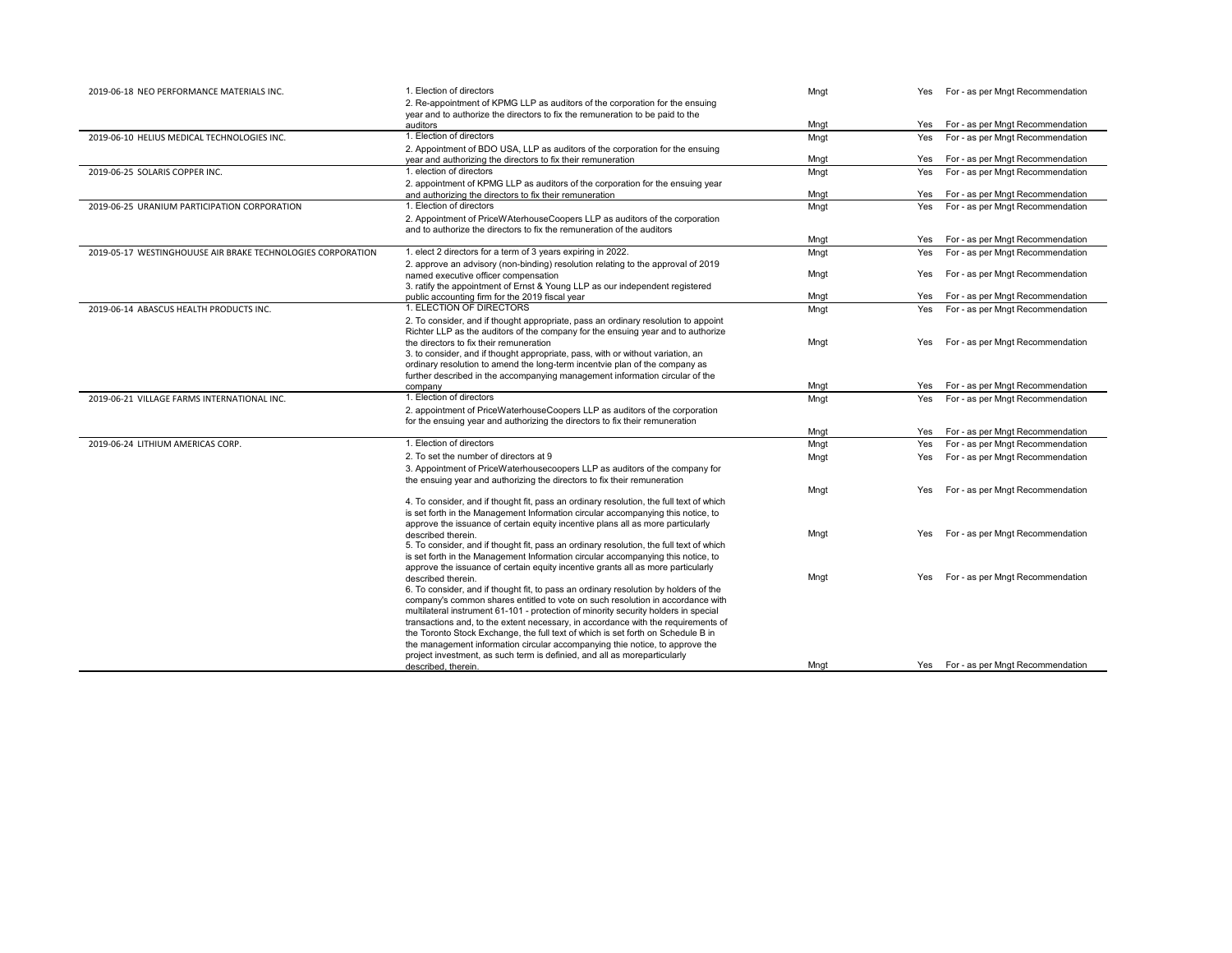| | | | | |
|---|---|---|---|---|
| 2019-06-18 NEO PERFORMANCE MATERIALS INC. | 1. Election of directors | Mngt | Yes | For - as per Mngt Recommendation |
| | 2. Re-appointment of KPMG LLP as auditors of the corporation for the ensuing year and to authorize the directors to fix the remuneration to be paid to the auditors | Mngt | Yes | For - as per Mngt Recommendation |
| 2019-06-10 HELIUS MEDICAL TECHNOLOGIES INC. | 1. Election of directors | Mngt | Yes | For - as per Mngt Recommendation |
| | 2. Appointment of BDO USA, LLP as auditors of the corporation for the ensuing year and authorizing the directors to fix their remuneration | Mngt | Yes | For - as per Mngt Recommendation |
| 2019-06-25 SOLARIS COPPER INC. | 1. election of directors | Mngt | Yes | For - as per Mngt Recommendation |
| | 2. appointment of KPMG LLP as auditors of the corporation for the ensuing year and authorizing the directors to fix their remuneration | Mngt | Yes | For - as per Mngt Recommendation |
| 2019-06-25 URANIUM PARTICIPATION CORPORATION | 1. Election of directors | Mngt | Yes | For - as per Mngt Recommendation |
| | 2. Appointment of PriceWAterhouseCoopers LLP as auditors of the corporation and to authorize the directors to fix the remuneration of the auditors | Mngt | Yes | For - as per Mngt Recommendation |
| 2019-05-17 WESTINGHOUUSE AIR BRAKE TECHNOLOGIES CORPORATION | 1. elect 2 directors for a term of 3 years expiring in 2022. | Mngt | Yes | For - as per Mngt Recommendation |
| | 2. approve an advisory (non-binding) resolution relating to the approval of 2019 named executive officer compensation | Mngt | Yes | For - as per Mngt Recommendation |
| | 3. ratify the appointment of Ernst & Young LLP as our independent registered public accounting firm for the 2019 fiscal year | Mngt | Yes | For - as per Mngt Recommendation |
| 2019-06-14 ABASCUS HEALTH PRODUCTS INC. | 1. ELECTION OF DIRECTORS | Mngt | Yes | For - as per Mngt Recommendation |
| | 2. To consider, and if thought appropriate, pass an ordinary resolution to appoint Richter LLP as the auditors of the company for the ensuing year and to authorize the directors to fix their remuneration | Mngt | Yes | For - as per Mngt Recommendation |
| | 3. to consider, and if thought appropriate, pass, with or without variation, an ordinary resolution to amend the long-term incentvie plan of the company as further described in the accompanying management information circular of the company | Mngt | Yes | For - as per Mngt Recommendation |
| 2019-06-21 VILLAGE FARMS INTERNATIONAL INC. | 1. Election of directors | Mngt | Yes | For - as per Mngt Recommendation |
| | 2. appointment of PriceWaterhouseCoopers LLP as auditors of the corporation for the ensuing year and authorizing the directors to fix their remuneration | Mngt | Yes | For - as per Mngt Recommendation |
| 2019-06-24 LITHIUM AMERICAS CORP. | 1. Election of directors | Mngt | Yes | For - as per Mngt Recommendation |
| | 2. To set the number of directors at 9 | Mngt | Yes | For - as per Mngt Recommendation |
| | 3. Appointment of PriceWaterhousecoopers LLP as auditors of the company for the ensuing year and authorizing the directors to fix their remuneration | Mngt | Yes | For - as per Mngt Recommendation |
| | 4. To consider, and if thought fit, pass an ordinary resolution, the full text of which is set forth in the Management Information circular accompanying this notice, to approve the issuance of certain equity incentive plans all as more particularly described therein. | Mngt | Yes | For - as per Mngt Recommendation |
| | 5. To consider, and if thought fit, pass an ordinary resolution, the full text of which is set forth in the Management Information circular accompanying this notice, to approve the issuance of certain equity incentive grants all as more particularly described therein. | Mngt | Yes | For - as per Mngt Recommendation |
| | 6. To consider, and if thought fit, to pass an ordinary resolution by holders of the company's common shares entitled to vote on such resolution in accordance with multilateral instrument 61-101 - protection of minority security holders in special transactions and, to the extent necessary, in accordance with the requirements of the Toronto Stock Exchange, the full text of which is set forth on Schedule B in the management information circular accompanying thie notice, to approve the project investment, as such term is definied, and all as moreparticularly described, therein. | Mngt | Yes | For - as per Mngt Recommendation |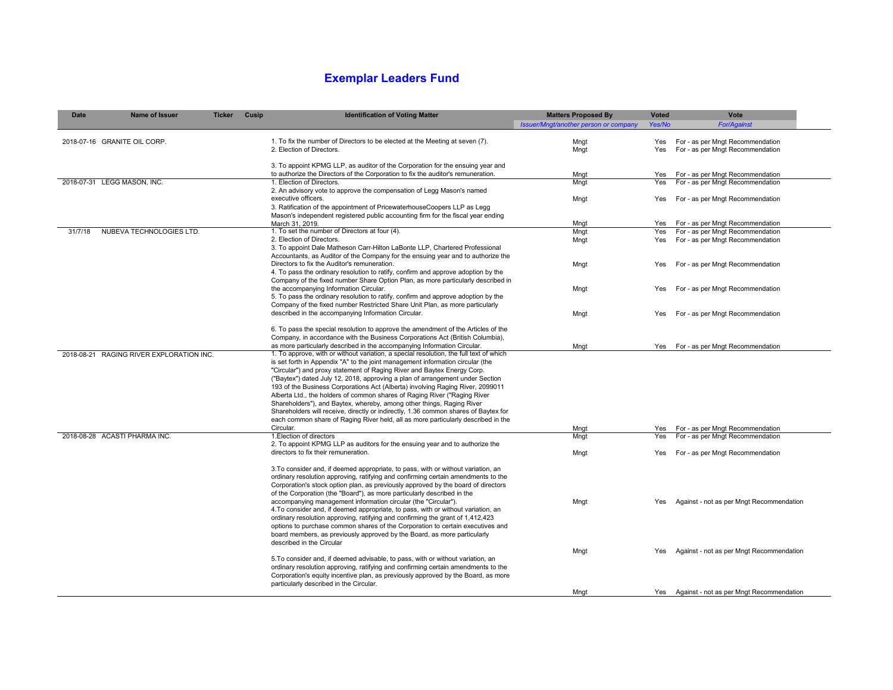# Exemplar Leaders Fund

| Date | Name of Issuer | Ticker | Cusip | Identification of Voting Matter | Matters Proposed By | Voted | Vote |
|---|---|---|---|---|---|---|---|
| | | | | | *Issuer/Mngt/another person or company* | *Yes/No* | *For/Against* |
| 2018-07-16 | GRANITE OIL CORP. | | | 1. To fix the number of Directors to be elected at the Meeting at seven (7). | Mngt | Yes | For - as per Mngt Recommendation |
| | | | | 2. Election of Directors. | Mngt | Yes | For - as per Mngt Recommendation |
| | | | | 3. To appoint KPMG LLP, as auditor of the Corporation for the ensuing year and to authorize the Directors of the Corporation to fix the auditor's remuneration. | Mngt | Yes | For - as per Mngt Recommendation |
| 2018-07-31 | LEGG MASON, INC. | | | 1. Election of Directors. | Mngt | Yes | For - as per Mngt Recommendation |
| | | | | 2. An advisory vote to approve the compensation of Legg Mason's named executive officers. | Mngt | Yes | For - as per Mngt Recommendation |
| | | | | 3. Ratification of the appointment of PricewaterhouseCoopers LLP as Legg Mason's independent registered public accounting firm for the fiscal year ending March 31, 2019. | Mngt | Yes | For - as per Mngt Recommendation |
| 31/7/18 | NUBEVA TECHNOLOGIES LTD. | | | 1. To set the number of Directors at four (4). | Mngt | Yes | For - as per Mngt Recommendation |
| | | | | 2. Election of Directors. | Mngt | Yes | For - as per Mngt Recommendation |
| | | | | 3. To appoint Dale Matheson Carr-Hilton LaBonte LLP, Chartered Professional Accountants, as Auditor of the Company for the ensuing year and to authorize the Directors to fix the Auditor's remuneration. | Mngt | Yes | For - as per Mngt Recommendation |
| | | | | 4. To pass the ordinary resolution to ratify, confirm and approve adoption by the Company of the fixed number Share Option Plan, as more particularly described in the accompanying Information Circular. | Mngt | Yes | For - as per Mngt Recommendation |
| | | | | 5. To pass the ordinary resolution to ratify, confirm and approve adoption by the Company of the fixed number Restricted Share Unit Plan, as more particularly described in the accompanying Information Circular. | Mngt | Yes | For - as per Mngt Recommendation |
| | | | | 6. To pass the special resolution to approve the amendment of the Articles of the Company, in accordance with the Business Corporations Act (British Columbia), as more particularly described in the accompanying Information Circular. | Mngt | Yes | For - as per Mngt Recommendation |
| 2018-08-21 | RAGING RIVER EXPLORATION INC. | | | 1. To approve, with or without variation, a special resolution, the full text of which is set forth in Appendix "A" to the joint management information circular (the "Circular") and proxy statement of Raging River and Baytex Energy Corp. ("Baytex") dated July 12, 2018, approving a plan of arrangement under Section 193 of the Business Corporations Act (Alberta) involving Raging River, 2099011 Alberta Ltd., the holders of common shares of Raging River ("Raging River Shareholders"), and Baytex, whereby, among other things, Raging River Shareholders will receive, directly or indirectly, 1.36 common shares of Baytex for each common share of Raging River held, all as more particularly described in the Circular. | Mngt | Yes | For - as per Mngt Recommendation |
| 2018-08-28 | ACASTI PHARMA INC. | | | 1.Election of directors | Mngt | Yes | For - as per Mngt Recommendation |
| | | | | 2. To appoint KPMG LLP as auditors for the ensuing year and to authorize the directors to fix their remuneration. | Mngt | Yes | For - as per Mngt Recommendation |
| | | | | 3.To consider and, if deemed appropriate, to pass, with or without variation, an ordinary resolution approving, ratifying and confirming certain amendments to the Corporation's stock option plan, as previously approved by the board of directors of the Corporation (the "Board"), as more particularly described in the accompanying management information circular (the "Circular"). | Mngt | Yes | Against - not as per Mngt Recommendation |
| | | | | 4.To consider and, if deemed appropriate, to pass, with or without variation, an ordinary resolution approving, ratifying and confirming the grant of 1,412,423 options to purchase common shares of the Corporation to certain executives and board members, as previously approved by the Board, as more particularly described in the Circular | Mngt | Yes | Against - not as per Mngt Recommendation |
| | | | | 5.To consider and, if deemed advisable, to pass, with or without variation, an ordinary resolution approving, ratifying and confirming certain amendments to the Corporation's equity incentive plan, as previously approved by the Board, as more particularly described in the Circular. | Mngt | Yes | Against - not as per Mngt Recommendation |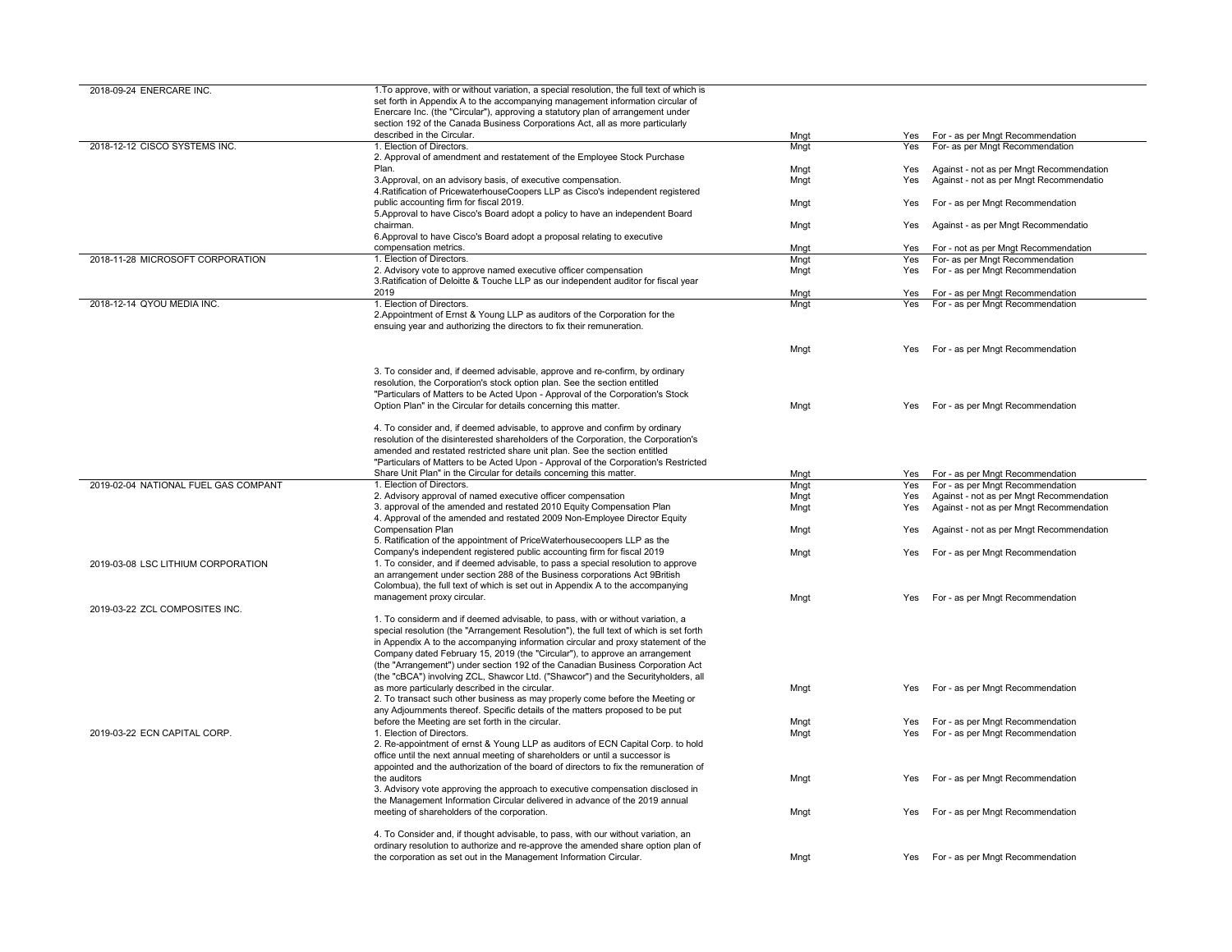| | | | | |
|---|---|---|---|---|
| 2018-09-24 ENERCARE INC. | 1.To approve, with or without variation, a special resolution, the full text of which is set forth in Appendix A to the accompanying management information circular of Enercare Inc. (the "Circular"), approving a statutory plan of arrangement under section 192 of the Canada Business Corporations Act, all as more particularly described in the Circular. | Mngt | Yes | For - as per Mngt Recommendation |
| 2018-12-12 CISCO SYSTEMS INC. | 1. Election of Directors. | Mngt | Yes | For- as per Mngt Recommendation |
| | 2. Approval of amendment and restatement of the Employee Stock Purchase Plan. | Mngt | Yes | Against - not as per Mngt Recommendation |
| | 3.Approval, on an advisory basis, of executive compensation. | Mngt | Yes | Against - not as per Mngt Recommendatio |
| | 4.Ratification of PricewaterhouseCoopers LLP as Cisco's independent registered public accounting firm for fiscal 2019. | Mngt | Yes | For - as per Mngt Recommendation |
| | 5.Approval to have Cisco's Board adopt a policy to have an independent Board chairman. | Mngt | Yes | Against - as per Mngt Recommendatio |
| | 6.Approval to have Cisco's Board adopt a proposal relating to executive compensation metrics. | Mngt | Yes | For - not as per Mngt Recommendation |
| 2018-11-28 MICROSOFT CORPORATION | 1. Election of Directors. | Mngt | Yes | For- as per Mngt Recommendation |
| | 2. Advisory vote to approve named executive officer compensation | Mngt | Yes | For - as per Mngt Recommendation |
| | 3.Ratification of Deloitte & Touche LLP as our independent auditor for fiscal year 2019 | Mngt | Yes | For - as per Mngt Recommendation |
| 2018-12-14 QYOU MEDIA INC. | 1. Election of Directors. | Mngt | Yes | For - as per Mngt Recommendation |
| | 2.Appointment of Ernst & Young LLP as auditors of the Corporation for the ensuing year and authorizing the directors to fix their remuneration. | Mngt | Yes | For - as per Mngt Recommendation |
| | 3. To consider and, if deemed advisable, approve and re-confirm, by ordinary resolution, the Corporation's stock option plan. See the section entitled "Particulars of Matters to be Acted Upon - Approval of the Corporation's Stock Option Plan" in the Circular for details concerning this matter. | Mngt | Yes | For - as per Mngt Recommendation |
| | 4. To consider and, if deemed advisable, to approve and confirm by ordinary resolution of the disinterested shareholders of the Corporation, the Corporation's amended and restated restricted share unit plan. See the section entitled "Particulars of Matters to be Acted Upon - Approval of the Corporation's Restricted Share Unit Plan" in the Circular for details concerning this matter. | Mngt | Yes | For - as per Mngt Recommendation |
| 2019-02-04 NATIONAL FUEL GAS COMPANT | 1. Election of Directors. | Mngt | Yes | For - as per Mngt Recommendation |
| | 2. Advisory approval of named executive officer compensation | Mngt | Yes | Against - not as per Mngt Recommendation |
| | 3. approval of the amended and restated 2010 Equity Compensation Plan | Mngt | Yes | Against - not as per Mngt Recommendation |
| | 4. Approval of the amended and restated 2009 Non-Employee Director Equity Compensation Plan | Mngt | Yes | Against - not as per Mngt Recommendation |
| | 5. Ratification of the appointment of PriceWaterhousecoopers LLP as the Company's independent registered public accounting firm for fiscal 2019 | Mngt | Yes | For - as per Mngt Recommendation |
| 2019-03-08 LSC LITHIUM CORPORATION | 1. To consider, and if deemed advisable, to pass a special resolution to approve an arrangement under section 288 of the Business corporations Act 9British Colombua), the full text of which is set out in Appendix A to the accompanying management proxy circular. | Mngt | Yes | For - as per Mngt Recommendation |
| 2019-03-22 ZCL COMPOSITES INC. | 1. To considerm and if deemed advisable, to pass, with or without variation, a special resolution (the "Arrangement Resolution"), the full text of which is set forth in Appendix A to the accompanying information circular and proxy statement of the Company dated February 15, 2019 (the "Circular"), to approve an arrangement (the "Arrangement") under section 192 of the Canadian Business Corporation Act (the "cBCA") involving ZCL, Shawcor Ltd. ("Shawcor") and the Securityholders, all as more particularly described in the circular. | Mngt | Yes | For - as per Mngt Recommendation |
| | 2. To transact such other business as may properly come before the Meeting or any Adjournments thereof. Specific details of the matters proposed to be put before the Meeting are set forth in the circular. | Mngt | Yes | For - as per Mngt Recommendation |
| 2019-03-22 ECN CAPITAL CORP. | 1. Election of Directors. | Mngt | Yes | For - as per Mngt Recommendation |
| | 2. Re-appointment of ernst & Young LLP as auditors of ECN Capital Corp. to hold office until the next annual meeting of shareholders or until a successor is appointed and the authorization of the board of directors to fix the remuneration of the auditors | Mngt | Yes | For - as per Mngt Recommendation |
| | 3. Advisory vote approving the approach to executive compensation disclosed in the Management Information Circular delivered in advance of the 2019 annual meeting of shareholders of the corporation. | Mngt | Yes | For - as per Mngt Recommendation |
| | 4. To Consider and, if thought advisable, to pass, with our without variation, an ordinary resolution to authorize and re-approve the amended share option plan of the corporation as set out in the Management Information Circular. | Mngt | Yes | For - as per Mngt Recommendation |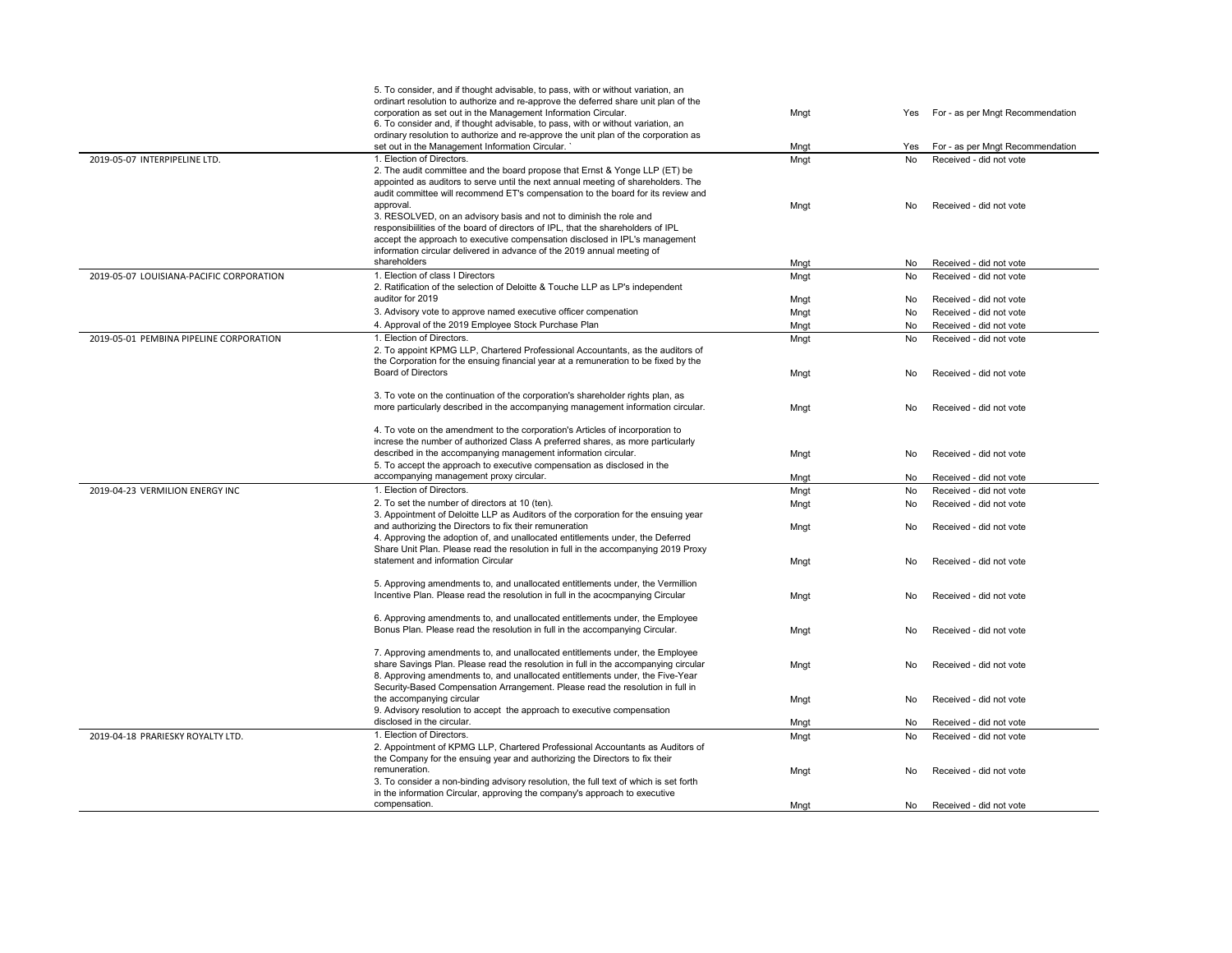| | | | | |
|---|---|---|---|---|
| | 5. To consider, and if thought advisable, to pass, with or without variation, an ordinart resolution to authorize and re-approve the deferred share unit plan of the corporation as set out in the Management Information Circular. | Mngt | Yes | For - as per Mngt Recommendation |
| | 6. To consider and, if thought advisable, to pass, with or without variation, an ordinary resolution to authorize and re-approve the unit plan of the corporation as set out in the Management Information Circular. ` | Mngt | Yes | For - as per Mngt Recommendation |
| 2019-05-07 INTERPIPELINE LTD. | 1. Election of Directors. | Mngt | No | Received - did not vote |
| | 2. The audit committee and the board propose that Ernst & Yonge LLP (ET) be appointed as auditors to serve until the next annual meeting of shareholders. The audit committee will recommend ET's compensation to the board for its review and approval. | Mngt | No | Received - did not vote |
| | 3. RESOLVED, on an advisory basis and not to diminish the role and responsibilities of the board of directors of IPL, that the shareholders of IPL accept the approach to executive compensation disclosed in IPL's management information circular delivered in advance of the 2019 annual meeting of shareholders | Mngt | No | Received - did not vote |
| 2019-05-07 LOUISIANA-PACIFIC CORPORATION | 1. Election of class I Directors | Mngt | No | Received - did not vote |
| | 2. Ratification of the selection of Deloitte & Touche LLP as LP's independent auditor for 2019 | Mngt | No | Received - did not vote |
| | 3. Advisory vote to approve named executive officer compenation | Mngt | No | Received - did not vote |
| | 4. Approval of the 2019 Employee Stock Purchase Plan | Mngt | No | Received - did not vote |
| 2019-05-01 PEMBINA PIPELINE CORPORATION | 1. Election of Directors. | Mngt | No | Received - did not vote |
| | 2. To appoint KPMG LLP, Chartered Professional Accountants, as the auditors of the Corporation for the ensuing financial year at a remuneration to be fixed by the Board of Directors | Mngt | No | Received - did not vote |
| | 3. To vote on the continuation of the corporation's shareholder rights plan, as more particularly described in the accompanying management information circular. | Mngt | No | Received - did not vote |
| | 4. To vote on the amendment to the corporation's Articles of incorporation to increse the number of authorized Class A preferred shares, as more particularly described in the accompanying management information circular. | Mngt | No | Received - did not vote |
| | 5. To accept the approach to executive compensation as disclosed in the accompanying management proxy circular. | Mngt | No | Received - did not vote |
| 2019-04-23 VERMILION ENERGY INC | 1. Election of Directors. | Mngt | No | Received - did not vote |
| | 2. To set the number of directors at 10 (ten). | Mngt | No | Received - did not vote |
| | 3. Appointment of Deloitte LLP as Auditors of the corporation for the ensuing year and authorizing the Directors to fix their remuneration | Mngt | No | Received - did not vote |
| | 4. Approving the adoption of, and unallocated entitlements under, the Deferred Share Unit Plan. Please read the resolution in full in the accompanying 2019 Proxy statement and information Circular | Mngt | No | Received - did not vote |
| | 5. Approving amendments to, and unallocated entitlements under, the Vermillion Incentive Plan. Please read the resolution in full in the acocmpanying Circular | Mngt | No | Received - did not vote |
| | 6. Approving amendments to, and unallocated entitlements under, the Employee Bonus Plan. Please read the resolution in full in the accompanying Circular. | Mngt | No | Received - did not vote |
| | 7. Approving amendments to, and unallocated entitlements under, the Employee share Savings Plan. Please read the resolution in full in the accompanying circular | Mngt | No | Received - did not vote |
| | 8. Approving amendments to, and unallocated entitlements under, the Five-Year Security-Based Compensation Arrangement. Please read the resolution in full in the accompanying circular | Mngt | No | Received - did not vote |
| | 9. Advisory resolution to accept the approach to executive compensation disclosed in the circular. | Mngt | No | Received - did not vote |
| 2019-04-18 PRARIESKY ROYALTY LTD. | 1. Election of Directors. | Mngt | No | Received - did not vote |
| | 2. Appointment of KPMG LLP, Chartered Professional Accountants as Auditors of the Company for the ensuing year and authorizing the Directors to fix their remuneration. | Mngt | No | Received - did not vote |
| | 3. To consider a non-binding advisory resolution, the full text of which is set forth in the information Circular, approving the company's approach to executive compensation. | Mngt | No | Received - did not vote |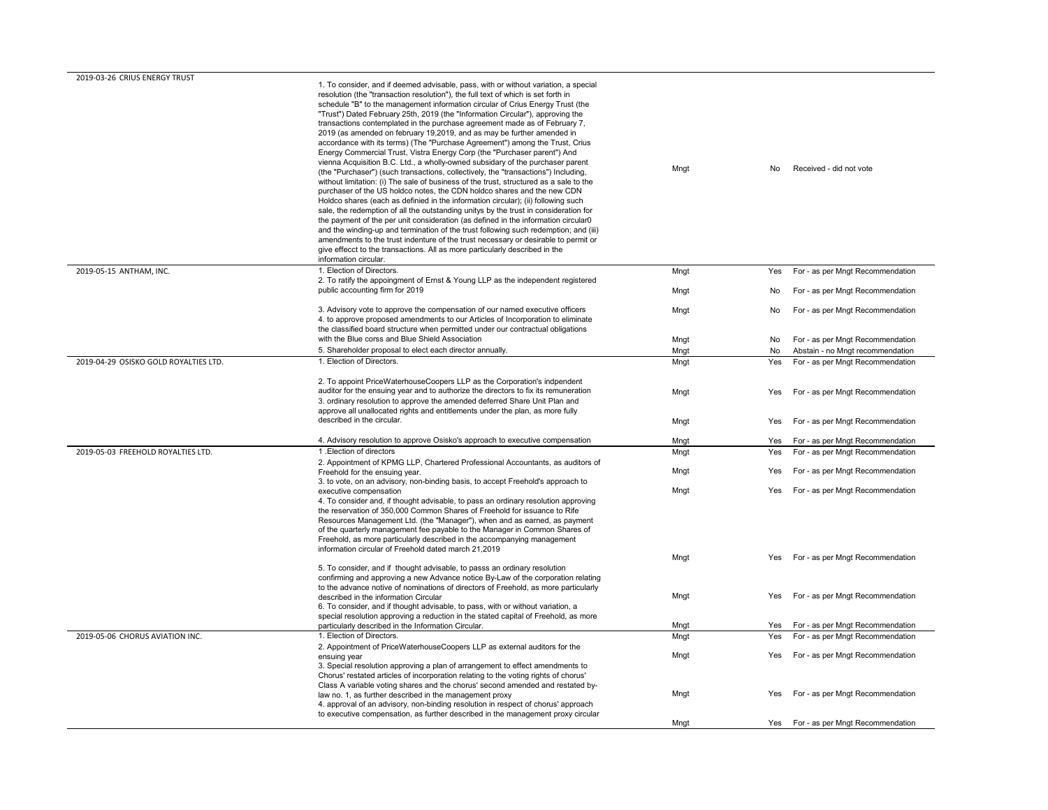| Meeting Date / Company | Proposal | Proposed by | Vote | Vote Cast |
|---|---|---|---|---|
| 2019-03-26 CRIUS ENERGY TRUST | 1. To consider, and if deemed advisable, pass, with or without variation, a special resolution (the "transaction resolution"), the full text of which is set forth in schedule "B" to the management information circular of Crius Energy Trust (the "Trust") Dated February 25th, 2019 (the "Information Circular"), approving the transactions contemplated in the purchase agreement made as of February 7, 2019 (as amended on february 19,2019, and as may be further amended in accordance with its terms) (The "Purchase Agreement") among the Trust, Crius Energy Commercial Trust, Vistra Energy Corp (the "Purchaser parent") And vienna Acquisition B.C. Ltd., a wholly-owned subsidary of the purchaser parent (the "Purchaser") (such transactions, collectively, the "transactions") Including, without limitation: (i) The sale of business of the trust, structured as a sale to the purchaser of the US holdco notes, the CDN holdco shares and the new CDN Holdco shares (each as definied in the information circular); (ii) following such sale, the redemption of all the outstanding unitys by the trust in consideration for the payment of the per unit consideration (as defined in the information circular0 and the winding-up and termination of the trust following such redemption; and (iii) amendments to the trust indenture of the trust necessary or desirable to permit or give effecct to the transactions. All as more particularly described in the information circular. | Mngt | No | Received - did not vote |
| 2019-05-15 ANTHAM, INC. | 1. Election of Directors. | Mngt | Yes | For - as per Mngt Recommendation |
| | 2. To ratify the appoingment of Ernst & Young LLP as the independent registered public accounting firm for 2019 | Mngt | No | For - as per Mngt Recommendation |
| | 3. Advisory vote to approve the compensation of our named executive officers | Mngt | No | For - as per Mngt Recommendation |
| | 4. to approve proposed amendments to our Articles of Incorporation to eliminate the classified board structure when permitted under our contractual obligations with the Blue corss and Blue Shield Association | Mngt | No | For - as per Mngt Recommendation |
| | 5. Shareholder proposal to elect each director annually. | Mngt | No | Abstain - no Mngt recommendation |
| 2019-04-29 OSISKO GOLD ROYALTIES LTD. | 1. Election of Directors. | Mngt | Yes | For - as per Mngt Recommendation |
| | 2. To appoint PriceWaterhouseCoopers LLP as the Corporation's indpendent auditor for the ensuing year and to authorize the directors to fix its remuneration | Mngt | Yes | For - as per Mngt Recommendation |
| | 3. ordinary resolution to approve the amended deferred Share Unit Plan and approve all unallocated rights and entitlements under the plan, as more fully described in the circular. | Mngt | Yes | For - as per Mngt Recommendation |
| | 4. Advisory resolution to approve Osisko's approach to executive compensation | Mngt | Yes | For - as per Mngt Recommendation |
| 2019-05-03 FREEHOLD ROYALTIES LTD. | 1 .Election of directors | Mngt | Yes | For - as per Mngt Recommendation |
| | 2. Appointment of KPMG LLP, Chartered Professional Accountants, as auditors of Freehold for the ensuing year. | Mngt | Yes | For - as per Mngt Recommendation |
| | 3. to vote, on an advisory, non-binding basis, to accept Freehold's approach to executive compensation | Mngt | Yes | For - as per Mngt Recommendation |
| | 4. To consider and, if thought advisable, to pass an ordinary resolution approving the reservation of 350,000 Common Shares of Freehold for issuance to Rife Resources Management Ltd. (the "Manager"), when and as earned, as payment of the quarterly management fee payable to the Manager in Common Shares of Freehold, as more particularly described in the accompanying management information circular of Freehold dated march 21,2019 | Mngt | Yes | For - as per Mngt Recommendation |
| | 5. To consider, and if thought advisable, to passs an ordinary resolution confirming and approving a new Advance notice By-Law of the corporation relating to the advance notive of nominations of directors of Freehold, as more particularly described in the information Circular | Mngt | Yes | For - as per Mngt Recommendation |
| | 6. To consider, and if thought advisable, to pass, with or without variation, a special resolution approving a reduction in the stated capital of Freehold, as more particularly described in the Information Circular. | Mngt | Yes | For - as per Mngt Recommendation |
| 2019-05-06 CHORUS AVIATION INC. | 1. Election of Directors. | Mngt | Yes | For - as per Mngt Recommendation |
| | 2. Appointment of PriceWaterhouseCoopers LLP as external auditors for the ensuing year | Mngt | Yes | For - as per Mngt Recommendation |
| | 3. Special resolution approving a plan of arrangement to effect amendments to Chorus' restated articles of incorporation relating to the voting rights of chorus' Class A variable voting shares and the chorus' second amended and restated by-law no. 1, as further described in the management proxy | Mngt | Yes | For - as per Mngt Recommendation |
| | 4. approval of an advisory, non-binding resolution in respect of chorus' approach to executive compensation, as further described in the management proxy circular | Mngt | Yes | For - as per Mngt Recommendation |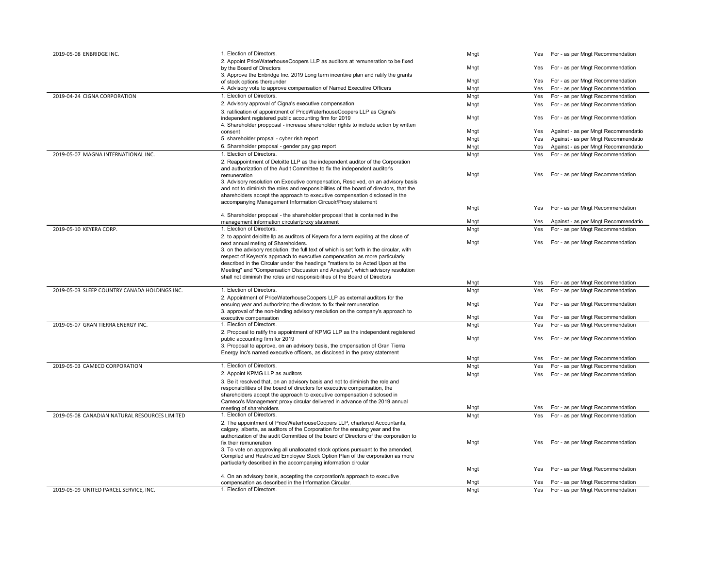| | | | | |
|---|---|---|---|---|
| 2019-05-08 ENBRIDGE INC. | 1. Election of Directors. | Mngt | Yes | For - as per Mngt Recommendation |
| | 2. Appoint PriceWaterhouseCoopers LLP as auditors at remuneration to be fixed by the Board of Directors | Mngt | Yes | For - as per Mngt Recommendation |
| | 3. Approve the Enbridge Inc. 2019 Long term incentive plan and ratify the grants of stock options thereunder | Mngt | Yes | For - as per Mngt Recommendation |
| | 4. Advisory vote to approve compensation of Named Executive Officers | Mngt | Yes | For - as per Mngt Recommendation |
| 2019-04-24 CIGNA CORPORATION | 1. Election of Directors. | Mngt | Yes | For - as per Mngt Recommendation |
| | 2. Advisory approval of Cigna's executive compensation | Mngt | Yes | For - as per Mngt Recommendation |
| | 3. ratification of appointment of PriceWaterhouseCoopers LLP as Cigna's independent registered public accounting firm for 2019 | Mngt | Yes | For - as per Mngt Recommendation |
| | 4. Shareholder propposal - increase shareholder rights to include action by written consent | Mngt | Yes | Against - as per Mngt Recommendatio |
| | 5. shareholder propsal - cyber rish report | Mngt | Yes | Against - as per Mngt Recommendatio |
| | 6. Shareholder proposal - gender pay gap report | Mngt | Yes | Against - as per Mngt Recommendatio |
| 2019-05-07 MAGNA INTERNATIONAL INC. | 1. Election of Directors. | Mngt | Yes | For - as per Mngt Recommendation |
| | 2. Reappointment of Deloitte LLP as the independent auditor of the Corporation and authorization of the Audit Committee to fix the independent auditor's remuneration | Mngt | Yes | For - as per Mngt Recommendation |
| | 3. Advisory resolution on Executive compensation, Resolved, on an advisory basis and not to diminish the roles and responsibilities of the board of directors, that the shareholders accept the approach to executive compensation disclosed in the accompanying Management Information Circuolr/Proxy statement | Mngt | Yes | For - as per Mngt Recommendation |
| | 4. Shareholder proposal - the shareholder proposal that is contained in the management information circular/proxy statement | Mngt | Yes | Against - as per Mngt Recommendatio |
| 2019-05-10 KEYERA CORP. | 1. Election of Directors. | Mngt | Yes | For - as per Mngt Recommendation |
| | 2. to appoint deloitte llp as auditors of Keyera for a term expiring at the close of next annual meting of Shareholders. | Mngt | Yes | For - as per Mngt Recommendation |
| | 3. on the advisory resolution, the full text of which is set forth in the circular, with respect of Keyera's approach to executive compensation as more particularly described in the Circular under the headings "matters to be Acted Upon at the Meeting" and "Compensation Discussion and Analysis", which advisory resolution shall not diminish the roles and responsibilities of the Board of Directors | Mngt | Yes | For - as per Mngt Recommendation |
| 2019-05-03 SLEEP COUNTRY CANADA HOLDINGS INC. | 1. Election of Directors. | Mngt | Yes | For - as per Mngt Recommendation |
| | 2. Appointment of PriceWaterhouseCoopers LLP as external auditors for the ensuing year and authorizing the directors to fix their remuneration | Mngt | Yes | For - as per Mngt Recommendation |
| | 3. approval of the non-binding advisory resolution on the company's approach to executive compensation | Mngt | Yes | For - as per Mngt Recommendation |
| 2019-05-07 GRAN TIERRA ENERGY INC. | 1. Election of Directors. | Mngt | Yes | For - as per Mngt Recommendation |
| | 2. Proposal to ratify the appointment of KPMG LLP as the independent registered public accounting firm for 2019 | Mngt | Yes | For - as per Mngt Recommendation |
| | 3. Proposal to approve, on an advisory basis, the cmpensation of Gran Tierra Energy Inc's named executive officers, as disclosed in the proxy statement | Mngt | Yes | For - as per Mngt Recommendation |
| 2019-05-03 CAMECO CORPORATION | 1. Election of Directors. | Mngt | Yes | For - as per Mngt Recommendation |
| | 2. Appoint KPMG LLP as auditors | Mngt | Yes | For - as per Mngt Recommendation |
| | 3. Be it resolved that, on an advisory basis and not to diminish the role and responsibilities of the board of directors for executive compensation, the shareholders accept the approach to executive compensation disclosed in Cameco's Management proxy circular delivered in advance of the 2019 annual meeting of shareholders | Mngt | Yes | For - as per Mngt Recommendation |
| 2019-05-08 CANADIAN NATURAL RESOURCES LIMITED | 1. Election of Directors. | Mngt | Yes | For - as per Mngt Recommendation |
| | 2. The appointment of PriceWaterhouseCoopers LLP, chartered Accountants, calgary, alberta, as auditors of the Corporation for the ensuing year and the authorization of the audit Committee of the board of Directors of the corporation to fix their remuneration | Mngt | Yes | For - as per Mngt Recommendation |
| | 3. To vote on appproving all unallocated stock options pursuant to the amended, Compiled and Restricted Employee Stock Option Plan of the corporation as more partiuclarly described in the accompanying information circular | Mngt | Yes | For - as per Mngt Recommendation |
| | 4. On an advisory basis, accepting the corporation's approach to executive compensation as described in the Information Circular. | Mngt | Yes | For - as per Mngt Recommendation |
| 2019-05-09 UNITED PARCEL SERVICE, INC. | 1. Election of Directors. | Mngt | Yes | For - as per Mngt Recommendation |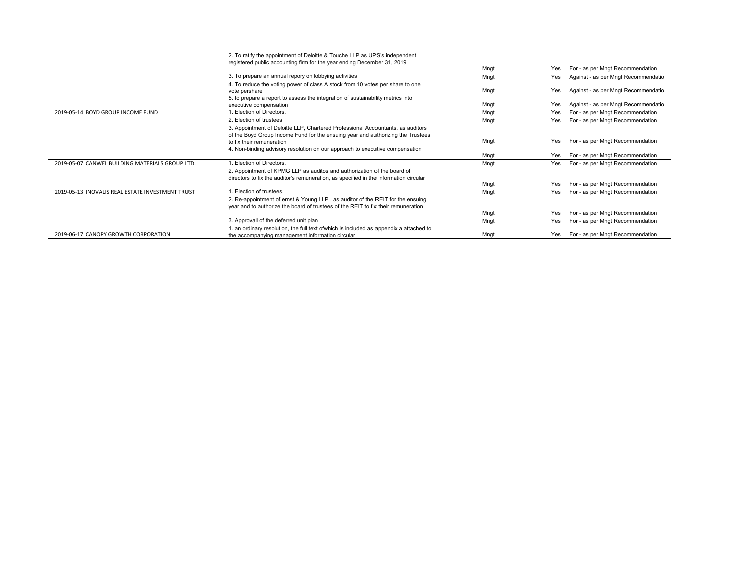| | | | | |
|---|---|---|---|---|
| | 2. To ratify the appointment of Deloitte & Touche LLP as UPS's independent registered public accounting firm for the year ending December 31, 2019 | Mngt | Yes | For - as per Mngt Recommendation |
| | 3. To prepare an annual repory on lobbying activities | Mngt | Yes | Against - as per Mngt Recommendatio |
| | 4. To reduce the voting power of class A stock from 10 votes per share to one vote pershare | Mngt | Yes | Against - as per Mngt Recommendatio |
| | 5. to prepare a report to assess the integration of sustainability metrics into executive compensation | Mngt | Yes | Against - as per Mngt Recommendatio |
| 2019-05-14 BOYD GROUP INCOME FUND | 1. Election of Directors. | Mngt | Yes | For - as per Mngt Recommendation |
| | 2. Election of trustees | Mngt | Yes | For - as per Mngt Recommendation |
| | 3. Appointment of Deloitte LLP, Chartered Professional Accountants, as auditors of the Boyd Group Income Fund for the ensuing year and authorizing the Trustees to fix their remuneration | Mngt | Yes | For - as per Mngt Recommendation |
| | 4. Non-binding advisory resolution on our approach to executive compensation | Mngt | Yes | For - as per Mngt Recommendation |
| 2019-05-07 CANWEL BUILDING MATERIALS GROUP LTD. | 1. Election of Directors. | Mngt | Yes | For - as per Mngt Recommendation |
| | 2. Appointment of KPMG LLP as auditos and authorization of the board of directors to fix the auditor's remuneration, as specified in the information circular | Mngt | Yes | For - as per Mngt Recommendation |
| 2019-05-13 INOVALIS REAL ESTATE INVESTMENT TRUST | 1. Election of trustees. | Mngt | Yes | For - as per Mngt Recommendation |
| | 2. Re-appointment of ernst & Young LLP , as auditor of the REIT for the ensuing year and to authorize the board of trustees of the REIT to fix their remuneration | Mngt | Yes | For - as per Mngt Recommendation |
| | 3. Approvall of the deferred unit plan | Mngt | Yes | For - as per Mngt Recommendation |
| 2019-06-17 CANOPY GROWTH CORPORATION | 1. an ordinary resolution, the full text ofwhich is included as appendix a attached to the accompanying management information circular | Mngt | Yes | For - as per Mngt Recommendation |